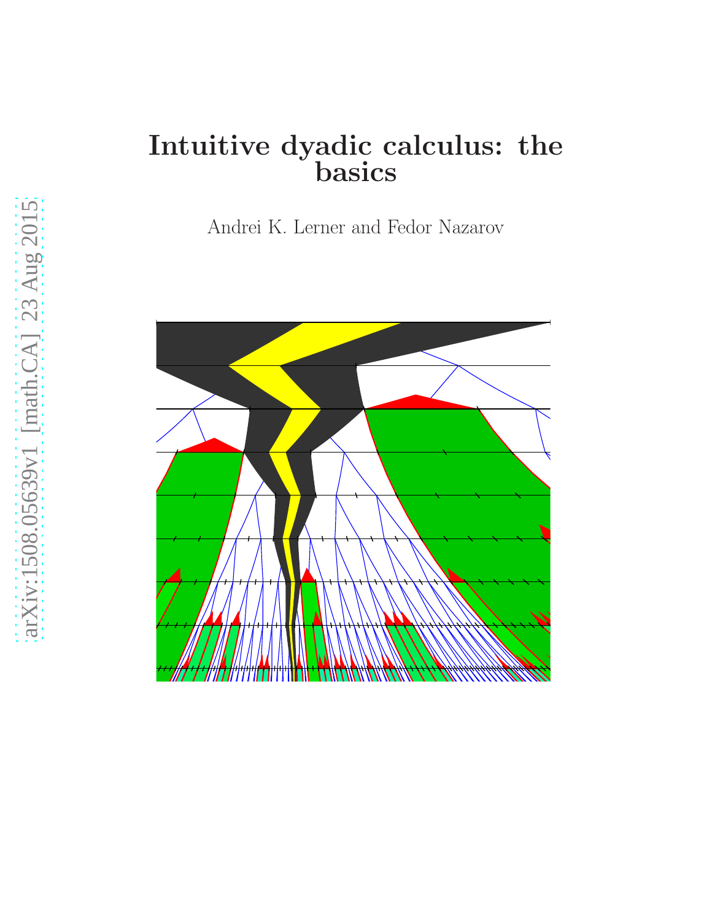# Intuitive dyadic calculus: the basics

Andrei K. Lerner and Fedor Nazarov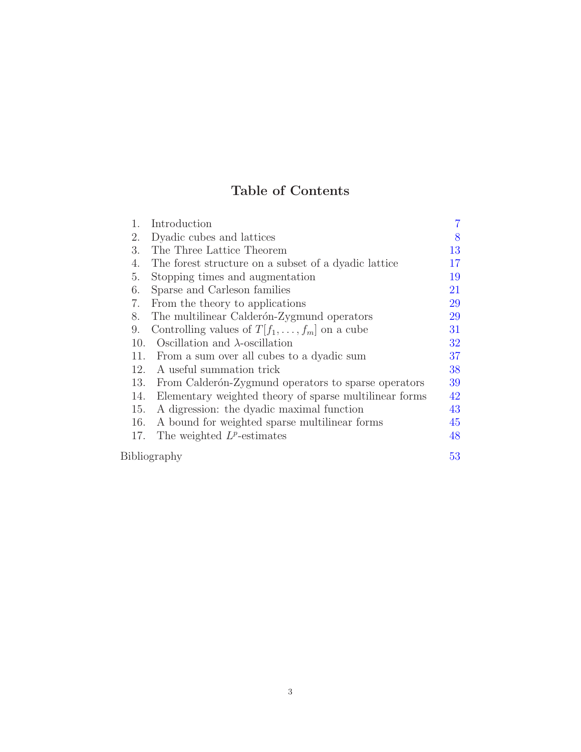# Table of Contents

| | | |
|---|---|---|
| 1. | Introduction | 7 |
| 2. | Dyadic cubes and lattices | 8 |
| 3. | The Three Lattice Theorem | 13 |
| 4. | The forest structure on a subset of a dyadic lattice | 17 |
| 5. | Stopping times and augmentation | 19 |
| 6. | Sparse and Carleson families | 21 |
| 7. | From the theory to applications | 29 |
| 8. | The multilinear Calderón-Zygmund operators | 29 |
| 9. | Controlling values of $T[f_1, \dots, f_m]$ on a cube | 31 |
| 10. | Oscillation and $\lambda$-oscillation | 32 |
| 11. | From a sum over all cubes to a dyadic sum | 37 |
| 12. | A useful summation trick | 38 |
| 13. | From Calderón-Zygmund operators to sparse operators | 39 |
| 14. | Elementary weighted theory of sparse multilinear forms | 42 |
| 15. | A digression: the dyadic maximal function | 43 |
| 16. | A bound for weighted sparse multilinear forms | 45 |
| 17. | The weighted $L^p$-estimates | 48 |
| | Bibliography | 53 |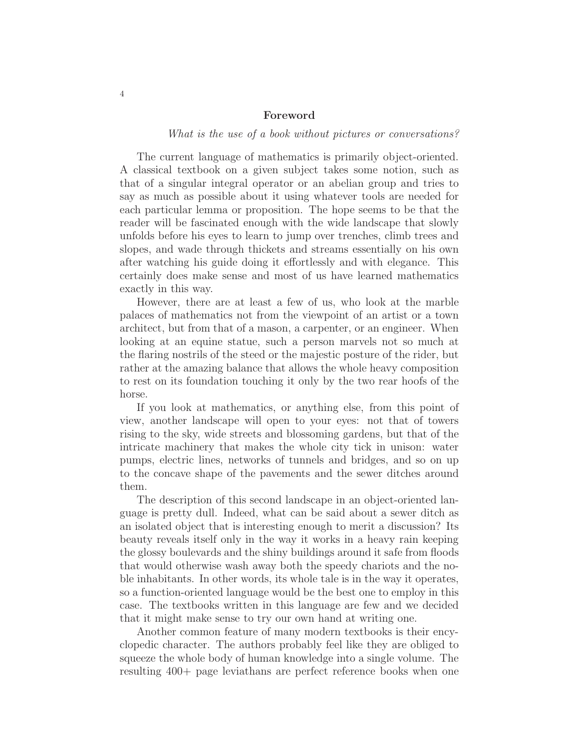## Foreword

*What is the use of a book without pictures or conversations?*

The current language of mathematics is primarily object-oriented. A classical textbook on a given subject takes some notion, such as that of a singular integral operator or an abelian group and tries to say as much as possible about it using whatever tools are needed for each particular lemma or proposition. The hope seems to be that the reader will be fascinated enough with the wide landscape that slowly unfolds before his eyes to learn to jump over trenches, climb trees and slopes, and wade through thickets and streams essentially on his own after watching his guide doing it effortlessly and with elegance. This certainly does make sense and most of us have learned mathematics exactly in this way.

However, there are at least a few of us, who look at the marble palaces of mathematics not from the viewpoint of an artist or a town architect, but from that of a mason, a carpenter, or an engineer. When looking at an equine statue, such a person marvels not so much at the flaring nostrils of the steed or the majestic posture of the rider, but rather at the amazing balance that allows the whole heavy composition to rest on its foundation touching it only by the two rear hoofs of the horse.

If you look at mathematics, or anything else, from this point of view, another landscape will open to your eyes: not that of towers rising to the sky, wide streets and blossoming gardens, but that of the intricate machinery that makes the whole city tick in unison: water pumps, electric lines, networks of tunnels and bridges, and so on up to the concave shape of the pavements and the sewer ditches around them.

The description of this second landscape in an object-oriented language is pretty dull. Indeed, what can be said about a sewer ditch as an isolated object that is interesting enough to merit a discussion? Its beauty reveals itself only in the way it works in a heavy rain keeping the glossy boulevards and the shiny buildings around it safe from floods that would otherwise wash away both the speedy chariots and the noble inhabitants. In other words, its whole tale is in the way it operates, so a function-oriented language would be the best one to employ in this case. The textbooks written in this language are few and we decided that it might make sense to try our own hand at writing one.

Another common feature of many modern textbooks is their encyclopedic character. The authors probably feel like they are obliged to squeeze the whole body of human knowledge into a single volume. The resulting 400+ page leviathans are perfect reference books when one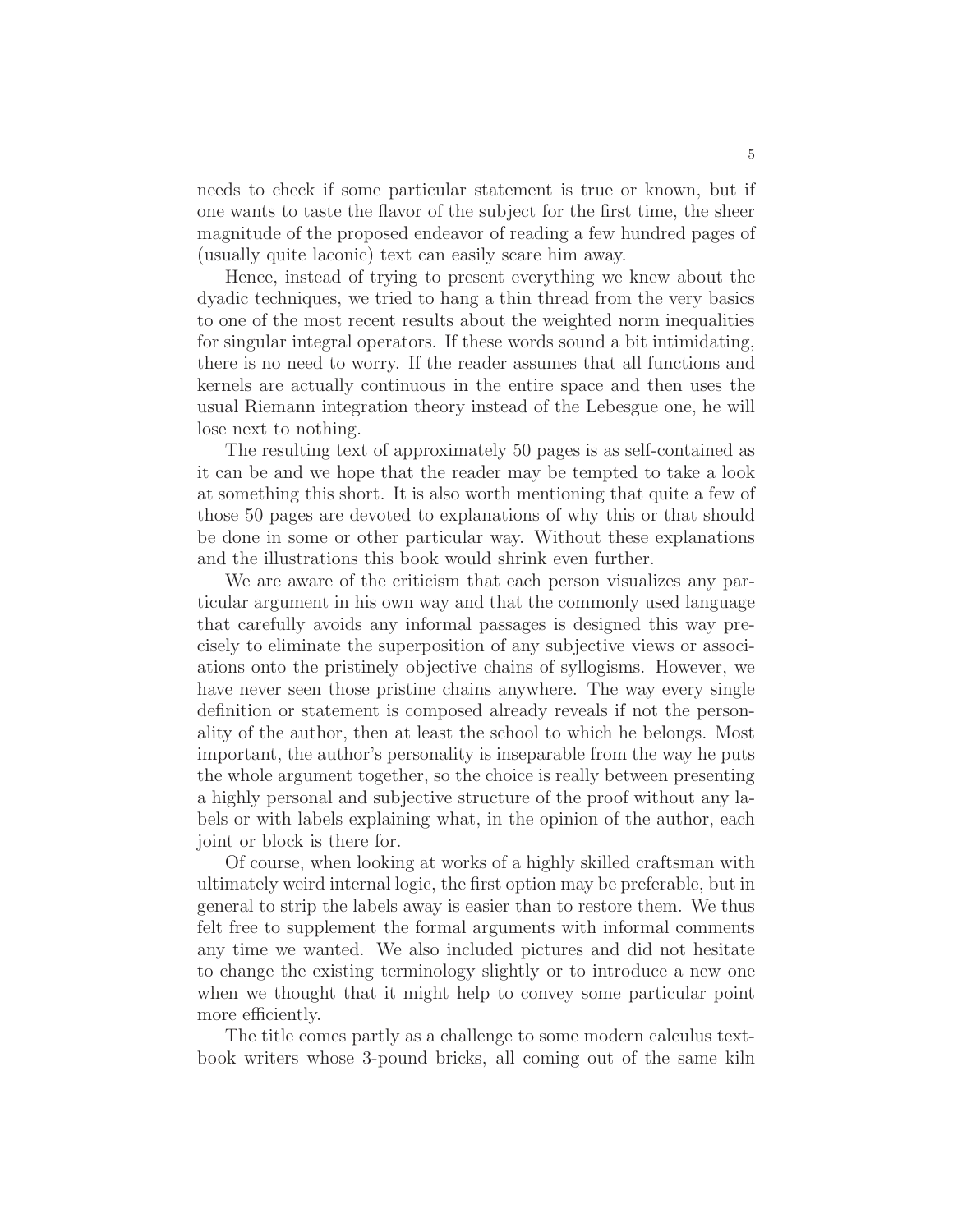needs to check if some particular statement is true or known, but if one wants to taste the flavor of the subject for the first time, the sheer magnitude of the proposed endeavor of reading a few hundred pages of (usually quite laconic) text can easily scare him away.

Hence, instead of trying to present everything we knew about the dyadic techniques, we tried to hang a thin thread from the very basics to one of the most recent results about the weighted norm inequalities for singular integral operators. If these words sound a bit intimidating, there is no need to worry. If the reader assumes that all functions and kernels are actually continuous in the entire space and then uses the usual Riemann integration theory instead of the Lebesgue one, he will lose next to nothing.

The resulting text of approximately 50 pages is as self-contained as it can be and we hope that the reader may be tempted to take a look at something this short. It is also worth mentioning that quite a few of those 50 pages are devoted to explanations of why this or that should be done in some or other particular way. Without these explanations and the illustrations this book would shrink even further.

We are aware of the criticism that each person visualizes any particular argument in his own way and that the commonly used language that carefully avoids any informal passages is designed this way precisely to eliminate the superposition of any subjective views or associations onto the pristinely objective chains of syllogisms. However, we have never seen those pristine chains anywhere. The way every single definition or statement is composed already reveals if not the personality of the author, then at least the school to which he belongs. Most important, the author's personality is inseparable from the way he puts the whole argument together, so the choice is really between presenting a highly personal and subjective structure of the proof without any labels or with labels explaining what, in the opinion of the author, each joint or block is there for.

Of course, when looking at works of a highly skilled craftsman with ultimately weird internal logic, the first option may be preferable, but in general to strip the labels away is easier than to restore them. We thus felt free to supplement the formal arguments with informal comments any time we wanted. We also included pictures and did not hesitate to change the existing terminology slightly or to introduce a new one when we thought that it might help to convey some particular point more efficiently.

The title comes partly as a challenge to some modern calculus textbook writers whose 3-pound bricks, all coming out of the same kiln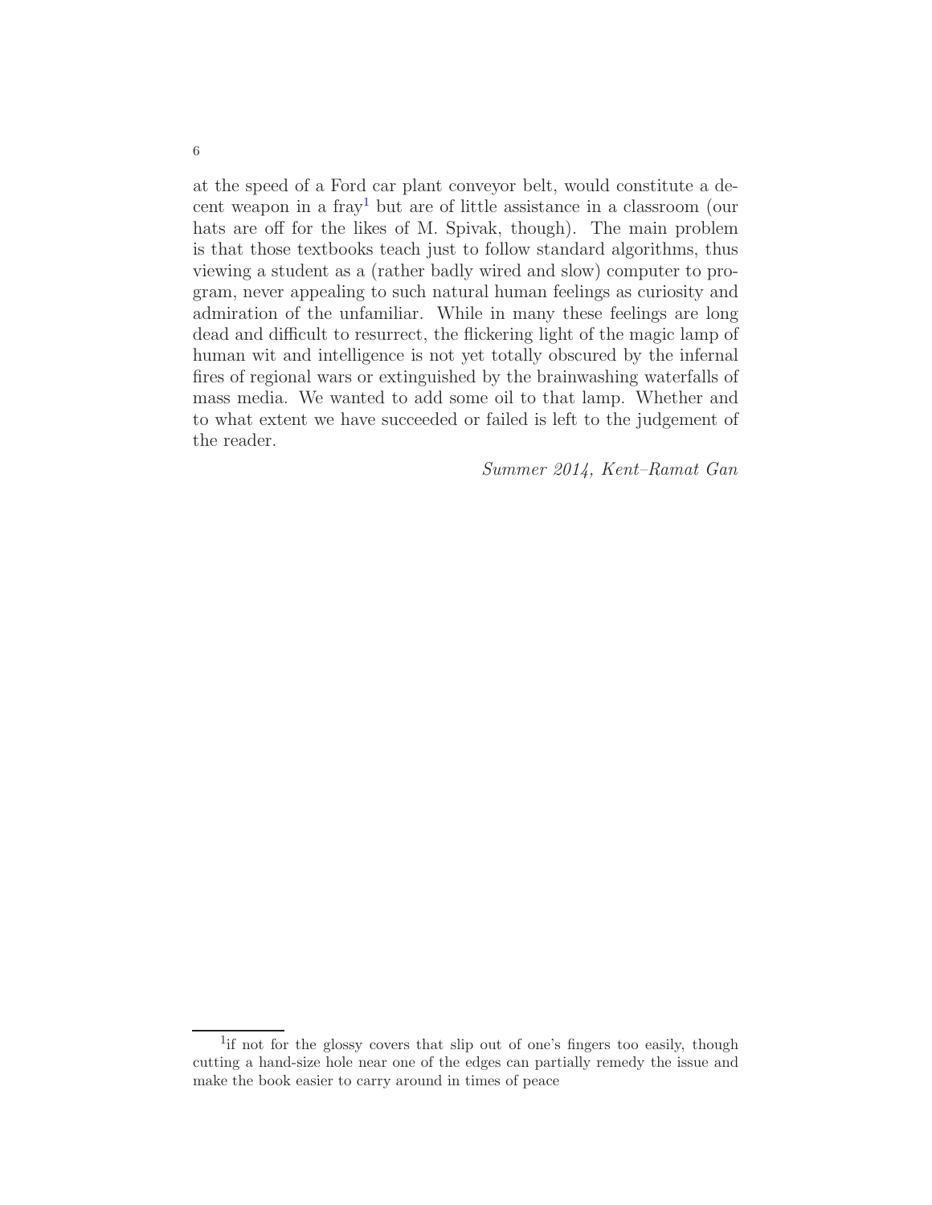at the speed of a Ford car plant conveyor belt, would constitute a decent weapon in a fray[1] but are of little assistance in a classroom (our hats are off for the likes of M. Spivak, though). The main problem is that those textbooks teach just to follow standard algorithms, thus viewing a student as a (rather badly wired and slow) computer to program, never appealing to such natural human feelings as curiosity and admiration of the unfamiliar. While in many these feelings are long dead and difficult to resurrect, the flickering light of the magic lamp of human wit and intelligence is not yet totally obscured by the infernal fires of regional wars or extinguished by the brainwashing waterfalls of mass media. We wanted to add some oil to that lamp. Whether and to what extent we have succeeded or failed is left to the judgement of the reader.

*Summer 2014, Kent–Ramat Gan*

[1] if not for the glossy covers that slip out of one's fingers too easily, though cutting a hand-size hole near one of the edges can partially remedy the issue and make the book easier to carry around in times of peace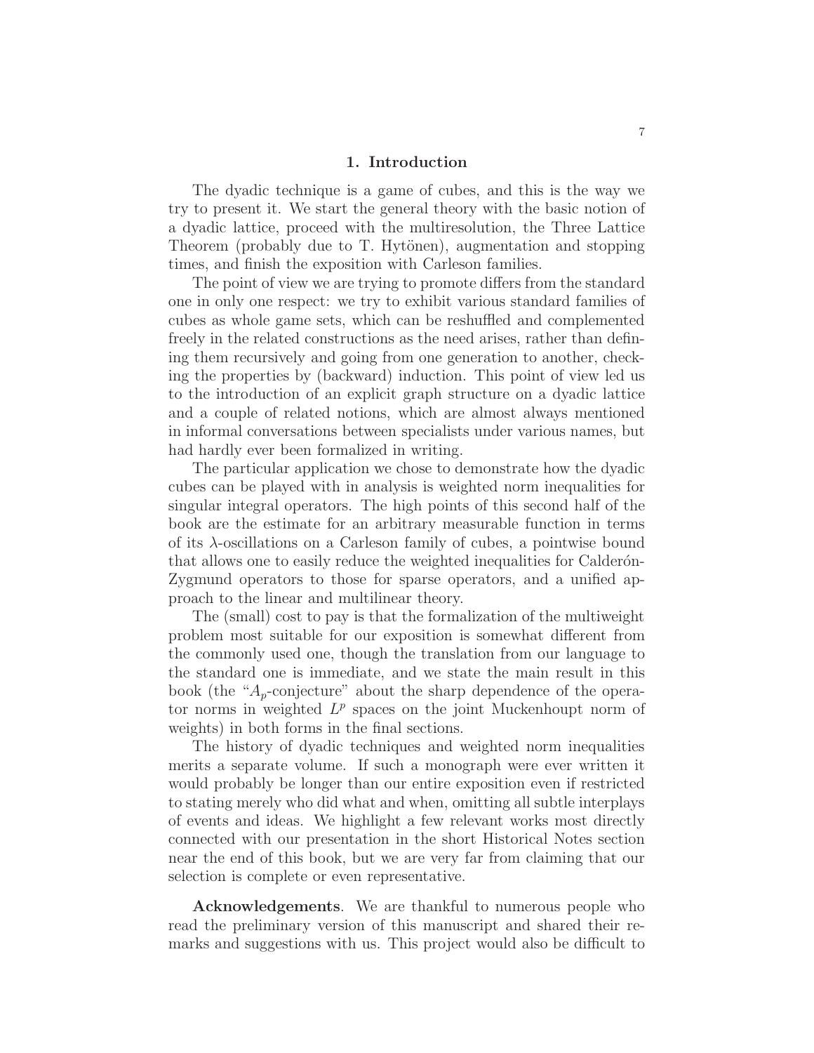## 1. Introduction

The dyadic technique is a game of cubes, and this is the way we try to present it. We start the general theory with the basic notion of a dyadic lattice, proceed with the multiresolution, the Three Lattice Theorem (probably due to T. Hytönen), augmentation and stopping times, and finish the exposition with Carleson families.

The point of view we are trying to promote differs from the standard one in only one respect: we try to exhibit various standard families of cubes as whole game sets, which can be reshuffled and complemented freely in the related constructions as the need arises, rather than defining them recursively and going from one generation to another, checking the properties by (backward) induction. This point of view led us to the introduction of an explicit graph structure on a dyadic lattice and a couple of related notions, which are almost always mentioned in informal conversations between specialists under various names, but had hardly ever been formalized in writing.

The particular application we chose to demonstrate how the dyadic cubes can be played with in analysis is weighted norm inequalities for singular integral operators. The high points of this second half of the book are the estimate for an arbitrary measurable function in terms of its $\lambda$-oscillations on a Carleson family of cubes, a pointwise bound that allows one to easily reduce the weighted inequalities for Calderón-Zygmund operators to those for sparse operators, and a unified approach to the linear and multilinear theory.

The (small) cost to pay is that the formalization of the multiweight problem most suitable for our exposition is somewhat different from the commonly used one, though the translation from our language to the standard one is immediate, and we state the main result in this book (the "$A_p$-conjecture" about the sharp dependence of the operator norms in weighted $L^p$ spaces on the joint Muckenhoupt norm of weights) in both forms in the final sections.

The history of dyadic techniques and weighted norm inequalities merits a separate volume. If such a monograph were ever written it would probably be longer than our entire exposition even if restricted to stating merely who did what and when, omitting all subtle interplays of events and ideas. We highlight a few relevant works most directly connected with our presentation in the short Historical Notes section near the end of this book, but we are very far from claiming that our selection is complete or even representative.

**Acknowledgements**. We are thankful to numerous people who read the preliminary version of this manuscript and shared their remarks and suggestions with us. This project would also be difficult to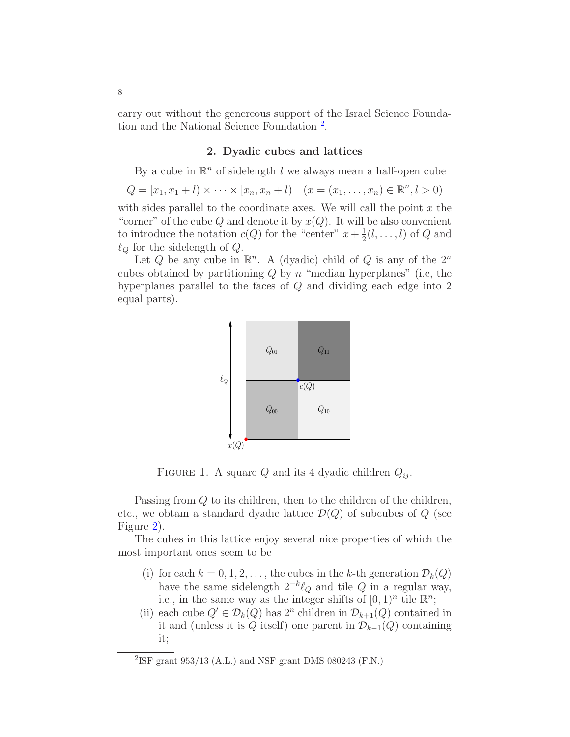carry out without the genereous support of the Israel Science Foundation and the National Science Foundation [2].

## 2. Dyadic cubes and lattices

By a cube in $\mathbb{R}^n$ of sidelength $l$ we always mean a half-open cube

$$Q = [x_1, x_1 + l) \times \cdots \times [x_n, x_n + l) \quad (x = (x_1, \ldots, x_n) \in \mathbb{R}^n, l > 0)$$

with sides parallel to the coordinate axes. We will call the point $x$ the "corner" of the cube $Q$ and denote it by $x(Q)$. It will be also convenient to introduce the notation $c(Q)$ for the "center" $x + \frac{1}{2}(l, \ldots, l)$ of $Q$ and $\ell_Q$ for the sidelength of $Q$.

Let $Q$ be any cube in $\mathbb{R}^n$. A (dyadic) child of $Q$ is any of the $2^n$ cubes obtained by partitioning $Q$ by $n$ "median hyperplanes" (i.e, the hyperplanes parallel to the faces of $Q$ and dividing each edge into 2 equal parts).

FIGURE 1. A square $Q$ and its 4 dyadic children $Q_{ij}$.

Passing from $Q$ to its children, then to the children of the children, etc., we obtain a standard dyadic lattice $\mathcal{D}(Q)$ of subcubes of $Q$ (see Figure 2).

The cubes in this lattice enjoy several nice properties of which the most important ones seem to be

(i) for each $k = 0, 1, 2, \ldots$, the cubes in the $k$-th generation $\mathcal{D}_k(Q)$ have the same sidelength $2^{-k}\ell_Q$ and tile $Q$ in a regular way, i.e., in the same way as the integer shifts of $[0, 1)^n$ tile $\mathbb{R}^n$;

(ii) each cube $Q' \in \mathcal{D}_k(Q)$ has $2^n$ children in $\mathcal{D}_{k+1}(Q)$ contained in it and (unless it is $Q$ itself) one parent in $\mathcal{D}_{k-1}(Q)$ containing it;

[2] ISF grant 953/13 (A.L.) and NSF grant DMS 080243 (F.N.)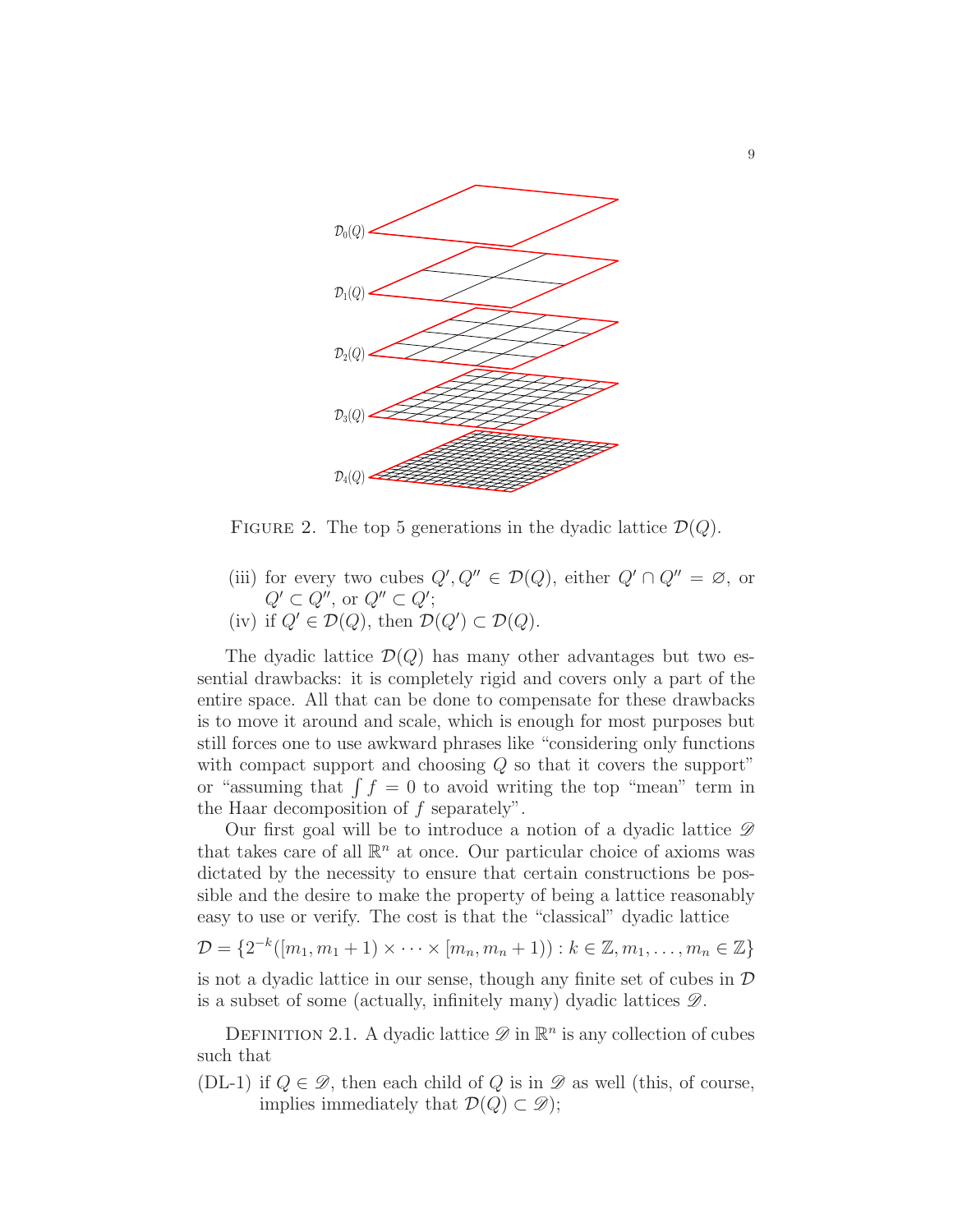FIGURE 2. The top 5 generations in the dyadic lattice $\mathcal{D}(Q)$.

(iii) for every two cubes $Q', Q'' \in \mathcal{D}(Q)$, either $Q' \cap Q'' = \varnothing$, or $Q' \subset Q''$, or $Q'' \subset Q'$;

(iv) if $Q' \in \mathcal{D}(Q)$, then $\mathcal{D}(Q') \subset \mathcal{D}(Q)$.

The dyadic lattice $\mathcal{D}(Q)$ has many other advantages but two essential drawbacks: it is completely rigid and covers only a part of the entire space. All that can be done to compensate for these drawbacks is to move it around and scale, which is enough for most purposes but still forces one to use awkward phrases like "considering only functions with compact support and choosing $Q$ so that it covers the support" or "assuming that $\int f = 0$ to avoid writing the top "mean" term in the Haar decomposition of $f$ separately".

Our first goal will be to introduce a notion of a dyadic lattice $\mathscr{D}$ that takes care of all $\mathbb{R}^n$ at once. Our particular choice of axioms was dictated by the necessity to ensure that certain constructions be possible and the desire to make the property of being a lattice reasonably easy to use or verify. The cost is that the "classical" dyadic lattice

$$\mathcal{D} = \{2^{-k}([m_1, m_1+1) \times \cdots \times [m_n, m_n+1)) : k \in \mathbb{Z}, m_1, \dots, m_n \in \mathbb{Z}\}$$

is not a dyadic lattice in our sense, though any finite set of cubes in $\mathcal{D}$ is a subset of some (actually, infinitely many) dyadic lattices $\mathscr{D}$.

DEFINITION 2.1. A dyadic lattice $\mathscr{D}$ in $\mathbb{R}^n$ is any collection of cubes such that

(DL-1) if $Q \in \mathscr{D}$, then each child of $Q$ is in $\mathscr{D}$ as well (this, of course, implies immediately that $\mathcal{D}(Q) \subset \mathscr{D}$);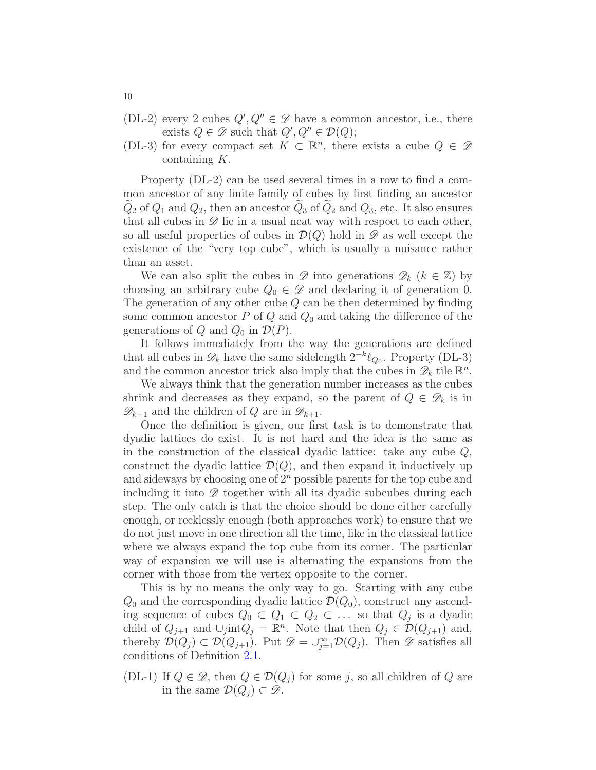- (DL-2) every 2 cubes $Q', Q'' \in \mathscr{D}$ have a common ancestor, i.e., there exists $Q \in \mathscr{D}$ such that $Q', Q'' \in \mathcal{D}(Q)$;
- (DL-3) for every compact set $K \subset \mathbb{R}^n$, there exists a cube $Q \in \mathscr{D}$ containing $K$.

Property (DL-2) can be used several times in a row to find a common ancestor of any finite family of cubes by first finding an ancestor $\widetilde{Q}_2$ of $Q_1$ and $Q_2$, then an ancestor $\widetilde{Q}_3$ of $\widetilde{Q}_2$ and $Q_3$, etc. It also ensures that all cubes in $\mathscr{D}$ lie in a usual neat way with respect to each other, so all useful properties of cubes in $\mathcal{D}(Q)$ hold in $\mathscr{D}$ as well except the existence of the "very top cube", which is usually a nuisance rather than an asset.

We can also split the cubes in $\mathscr{D}$ into generations $\mathscr{D}_k$ ($k \in \mathbb{Z}$) by choosing an arbitrary cube $Q_0 \in \mathscr{D}$ and declaring it of generation 0. The generation of any other cube $Q$ can be then determined by finding some common ancestor $P$ of $Q$ and $Q_0$ and taking the difference of the generations of $Q$ and $Q_0$ in $\mathcal{D}(P)$.

It follows immediately from the way the generations are defined that all cubes in $\mathscr{D}_k$ have the same sidelength $2^{-k}\ell_{Q_0}$. Property (DL-3) and the common ancestor trick also imply that the cubes in $\mathscr{D}_k$ tile $\mathbb{R}^n$.

We always think that the generation number increases as the cubes shrink and decreases as they expand, so the parent of $Q \in \mathscr{D}_k$ is in $\mathscr{D}_{k-1}$ and the children of $Q$ are in $\mathscr{D}_{k+1}$.

Once the definition is given, our first task is to demonstrate that dyadic lattices do exist. It is not hard and the idea is the same as in the construction of the classical dyadic lattice: take any cube $Q$, construct the dyadic lattice $\mathcal{D}(Q)$, and then expand it inductively up and sideways by choosing one of $2^n$ possible parents for the top cube and including it into $\mathscr{D}$ together with all its dyadic subcubes during each step. The only catch is that the choice should be done either carefully enough, or recklessly enough (both approaches work) to ensure that we do not just move in one direction all the time, like in the classical lattice where we always expand the top cube from its corner. The particular way of expansion we will use is alternating the expansions from the corner with those from the vertex opposite to the corner.

This is by no means the only way to go. Starting with any cube $Q_0$ and the corresponding dyadic lattice $\mathcal{D}(Q_0)$, construct any ascending sequence of cubes $Q_0 \subset Q_1 \subset Q_2 \subset \dots$ so that $Q_j$ is a dyadic child of $Q_{j+1}$ and $\cup_j \operatorname{int} Q_j = \mathbb{R}^n$. Note that then $Q_j \in \mathcal{D}(Q_{j+1})$ and, thereby $\mathcal{D}(Q_j) \subset \mathcal{D}(Q_{j+1})$. Put $\mathscr{D} = \cup_{j=1}^{\infty} \mathcal{D}(Q_j)$. Then $\mathscr{D}$ satisfies all conditions of Definition 2.1.

- (DL-1) If $Q \in \mathscr{D}$, then $Q \in \mathcal{D}(Q_j)$ for some $j$, so all children of $Q$ are in the same $\mathcal{D}(Q_j) \subset \mathscr{D}$.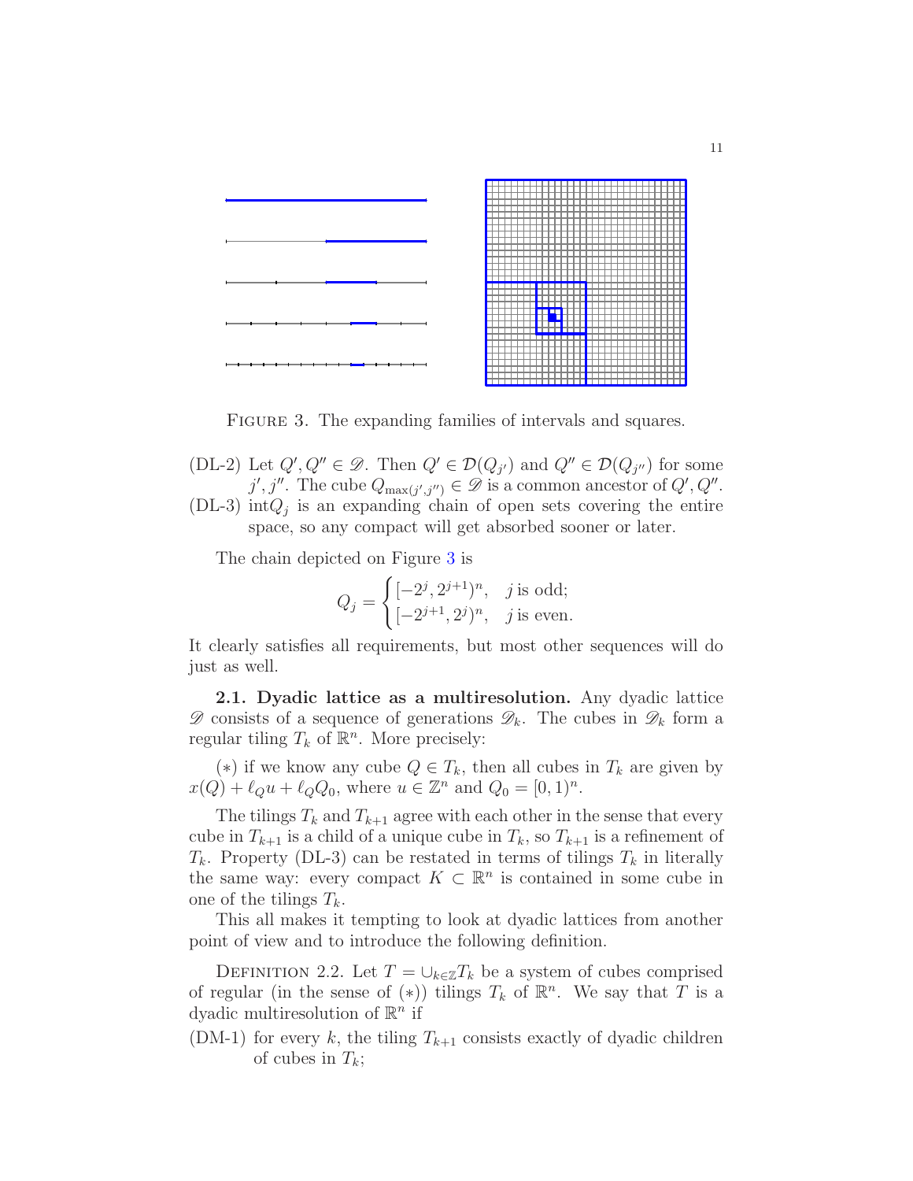FIGURE 3. The expanding families of intervals and squares.

(DL-2) Let $Q', Q'' \in \mathscr{D}$. Then $Q' \in \mathcal{D}(Q_{j'})$ and $Q'' \in \mathcal{D}(Q_{j''})$ for some $j', j''$. The cube $Q_{\max(j',j'')} \in \mathscr{D}$ is a common ancestor of $Q', Q''$.

(DL-3) $\mathrm{int} Q_j$ is an expanding chain of open sets covering the entire space, so any compact will get absorbed sooner or later.

The chain depicted on Figure 3 is

$$Q_j = \begin{cases} [-2^j, 2^{j+1})^n, & j \text{ is odd;} \\ [-2^{j+1}, 2^j)^n, & j \text{ is even.} \end{cases}$$

It clearly satisfies all requirements, but most other sequences will do just as well.

**2.1. Dyadic lattice as a multiresolution.** Any dyadic lattice $\mathscr{D}$ consists of a sequence of generations $\mathscr{D}_k$. The cubes in $\mathscr{D}_k$ form a regular tiling $T_k$ of $\mathbb{R}^n$. More precisely:

$(*)$ if we know any cube $Q \in T_k$, then all cubes in $T_k$ are given by $x(Q) + \ell_Q u + \ell_Q Q_0$, where $u \in \mathbb{Z}^n$ and $Q_0 = [0,1)^n$.

The tilings $T_k$ and $T_{k+1}$ agree with each other in the sense that every cube in $T_{k+1}$ is a child of a unique cube in $T_k$, so $T_{k+1}$ is a refinement of $T_k$. Property (DL-3) can be restated in terms of tilings $T_k$ in literally the same way: every compact $K \subset \mathbb{R}^n$ is contained in some cube in one of the tilings $T_k$.

This all makes it tempting to look at dyadic lattices from another point of view and to introduce the following definition.

DEFINITION 2.2. Let $T = \cup_{k \in \mathbb{Z}} T_k$ be a system of cubes comprised of regular (in the sense of $(*)$) tilings $T_k$ of $\mathbb{R}^n$. We say that $T$ is a dyadic multiresolution of $\mathbb{R}^n$ if

(DM-1) for every $k$, the tiling $T_{k+1}$ consists exactly of dyadic children of cubes in $T_k$;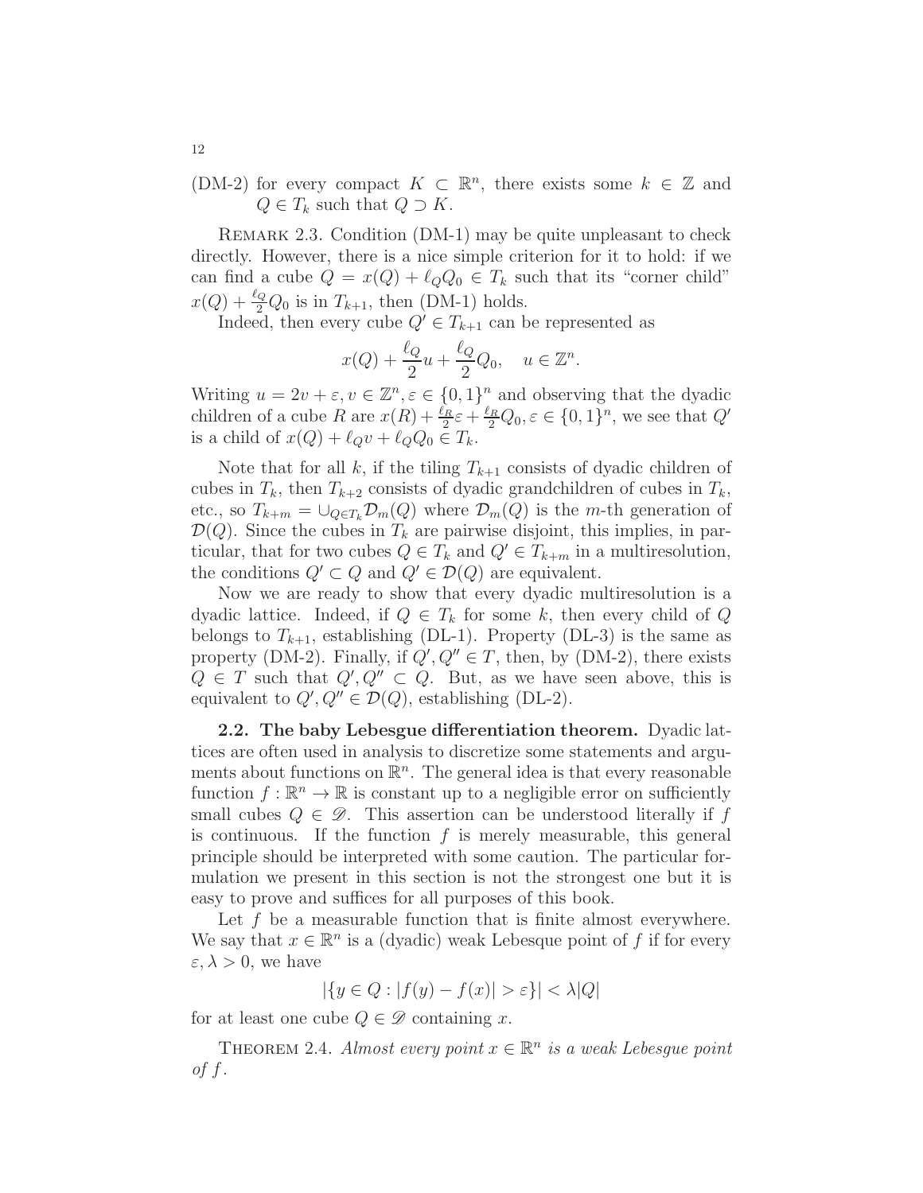(DM-2) for every compact $K \subset \mathbb{R}^n$, there exists some $k \in \mathbb{Z}$ and $Q \in T_k$ such that $Q \supset K$.

Remark 2.3. Condition (DM-1) may be quite unpleasant to check directly. However, there is a nice simple criterion for it to hold: if we can find a cube $Q = x(Q) + \ell_Q Q_0 \in T_k$ such that its "corner child" $x(Q) + \frac{\ell_Q}{2} Q_0$ is in $T_{k+1}$, then (DM-1) holds.

Indeed, then every cube $Q' \in T_{k+1}$ can be represented as

$$x(Q) + \frac{\ell_Q}{2} u + \frac{\ell_Q}{2} Q_0, \quad u \in \mathbb{Z}^n.$$

Writing $u = 2v + \varepsilon, v \in \mathbb{Z}^n, \varepsilon \in \{0,1\}^n$ and observing that the dyadic children of a cube $R$ are $x(R) + \frac{\ell_R}{2}\varepsilon + \frac{\ell_R}{2} Q_0, \varepsilon \in \{0,1\}^n$, we see that $Q'$ is a child of $x(Q) + \ell_Q v + \ell_Q Q_0 \in T_k$.

Note that for all $k$, if the tiling $T_{k+1}$ consists of dyadic children of cubes in $T_k$, then $T_{k+2}$ consists of dyadic grandchildren of cubes in $T_k$, etc., so $T_{k+m} = \cup_{Q \in T_k} \mathcal{D}_m(Q)$ where $\mathcal{D}_m(Q)$ is the $m$-th generation of $\mathcal{D}(Q)$. Since the cubes in $T_k$ are pairwise disjoint, this implies, in particular, that for two cubes $Q \in T_k$ and $Q' \in T_{k+m}$ in a multiresolution, the conditions $Q' \subset Q$ and $Q' \in \mathcal{D}(Q)$ are equivalent.

Now we are ready to show that every dyadic multiresolution is a dyadic lattice. Indeed, if $Q \in T_k$ for some $k$, then every child of $Q$ belongs to $T_{k+1}$, establishing (DL-1). Property (DL-3) is the same as property (DM-2). Finally, if $Q', Q'' \in T$, then, by (DM-2), there exists $Q \in T$ such that $Q', Q'' \subset Q$. But, as we have seen above, this is equivalent to $Q', Q'' \in \mathcal{D}(Q)$, establishing (DL-2).

**2.2. The baby Lebesgue differentiation theorem.** Dyadic lattices are often used in analysis to discretize some statements and arguments about functions on $\mathbb{R}^n$. The general idea is that every reasonable function $f : \mathbb{R}^n \to \mathbb{R}$ is constant up to a negligible error on sufficiently small cubes $Q \in \mathscr{D}$. This assertion can be understood literally if $f$ is continuous. If the function $f$ is merely measurable, this general principle should be interpreted with some caution. The particular formulation we present in this section is not the strongest one but it is easy to prove and suffices for all purposes of this book.

Let $f$ be a measurable function that is finite almost everywhere. We say that $x \in \mathbb{R}^n$ is a (dyadic) weak Lebesgue point of $f$ if for every $\varepsilon, \lambda > 0$, we have

$$|\{y \in Q : |f(y) - f(x)| > \varepsilon\}| < \lambda |Q|$$

for at least one cube $Q \in \mathscr{D}$ containing $x$.

Theorem 2.4. *Almost every point $x \in \mathbb{R}^n$ is a weak Lebesgue point of $f$.*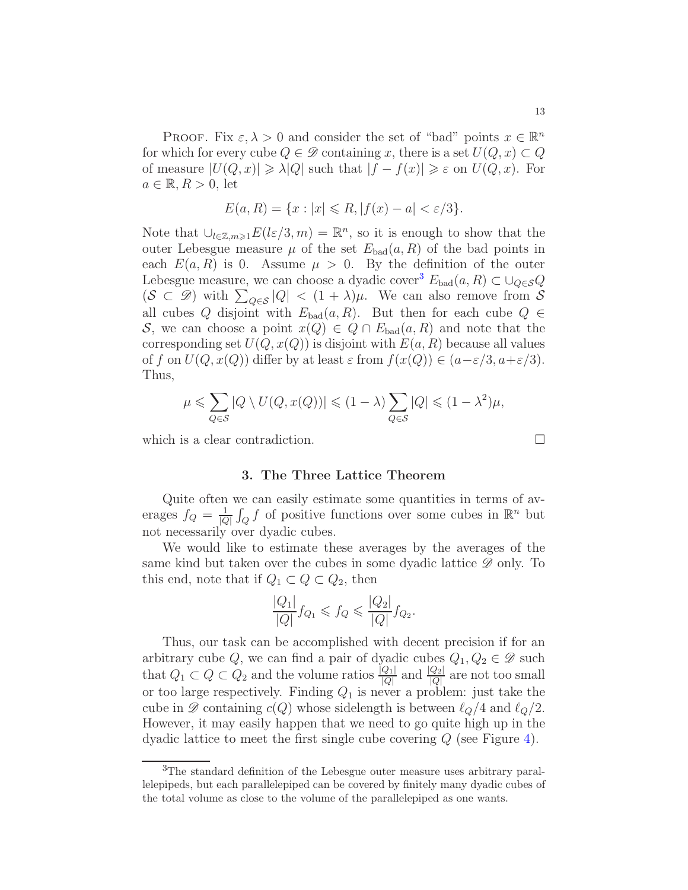Proof. Fix $\varepsilon, \lambda > 0$ and consider the set of "bad" points $x \in \mathbb{R}^n$ for which for every cube $Q \in \mathscr{D}$ containing $x$, there is a set $U(Q,x) \subset Q$ of measure $|U(Q,x)| \geqslant \lambda |Q|$ such that $|f - f(x)| \geqslant \varepsilon$ on $U(Q,x)$. For $a \in \mathbb{R}$, $R > 0$, let

$$E(a,R) = \{x : |x| \leqslant R, |f(x) - a| < \varepsilon/3\}.$$

Note that $\cup_{l \in \mathbb{Z}, m \geqslant 1} E(l\varepsilon/3, m) = \mathbb{R}^n$, so it is enough to show that the outer Lebesgue measure $\mu$ of the set $E_{\mathrm{bad}}(a,R)$ of the bad points in each $E(a,R)$ is 0. Assume $\mu > 0$. By the definition of the outer Lebesgue measure, we can choose a dyadic cover[3] $E_{\mathrm{bad}}(a,R) \subset \cup_{Q \in \mathcal{S}} Q$ ($\mathcal{S} \subset \mathscr{D}$) with $\sum_{Q \in \mathcal{S}} |Q| < (1+\lambda)\mu$. We can also remove from $\mathcal{S}$ all cubes $Q$ disjoint with $E_{\mathrm{bad}}(a,R)$. But then for each cube $Q \in \mathcal{S}$, we can choose a point $x(Q) \in Q \cap E_{\mathrm{bad}}(a,R)$ and note that the corresponding set $U(Q, x(Q))$ is disjoint with $E(a,R)$ because all values of $f$ on $U(Q,x(Q))$ differ by at least $\varepsilon$ from $f(x(Q)) \in (a - \varepsilon/3, a + \varepsilon/3)$. Thus,

$$\mu \leqslant \sum_{Q \in \mathcal{S}} |Q \setminus U(Q, x(Q))| \leqslant (1-\lambda) \sum_{Q \in \mathcal{S}} |Q| \leqslant (1-\lambda^2)\mu,$$

which is a clear contradiction. □

## 3. The Three Lattice Theorem

Quite often we can easily estimate some quantities in terms of averages $f_Q = \frac{1}{|Q|}\int_Q f$ of positive functions over some cubes in $\mathbb{R}^n$ but not necessarily over dyadic cubes.

We would like to estimate these averages by the averages of the same kind but taken over the cubes in some dyadic lattice $\mathscr{D}$ only. To this end, note that if $Q_1 \subset Q \subset Q_2$, then

$$\frac{|Q_1|}{|Q|} f_{Q_1} \leqslant f_Q \leqslant \frac{|Q_2|}{|Q|} f_{Q_2}.$$

Thus, our task can be accomplished with decent precision if for an arbitrary cube $Q$, we can find a pair of dyadic cubes $Q_1, Q_2 \in \mathscr{D}$ such that $Q_1 \subset Q \subset Q_2$ and the volume ratios $\frac{|Q_1|}{|Q|}$ and $\frac{|Q_2|}{|Q|}$ are not too small or too large respectively. Finding $Q_1$ is never a problem: just take the cube in $\mathscr{D}$ containing $c(Q)$ whose sidelength is between $\ell_Q/4$ and $\ell_Q/2$. However, it may easily happen that we need to go quite high up in the dyadic lattice to meet the first single cube covering $Q$ (see Figure 4).

[3] The standard definition of the Lebesgue outer measure uses arbitrary parallelepipeds, but each parallelepiped can be covered by finitely many dyadic cubes of the total volume as close to the volume of the parallelepiped as one wants.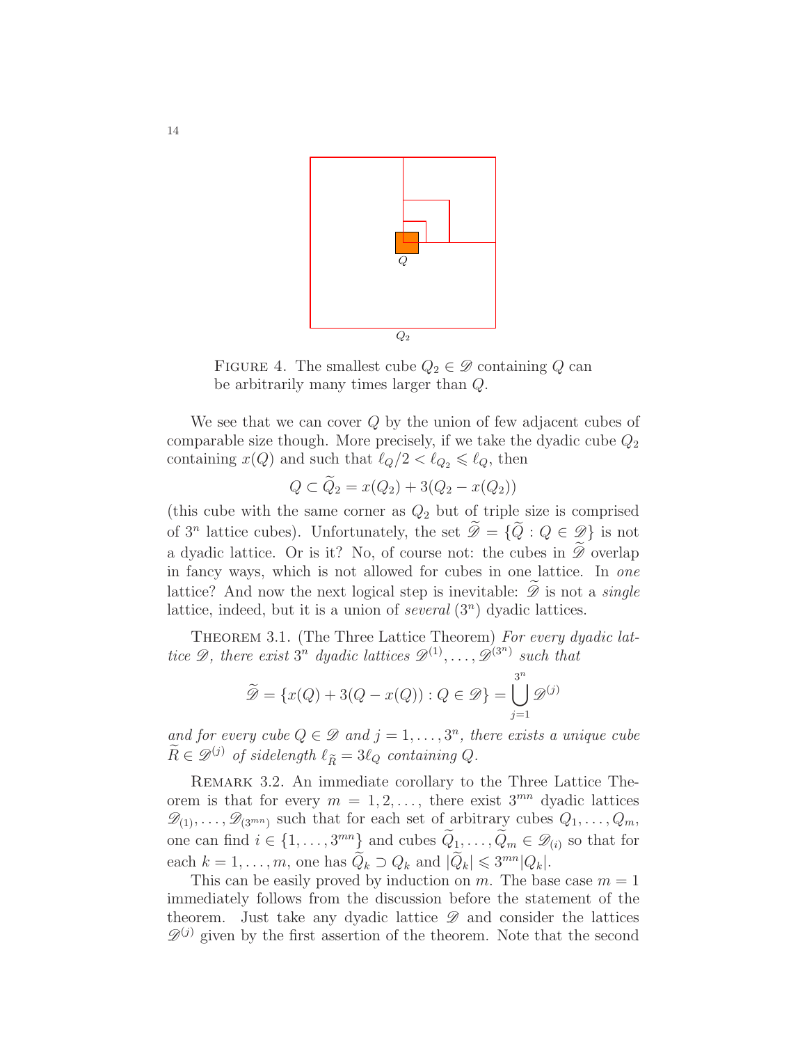FIGURE 4. The smallest cube $Q_2 \in \mathscr{D}$ containing $Q$ can be arbitrarily many times larger than $Q$.

We see that we can cover $Q$ by the union of few adjacent cubes of comparable size though. More precisely, if we take the dyadic cube $Q_2$ containing $x(Q)$ and such that $\ell_Q/2 < \ell_{Q_2} \leqslant \ell_Q$, then

$$Q \subset \widetilde{Q}_2 = x(Q_2) + 3(Q_2 - x(Q_2))$$

(this cube with the same corner as $Q_2$ but of triple size is comprised of $3^n$ lattice cubes). Unfortunately, the set $\widetilde{\mathscr{D}} = \{\widetilde{Q} : Q \in \mathscr{D}\}$ is not a dyadic lattice. Or is it? No, of course not: the cubes in $\widetilde{\mathscr{D}}$ overlap in fancy ways, which is not allowed for cubes in one lattice. In *one* lattice? And now the next logical step is inevitable: $\widetilde{\mathscr{D}}$ is not a *single* lattice, indeed, but it is a union of *several* ($3^n$) dyadic lattices.

THEOREM 3.1. (The Three Lattice Theorem) *For every dyadic lattice $\mathscr{D}$, there exist $3^n$ dyadic lattices $\mathscr{D}^{(1)}, \dots, \mathscr{D}^{(3^n)}$ such that*

$$\widetilde{\mathscr{D}} = \{x(Q) + 3(Q - x(Q)) : Q \in \mathscr{D}\} = \bigcup_{j=1}^{3^n} \mathscr{D}^{(j)}$$

*and for every cube $Q \in \mathscr{D}$ and $j = 1, \dots, 3^n$, there exists a unique cube $\widetilde{R} \in \mathscr{D}^{(j)}$ of sidelength $\ell_{\widetilde{R}} = 3\ell_Q$ containing $Q$.*

REMARK 3.2. An immediate corollary to the Three Lattice Theorem is that for every $m = 1, 2, \dots$, there exist $3^{mn}$ dyadic lattices $\mathscr{D}_{(1)}, \dots, \mathscr{D}_{(3^{mn})}$ such that for each set of arbitrary cubes $Q_1, \dots, Q_m$, one can find $i \in \{1, \dots, 3^{mn}\}$ and cubes $\widetilde{Q}_1, \dots, \widetilde{Q}_m \in \mathscr{D}_{(i)}$ so that for each $k = 1, \dots, m$, one has $\widetilde{Q}_k \supset Q_k$ and $|\widetilde{Q}_k| \leqslant 3^{mn}|Q_k|$.

This can be easily proved by induction on $m$. The base case $m = 1$ immediately follows from the discussion before the statement of the theorem. Just take any dyadic lattice $\mathscr{D}$ and consider the lattices $\mathscr{D}^{(j)}$ given by the first assertion of the theorem. Note that the second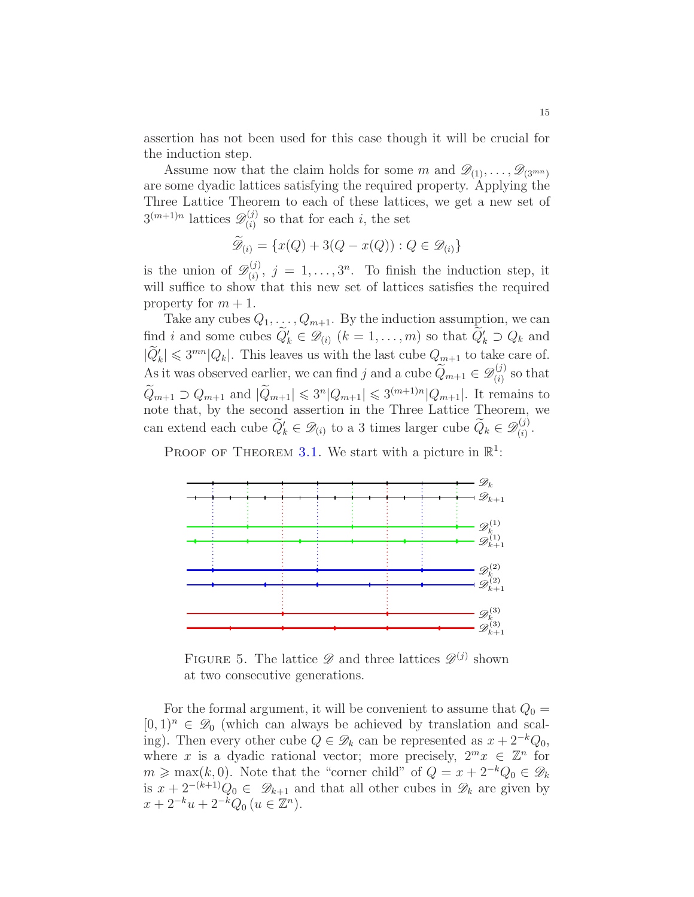assertion has not been used for this case though it will be crucial for the induction step.

Assume now that the claim holds for some $m$ and $\mathscr{D}_{(1)}, \dots, \mathscr{D}_{(3^{mn})}$ are some dyadic lattices satisfying the required property. Applying the Three Lattice Theorem to each of these lattices, we get a new set of $3^{(m+1)n}$ lattices $\mathscr{D}_{(i)}^{(j)}$ so that for each $i$, the set

$$\widetilde{\mathscr{D}}_{(i)} = \{x(Q) + 3(Q - x(Q)) : Q \in \mathscr{D}_{(i)}\}$$

is the union of $\mathscr{D}_{(i)}^{(j)}$, $j = 1, \dots, 3^n$. To finish the induction step, it will suffice to show that this new set of lattices satisfies the required property for $m + 1$.

Take any cubes $Q_1, \dots, Q_{m+1}$. By the induction assumption, we can find $i$ and some cubes $\widetilde{Q}'_k \in \mathscr{D}_{(i)}$ $(k = 1, \dots, m)$ so that $\widetilde{Q}'_k \supset Q_k$ and $|\widetilde{Q}'_k| \leqslant 3^{mn}|Q_k|$. This leaves us with the last cube $Q_{m+1}$ to take care of. As it was observed earlier, we can find $j$ and a cube $\widetilde{Q}_{m+1} \in \mathscr{D}_{(i)}^{(j)}$ so that $\widetilde{Q}_{m+1} \supset Q_{m+1}$ and $|\widetilde{Q}_{m+1}| \leqslant 3^n|Q_{m+1}| \leqslant 3^{(m+1)n}|Q_{m+1}|$. It remains to note that, by the second assertion in the Three Lattice Theorem, we can extend each cube $\widetilde{Q}'_k \in \mathscr{D}_{(i)}$ to a 3 times larger cube $\widetilde{Q}_k \in \mathscr{D}_{(i)}^{(j)}$.

Proof of Theorem 3.1. We start with a picture in $\mathbb{R}^1$:

Figure 5. The lattice $\mathscr{D}$ and three lattices $\mathscr{D}^{(j)}$ shown at two consecutive generations.

For the formal argument, it will be convenient to assume that $Q_0 = [0,1)^n \in \mathscr{D}_0$ (which can always be achieved by translation and scaling). Then every other cube $Q \in \mathscr{D}_k$ can be represented as $x + 2^{-k}Q_0$, where $x$ is a dyadic rational vector; more precisely, $2^m x \in \mathbb{Z}^n$ for $m \geqslant \max(k, 0)$. Note that the "corner child" of $Q = x + 2^{-k}Q_0 \in \mathscr{D}_k$ is $x + 2^{-(k+1)}Q_0 \in \mathscr{D}_{k+1}$ and that all other cubes in $\mathscr{D}_k$ are given by $x + 2^{-k}u + 2^{-k}Q_0$ $(u \in \mathbb{Z}^n)$.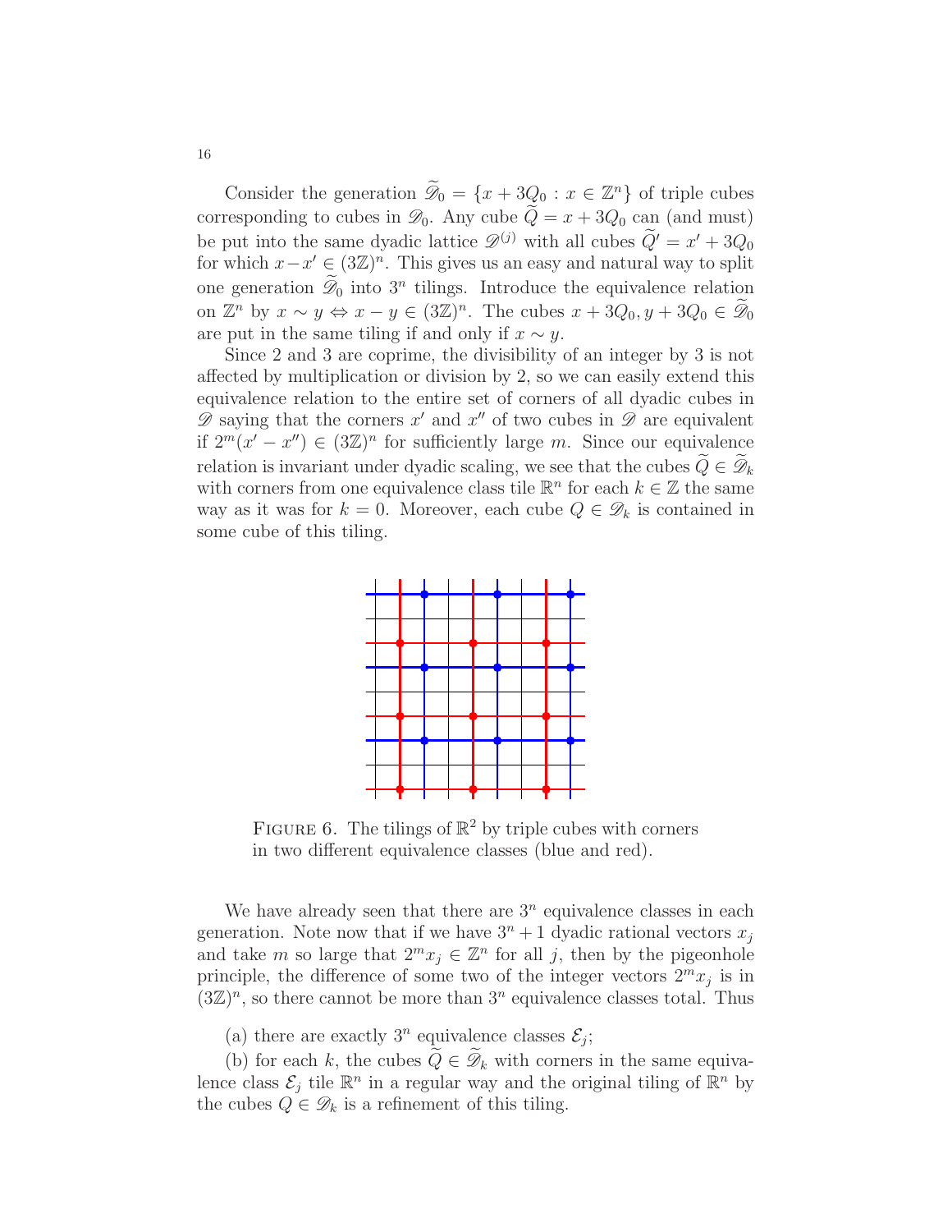Consider the generation $\widetilde{\mathscr{D}}_0 = \{x + 3Q_0 : x \in \mathbb{Z}^n\}$ of triple cubes corresponding to cubes in $\mathscr{D}_0$. Any cube $\widetilde{Q} = x + 3Q_0$ can (and must) be put into the same dyadic lattice $\mathscr{D}^{(j)}$ with all cubes $\widetilde{Q}' = x' + 3Q_0$ for which $x - x' \in (3\mathbb{Z})^n$. This gives us an easy and natural way to split one generation $\widetilde{\mathscr{D}}_0$ into $3^n$ tilings. Introduce the equivalence relation on $\mathbb{Z}^n$ by $x \sim y \Leftrightarrow x - y \in (3\mathbb{Z})^n$. The cubes $x + 3Q_0, y + 3Q_0 \in \widetilde{\mathscr{D}}_0$ are put in the same tiling if and only if $x \sim y$.

Since 2 and 3 are coprime, the divisibility of an integer by 3 is not affected by multiplication or division by 2, so we can easily extend this equivalence relation to the entire set of corners of all dyadic cubes in $\mathscr{D}$ saying that the corners $x'$ and $x''$ of two cubes in $\mathscr{D}$ are equivalent if $2^m(x' - x'') \in (3\mathbb{Z})^n$ for sufficiently large $m$. Since our equivalence relation is invariant under dyadic scaling, we see that the cubes $\widetilde{Q} \in \widetilde{\mathscr{D}}_k$ with corners from one equivalence class tile $\mathbb{R}^n$ for each $k \in \mathbb{Z}$ the same way as it was for $k = 0$. Moreover, each cube $Q \in \mathscr{D}_k$ is contained in some cube of this tiling.

FIGURE 6. The tilings of $\mathbb{R}^2$ by triple cubes with corners in two different equivalence classes (blue and red).

We have already seen that there are $3^n$ equivalence classes in each generation. Note now that if we have $3^n + 1$ dyadic rational vectors $x_j$ and take $m$ so large that $2^m x_j \in \mathbb{Z}^n$ for all $j$, then by the pigeonhole principle, the difference of some two of the integer vectors $2^m x_j$ is in $(3\mathbb{Z})^n$, so there cannot be more than $3^n$ equivalence classes total. Thus

(a) there are exactly $3^n$ equivalence classes $\mathcal{E}_j$;

(b) for each $k$, the cubes $\widetilde{Q} \in \widetilde{\mathscr{D}}_k$ with corners in the same equivalence class $\mathcal{E}_j$ tile $\mathbb{R}^n$ in a regular way and the original tiling of $\mathbb{R}^n$ by the cubes $Q \in \mathscr{D}_k$ is a refinement of this tiling.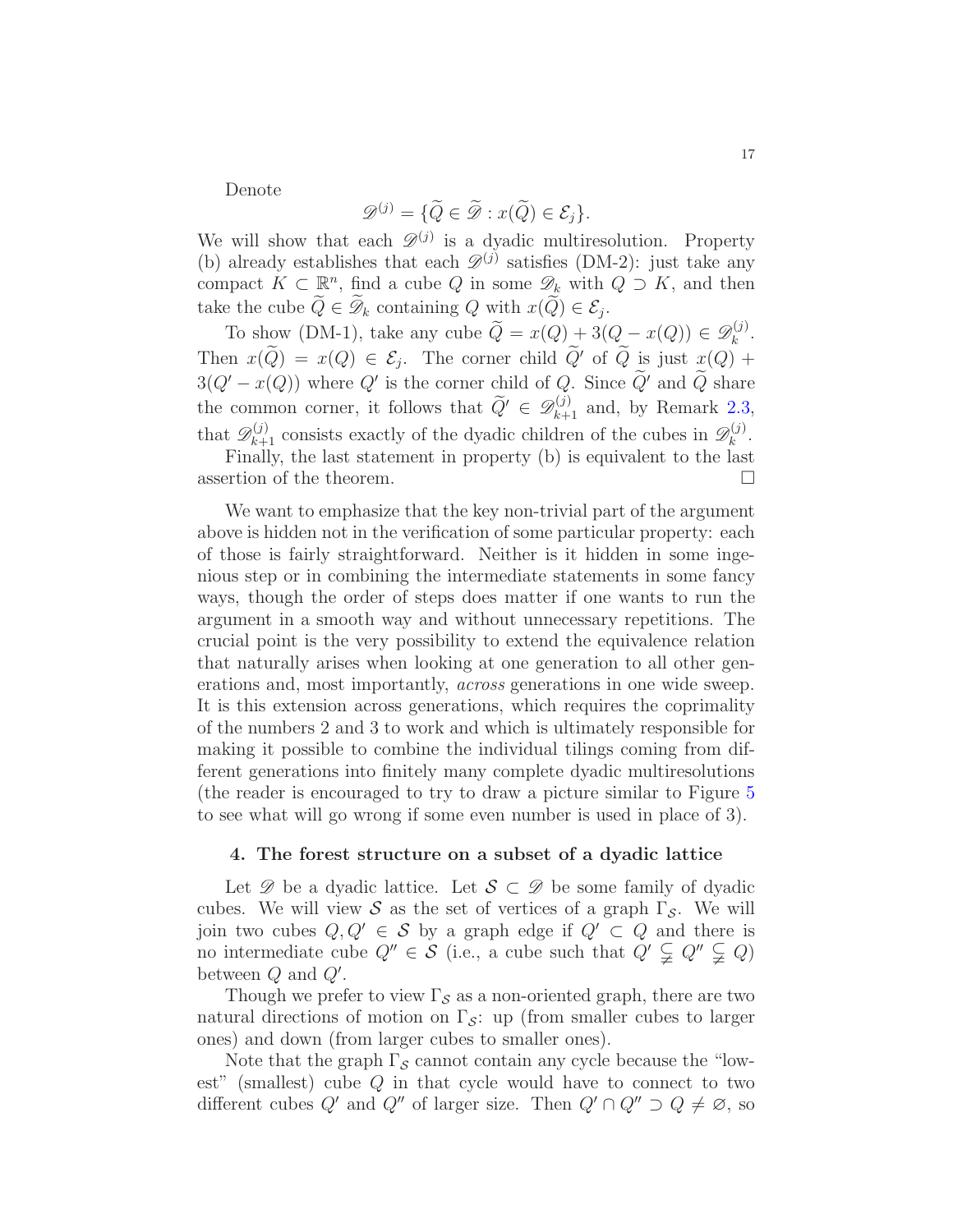Denote

$$\mathscr{D}^{(j)} = \{\widetilde{Q} \in \widetilde{\mathscr{D}} : x(\widetilde{Q}) \in \mathcal{E}_j\}.$$

We will show that each $\mathscr{D}^{(j)}$ is a dyadic multiresolution. Property (b) already establishes that each $\mathscr{D}^{(j)}$ satisfies (DM-2): just take any compact $K \subset \mathbb{R}^n$, find a cube $Q$ in some $\mathscr{D}_k$ with $Q \supset K$, and then take the cube $\widetilde{Q} \in \widetilde{\mathscr{D}}_k$ containing $Q$ with $x(\widetilde{Q}) \in \mathcal{E}_j$.

To show (DM-1), take any cube $\widetilde{Q} = x(Q) + 3(Q - x(Q)) \in \mathscr{D}^{(j)}_k$. Then $x(\widetilde{Q}) = x(Q) \in \mathcal{E}_j$. The corner child $\widetilde{Q}'$ of $\widetilde{Q}$ is just $x(Q) + 3(Q' - x(Q))$ where $Q'$ is the corner child of $Q$. Since $\widetilde{Q}'$ and $\widetilde{Q}$ share the common corner, it follows that $\widetilde{Q}' \in \mathscr{D}^{(j)}_{k+1}$ and, by Remark 2.3, that $\mathscr{D}^{(j)}_{k+1}$ consists exactly of the dyadic children of the cubes in $\mathscr{D}^{(j)}_k$.

Finally, the last statement in property (b) is equivalent to the last assertion of the theorem. $\square$

We want to emphasize that the key non-trivial part of the argument above is hidden not in the verification of some particular property: each of those is fairly straightforward. Neither is it hidden in some ingenious step or in combining the intermediate statements in some fancy ways, though the order of steps does matter if one wants to run the argument in a smooth way and without unnecessary repetitions. The crucial point is the very possibility to extend the equivalence relation that naturally arises when looking at one generation to all other generations and, most importantly, *across* generations in one wide sweep. It is this extension across generations, which requires the coprimality of the numbers 2 and 3 to work and which is ultimately responsible for making it possible to combine the individual tilings coming from different generations into finitely many complete dyadic multiresolutions (the reader is encouraged to try to draw a picture similar to Figure 5 to see what will go wrong if some even number is used in place of 3).

## 4. The forest structure on a subset of a dyadic lattice

Let $\mathscr{D}$ be a dyadic lattice. Let $\mathcal{S} \subset \mathscr{D}$ be some family of dyadic cubes. We will view $\mathcal{S}$ as the set of vertices of a graph $\Gamma_{\mathcal{S}}$. We will join two cubes $Q, Q' \in \mathcal{S}$ by a graph edge if $Q' \subset Q$ and there is no intermediate cube $Q'' \in \mathcal{S}$ (i.e., a cube such that $Q' \subsetneqq Q'' \subsetneqq Q$) between $Q$ and $Q'$.

Though we prefer to view $\Gamma_{\mathcal{S}}$ as a non-oriented graph, there are two natural directions of motion on $\Gamma_{\mathcal{S}}$: up (from smaller cubes to larger ones) and down (from larger cubes to smaller ones).

Note that the graph $\Gamma_{\mathcal{S}}$ cannot contain any cycle because the "lowest" (smallest) cube $Q$ in that cycle would have to connect to two different cubes $Q'$ and $Q''$ of larger size. Then $Q' \cap Q'' \supset Q \neq \varnothing$, so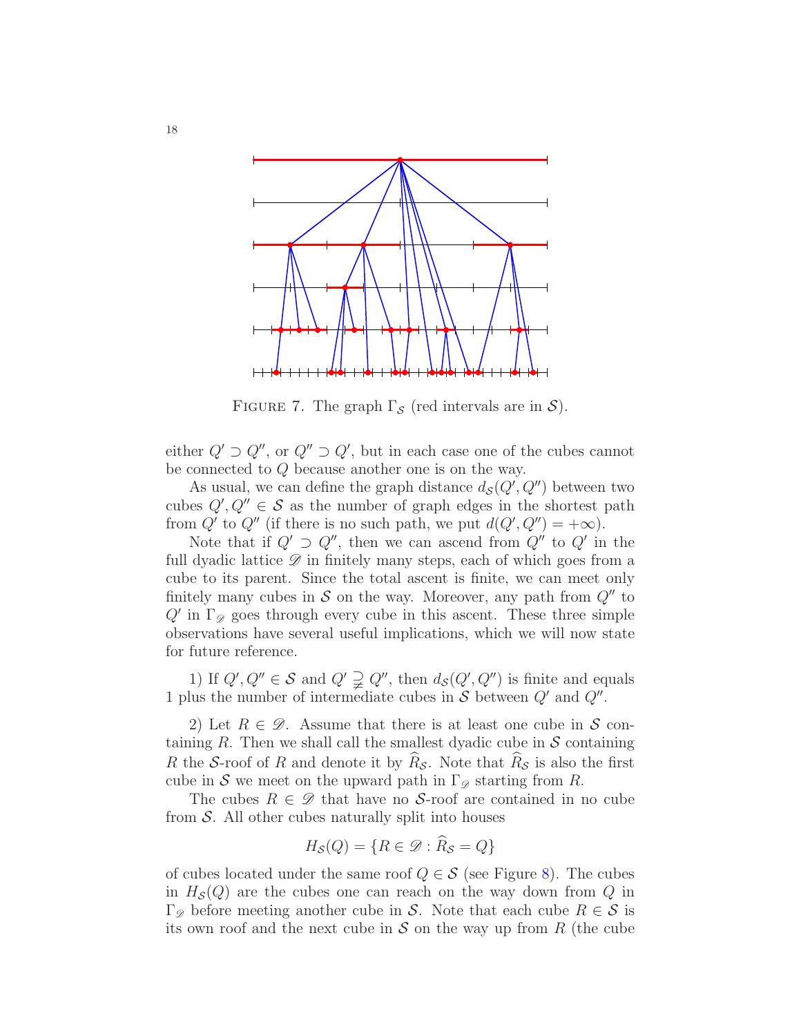FIGURE 7. The graph $\Gamma_{\mathcal{S}}$ (red intervals are in $\mathcal{S}$).

either $Q' \supset Q''$, or $Q'' \supset Q'$, but in each case one of the cubes cannot be connected to $Q$ because another one is on the way.

As usual, we can define the graph distance $d_{\mathcal{S}}(Q', Q'')$ between two cubes $Q', Q'' \in \mathcal{S}$ as the number of graph edges in the shortest path from $Q'$ to $Q''$ (if there is no such path, we put $d(Q', Q'') = +\infty$).

Note that if $Q' \supset Q''$, then we can ascend from $Q''$ to $Q'$ in the full dyadic lattice $\mathscr{D}$ in finitely many steps, each of which goes from a cube to its parent. Since the total ascent is finite, we can meet only finitely many cubes in $\mathcal{S}$ on the way. Moreover, any path from $Q''$ to $Q'$ in $\Gamma_{\mathscr{D}}$ goes through every cube in this ascent. These three simple observations have several useful implications, which we will now state for future reference.

1) If $Q', Q'' \in \mathcal{S}$ and $Q' \supsetneq Q''$, then $d_{\mathcal{S}}(Q', Q'')$ is finite and equals 1 plus the number of intermediate cubes in $\mathcal{S}$ between $Q'$ and $Q''$.

2) Let $R \in \mathscr{D}$. Assume that there is at least one cube in $\mathcal{S}$ containing $R$. Then we shall call the smallest dyadic cube in $\mathcal{S}$ containing $R$ the $\mathcal{S}$-roof of $R$ and denote it by $\widehat{R}_{\mathcal{S}}$. Note that $\widehat{R}_{\mathcal{S}}$ is also the first cube in $\mathcal{S}$ we meet on the upward path in $\Gamma_{\mathscr{D}}$ starting from $R$.

The cubes $R \in \mathscr{D}$ that have no $\mathcal{S}$-roof are contained in no cube from $\mathcal{S}$. All other cubes naturally split into houses

$$H_{\mathcal{S}}(Q) = \{R \in \mathscr{D} : \widehat{R}_{\mathcal{S}} = Q\}$$

of cubes located under the same roof $Q \in \mathcal{S}$ (see Figure 8). The cubes in $H_{\mathcal{S}}(Q)$ are the cubes one can reach on the way down from $Q$ in $\Gamma_{\mathscr{D}}$ before meeting another cube in $\mathcal{S}$. Note that each cube $R \in \mathcal{S}$ is its own roof and the next cube in $\mathcal{S}$ on the way up from $R$ (the cube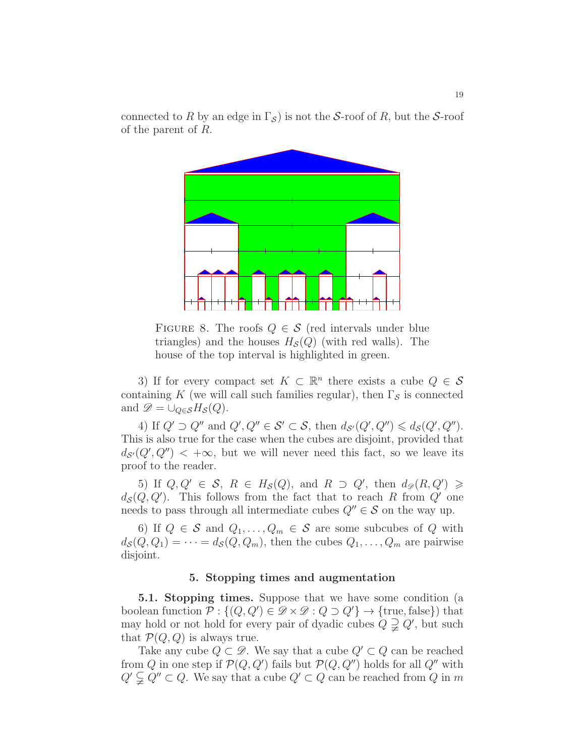connected to $R$ by an edge in $\Gamma_{\mathcal{S}}$) is not the $\mathcal{S}$-roof of $R$, but the $\mathcal{S}$-roof of the parent of $R$.

FIGURE 8. The roofs $Q \in \mathcal{S}$ (red intervals under blue triangles) and the houses $H_{\mathcal{S}}(Q)$ (with red walls). The house of the top interval is highlighted in green.

3) If for every compact set $K \subset \mathbb{R}^n$ there exists a cube $Q \in \mathcal{S}$ containing $K$ (we will call such families regular), then $\Gamma_{\mathcal{S}}$ is connected and $\mathscr{D} = \cup_{Q \in \mathcal{S}} H_{\mathcal{S}}(Q)$.

4) If $Q' \supset Q''$ and $Q', Q'' \in \mathcal{S}' \subset \mathcal{S}$, then $d_{\mathcal{S}'}(Q', Q'') \leqslant d_{\mathcal{S}}(Q', Q'')$. This is also true for the case when the cubes are disjoint, provided that $d_{\mathcal{S}'}(Q', Q'') < +\infty$, but we will never need this fact, so we leave its proof to the reader.

5) If $Q, Q' \in \mathcal{S}$, $R \in H_{\mathcal{S}}(Q)$, and $R \supset Q'$, then $d_{\mathscr{D}}(R, Q') \geqslant d_{\mathcal{S}}(Q, Q')$. This follows from the fact that to reach $R$ from $Q'$ one needs to pass through all intermediate cubes $Q'' \in \mathcal{S}$ on the way up.

6) If $Q \in \mathcal{S}$ and $Q_1, \dots, Q_m \in \mathcal{S}$ are some subcubes of $Q$ with $d_{\mathcal{S}}(Q, Q_1) = \dots = d_{\mathcal{S}}(Q, Q_m)$, then the cubes $Q_1, \dots, Q_m$ are pairwise disjoint.

## 5. Stopping times and augmentation

**5.1. Stopping times.** Suppose that we have some condition (a boolean function $\mathcal{P} : \{(Q, Q') \in \mathscr{D} \times \mathscr{D} : Q \supset Q'\} \to \{\text{true}, \text{false}\}$) that may hold or not hold for every pair of dyadic cubes $Q \supsetneqq Q'$, but such that $\mathcal{P}(Q, Q)$ is always true.

Take any cube $Q \subset \mathscr{D}$. We say that a cube $Q' \subset Q$ can be reached from $Q$ in one step if $\mathcal{P}(Q, Q')$ fails but $\mathcal{P}(Q, Q'')$ holds for all $Q''$ with $Q' \subsetneqq Q'' \subset Q$. We say that a cube $Q' \subset Q$ can be reached from $Q$ in $m$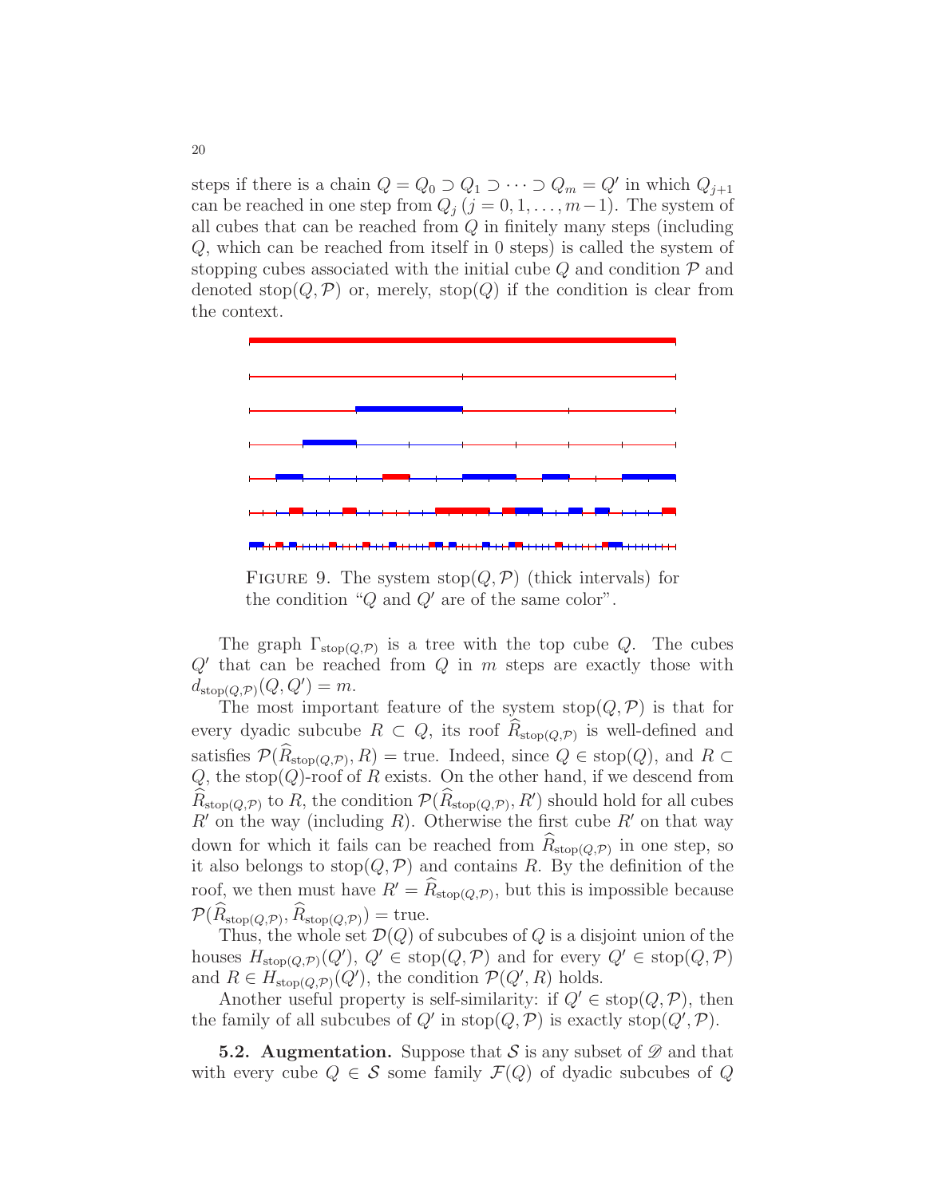steps if there is a chain $Q = Q_0 \supset Q_1 \supset \cdots \supset Q_m = Q'$ in which $Q_{j+1}$ can be reached in one step from $Q_j$ ($j = 0, 1, \ldots, m-1$). The system of all cubes that can be reached from $Q$ in finitely many steps (including $Q$, which can be reached from itself in 0 steps) is called the system of stopping cubes associated with the initial cube $Q$ and condition $\mathcal{P}$ and denoted $\operatorname{stop}(Q, \mathcal{P})$ or, merely, $\operatorname{stop}(Q)$ if the condition is clear from the context.

FIGURE 9. The system $\operatorname{stop}(Q, \mathcal{P})$ (thick intervals) for the condition "$Q$ and $Q'$ are of the same color".

The graph $\Gamma_{\operatorname{stop}(Q,\mathcal{P})}$ is a tree with the top cube $Q$. The cubes $Q'$ that can be reached from $Q$ in $m$ steps are exactly those with $d_{\operatorname{stop}(Q,\mathcal{P})}(Q, Q') = m$.

The most important feature of the system $\operatorname{stop}(Q, \mathcal{P})$ is that for every dyadic subcube $R \subset Q$, its roof $\widehat{R}_{\operatorname{stop}(Q,\mathcal{P})}$ is well-defined and satisfies $\mathcal{P}(\widehat{R}_{\operatorname{stop}(Q,\mathcal{P})}, R) = \text{true}$. Indeed, since $Q \in \operatorname{stop}(Q)$, and $R \subset Q$, the $\operatorname{stop}(Q)$-roof of $R$ exists. On the other hand, if we descend from $\widehat{R}_{\operatorname{stop}(Q,\mathcal{P})}$ to $R$, the condition $\mathcal{P}(\widehat{R}_{\operatorname{stop}(Q,\mathcal{P})}, R')$ should hold for all cubes $R'$ on the way (including $R$). Otherwise the first cube $R'$ on that way down for which it fails can be reached from $\widehat{R}_{\operatorname{stop}(Q,\mathcal{P})}$ in one step, so it also belongs to $\operatorname{stop}(Q, \mathcal{P})$ and contains $R$. By the definition of the roof, we then must have $R' = \widehat{R}_{\operatorname{stop}(Q,\mathcal{P})}$, but this is impossible because $\mathcal{P}(\widehat{R}_{\operatorname{stop}(Q,\mathcal{P})}, \widehat{R}_{\operatorname{stop}(Q,\mathcal{P})}) = \text{true}$.

Thus, the whole set $\mathcal{D}(Q)$ of subcubes of $Q$ is a disjoint union of the houses $H_{\operatorname{stop}(Q,\mathcal{P})}(Q')$, $Q' \in \operatorname{stop}(Q, \mathcal{P})$ and for every $Q' \in \operatorname{stop}(Q, \mathcal{P})$ and $R \in H_{\operatorname{stop}(Q,\mathcal{P})}(Q')$, the condition $\mathcal{P}(Q', R)$ holds.

Another useful property is self-similarity: if $Q' \in \operatorname{stop}(Q, \mathcal{P})$, then the family of all subcubes of $Q'$ in $\operatorname{stop}(Q, \mathcal{P})$ is exactly $\operatorname{stop}(Q', \mathcal{P})$.

**5.2. Augmentation.** Suppose that $\mathcal{S}$ is any subset of $\mathscr{D}$ and that with every cube $Q \in \mathcal{S}$ some family $\mathcal{F}(Q)$ of dyadic subcubes of $Q$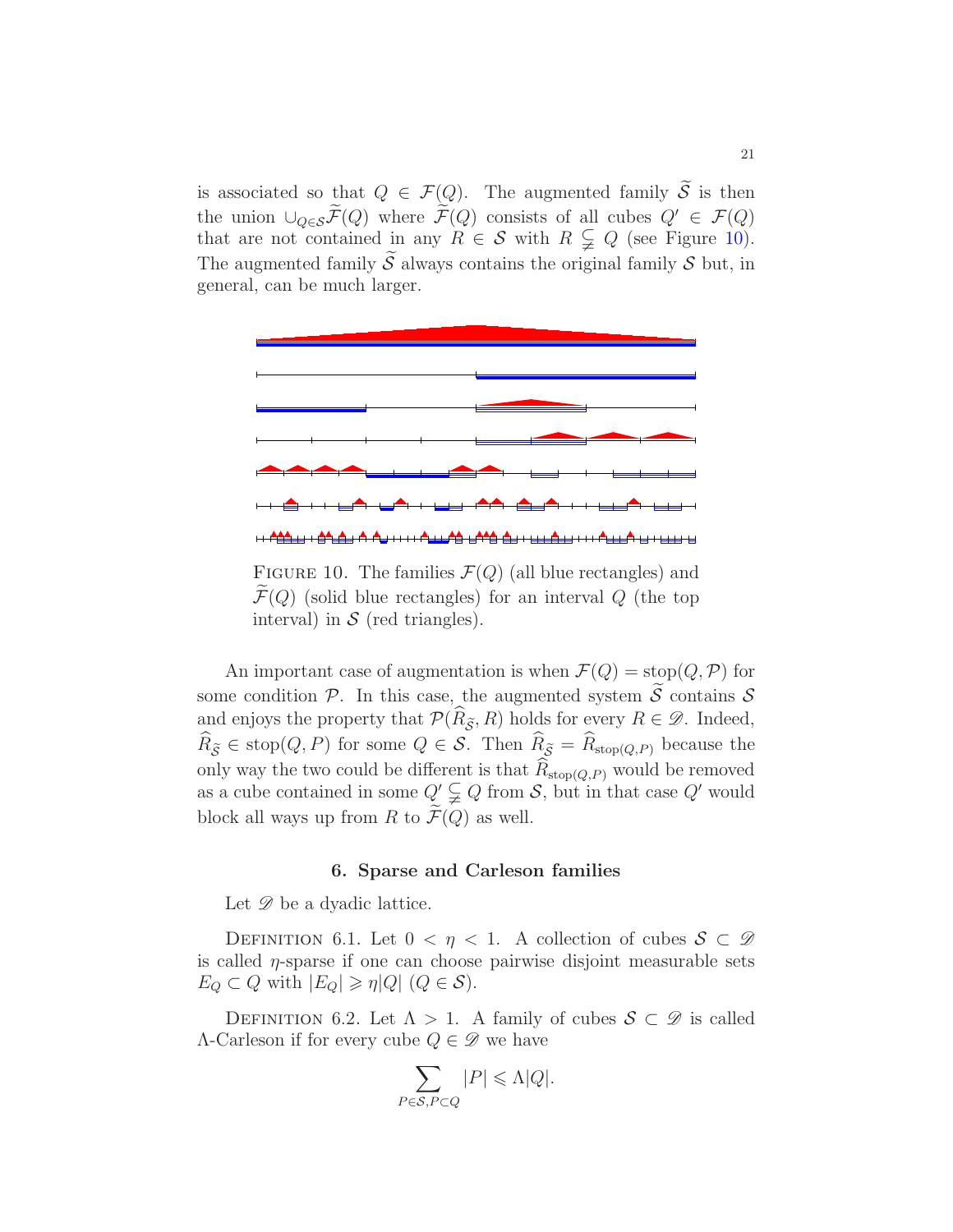is associated so that $Q \in \mathcal{F}(Q)$. The augmented family $\widetilde{\mathcal{S}}$ is then the union $\cup_{Q\in\mathcal{S}}\widetilde{\mathcal{F}}(Q)$ where $\widetilde{\mathcal{F}}(Q)$ consists of all cubes $Q' \in \mathcal{F}(Q)$ that are not contained in any $R \in \mathcal{S}$ with $R \subsetneq Q$ (see Figure 10). The augmented family $\widetilde{\mathcal{S}}$ always contains the original family $\mathcal{S}$ but, in general, can be much larger.

FIGURE 10. The families $\mathcal{F}(Q)$ (all blue rectangles) and $\widetilde{\mathcal{F}}(Q)$ (solid blue rectangles) for an interval $Q$ (the top interval) in $\mathcal{S}$ (red triangles).

An important case of augmentation is when $\mathcal{F}(Q) = \operatorname{stop}(Q, \mathcal{P})$ for some condition $\mathcal{P}$. In this case, the augmented system $\widetilde{\mathcal{S}}$ contains $\mathcal{S}$ and enjoys the property that $\mathcal{P}(\widehat{R}_{\widetilde{\mathcal{S}}}, R)$ holds for every $R \in \mathscr{D}$. Indeed, $\widehat{R}_{\widetilde{\mathcal{S}}} \in \operatorname{stop}(Q, P)$ for some $Q \in \mathcal{S}$. Then $\widehat{R}_{\widetilde{\mathcal{S}}} = \widehat{R}_{\operatorname{stop}(Q,P)}$ because the only way the two could be different is that $\widehat{R}_{\operatorname{stop}(Q,P)}$ would be removed as a cube contained in some $Q' \subsetneq Q$ from $\mathcal{S}$, but in that case $Q'$ would block all ways up from $R$ to $\widetilde{\mathcal{F}}(Q)$ as well.

## 6. Sparse and Carleson families

Let $\mathscr{D}$ be a dyadic lattice.

DEFINITION 6.1. Let $0 < \eta < 1$. A collection of cubes $\mathcal{S} \subset \mathscr{D}$ is called $\eta$-sparse if one can choose pairwise disjoint measurable sets $E_Q \subset Q$ with $|E_Q| \geqslant \eta|Q|$ ($Q \in \mathcal{S}$).

DEFINITION 6.2. Let $\Lambda > 1$. A family of cubes $\mathcal{S} \subset \mathscr{D}$ is called $\Lambda$-Carleson if for every cube $Q \in \mathscr{D}$ we have

$$\sum_{P\in\mathcal{S}, P\subset Q} |P| \leqslant \Lambda|Q|.$$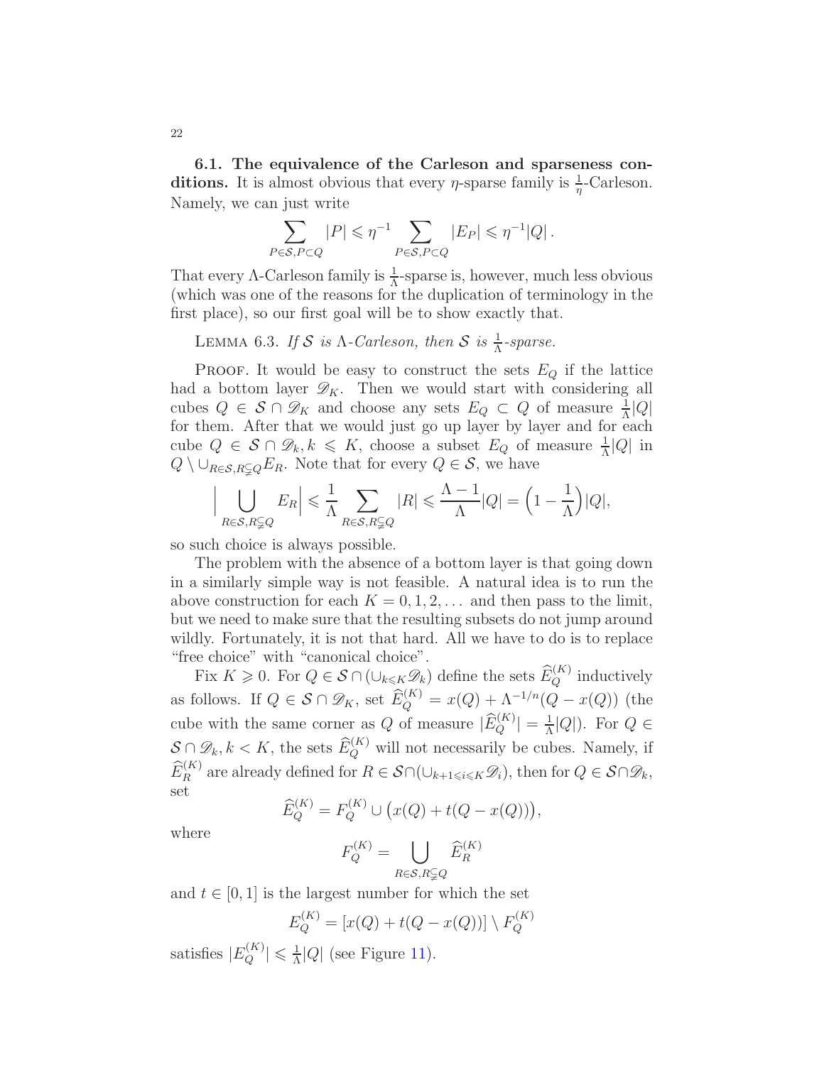**6.1. The equivalence of the Carleson and sparseness conditions.** It is almost obvious that every $\eta$-sparse family is $\frac{1}{\eta}$-Carleson. Namely, we can just write

$$\sum_{P\in\mathcal{S},P\subset Q}|P| \leqslant \eta^{-1}\sum_{P\in\mathcal{S},P\subset Q}|E_P| \leqslant \eta^{-1}|Q|\,.$$

That every $\Lambda$-Carleson family is $\frac{1}{\Lambda}$-sparse is, however, much less obvious (which was one of the reasons for the duplication of terminology in the first place), so our first goal will be to show exactly that.

LEMMA 6.3. *If $\mathcal{S}$ is $\Lambda$-Carleson, then $\mathcal{S}$ is $\frac{1}{\Lambda}$-sparse.*

PROOF. It would be easy to construct the sets $E_Q$ if the lattice had a bottom layer $\mathscr{D}_K$. Then we would start with considering all cubes $Q\in\mathcal{S}\cap\mathscr{D}_K$ and choose any sets $E_Q\subset Q$ of measure $\frac{1}{\Lambda}|Q|$ for them. After that we would just go up layer by layer and for each cube $Q\in\mathcal{S}\cap\mathscr{D}_k, k\leqslant K$, choose a subset $E_Q$ of measure $\frac{1}{\Lambda}|Q|$ in $Q\setminus\cup_{R\in\mathcal{S},R\subsetneq Q}E_R$. Note that for every $Q\in\mathcal{S}$, we have

$$\Big|\bigcup_{R\in\mathcal{S},R\subsetneq Q}E_R\Big| \leqslant \frac{1}{\Lambda}\sum_{R\in\mathcal{S},R\subsetneq Q}|R| \leqslant \frac{\Lambda-1}{\Lambda}|Q| = \Big(1-\frac{1}{\Lambda}\Big)|Q|,$$

so such choice is always possible.

The problem with the absence of a bottom layer is that going down in a similarly simple way is not feasible. A natural idea is to run the above construction for each $K=0,1,2,\dots$ and then pass to the limit, but we need to make sure that the resulting subsets do not jump around wildly. Fortunately, it is not that hard. All we have to do is to replace "free choice" with "canonical choice".

Fix $K\geqslant 0$. For $Q\in\mathcal{S}\cap(\cup_{k\leqslant K}\mathscr{D}_k)$ define the sets $\widehat{E}_Q^{(K)}$ inductively as follows. If $Q\in\mathcal{S}\cap\mathscr{D}_K$, set $\widehat{E}_Q^{(K)}=x(Q)+\Lambda^{-1/n}(Q-x(Q))$ (the cube with the same corner as $Q$ of measure $|\widehat{E}_Q^{(K)}|=\frac{1}{\Lambda}|Q|$). For $Q\in\mathcal{S}\cap\mathscr{D}_k, k<K$, the sets $\widehat{E}_Q^{(K)}$ will not necessarily be cubes. Namely, if $\widehat{E}_R^{(K)}$ are already defined for $R\in\mathcal{S}\cap(\cup_{k+1\leqslant i\leqslant K}\mathscr{D}_i)$, then for $Q\in\mathcal{S}\cap\mathscr{D}_k$, set

$$\widehat{E}_Q^{(K)} = F_Q^{(K)}\cup\big(x(Q)+t(Q-x(Q))\big),$$

where

$$F_Q^{(K)} = \bigcup_{R\in\mathcal{S},R\subsetneq Q}\widehat{E}_R^{(K)}$$

and $t\in[0,1]$ is the largest number for which the set

$$E_Q^{(K)} = [x(Q)+t(Q-x(Q))]\setminus F_Q^{(K)}$$

satisfies $|E_Q^{(K)}|\leqslant\frac{1}{\Lambda}|Q|$ (see Figure 11).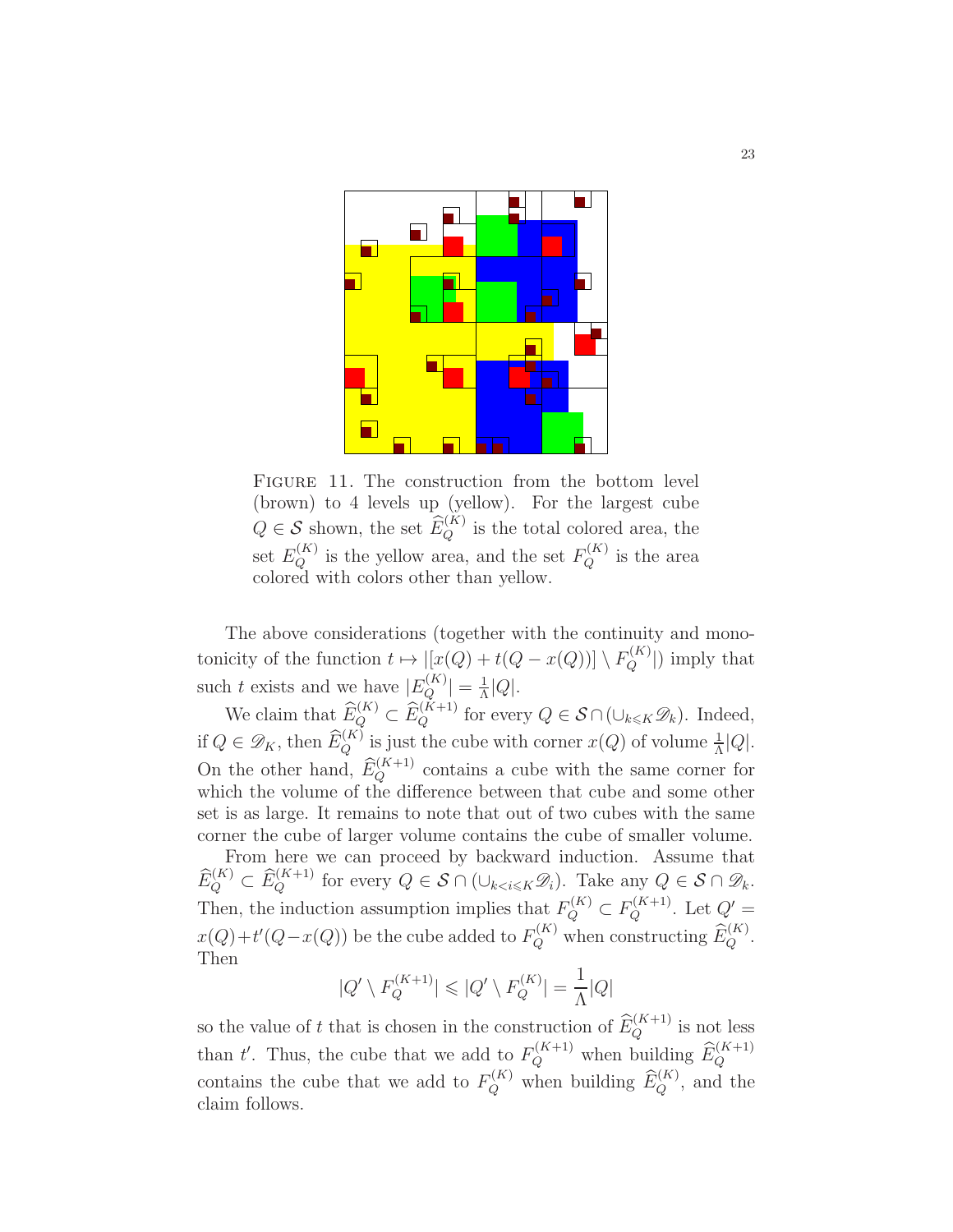FIGURE 11. The construction from the bottom level (brown) to 4 levels up (yellow). For the largest cube $Q \in \mathcal{S}$ shown, the set $\widehat{E}_Q^{(K)}$ is the total colored area, the set $E_Q^{(K)}$ is the yellow area, and the set $F_Q^{(K)}$ is the area colored with colors other than yellow.

The above considerations (together with the continuity and monotonicity of the function $t \mapsto |[x(Q) + t(Q - x(Q))] \setminus F_Q^{(K)}|$) imply that such $t$ exists and we have $|E_Q^{(K)}| = \frac{1}{\Lambda}|Q|$.

We claim that $\widehat{E}_Q^{(K)} \subset \widehat{E}_Q^{(K+1)}$ for every $Q \in \mathcal{S} \cap (\cup_{k \leqslant K} \mathscr{D}_k)$. Indeed, if $Q \in \mathscr{D}_K$, then $\widehat{E}_Q^{(K)}$ is just the cube with corner $x(Q)$ of volume $\frac{1}{\Lambda}|Q|$. On the other hand, $\widehat{E}_Q^{(K+1)}$ contains a cube with the same corner for which the volume of the difference between that cube and some other set is as large. It remains to note that out of two cubes with the same corner the cube of larger volume contains the cube of smaller volume.

From here we can proceed by backward induction. Assume that $\widehat{E}_Q^{(K)} \subset \widehat{E}_Q^{(K+1)}$ for every $Q \in \mathcal{S} \cap (\cup_{k<i\leqslant K} \mathscr{D}_i)$. Take any $Q \in \mathcal{S} \cap \mathscr{D}_k$. Then, the induction assumption implies that $F_Q^{(K)} \subset F_Q^{(K+1)}$. Let $Q' = x(Q) + t'(Q - x(Q))$ be the cube added to $F_Q^{(K)}$ when constructing $\widehat{E}_Q^{(K)}$. Then

$$|Q' \setminus F_Q^{(K+1)}| \leqslant |Q' \setminus F_Q^{(K)}| = \frac{1}{\Lambda}|Q|$$

so the value of $t$ that is chosen in the construction of $\widehat{E}_Q^{(K+1)}$ is not less than $t'$. Thus, the cube that we add to $F_Q^{(K+1)}$ when building $\widehat{E}_Q^{(K+1)}$ contains the cube that we add to $F_Q^{(K)}$ when building $\widehat{E}_Q^{(K)}$, and the claim follows.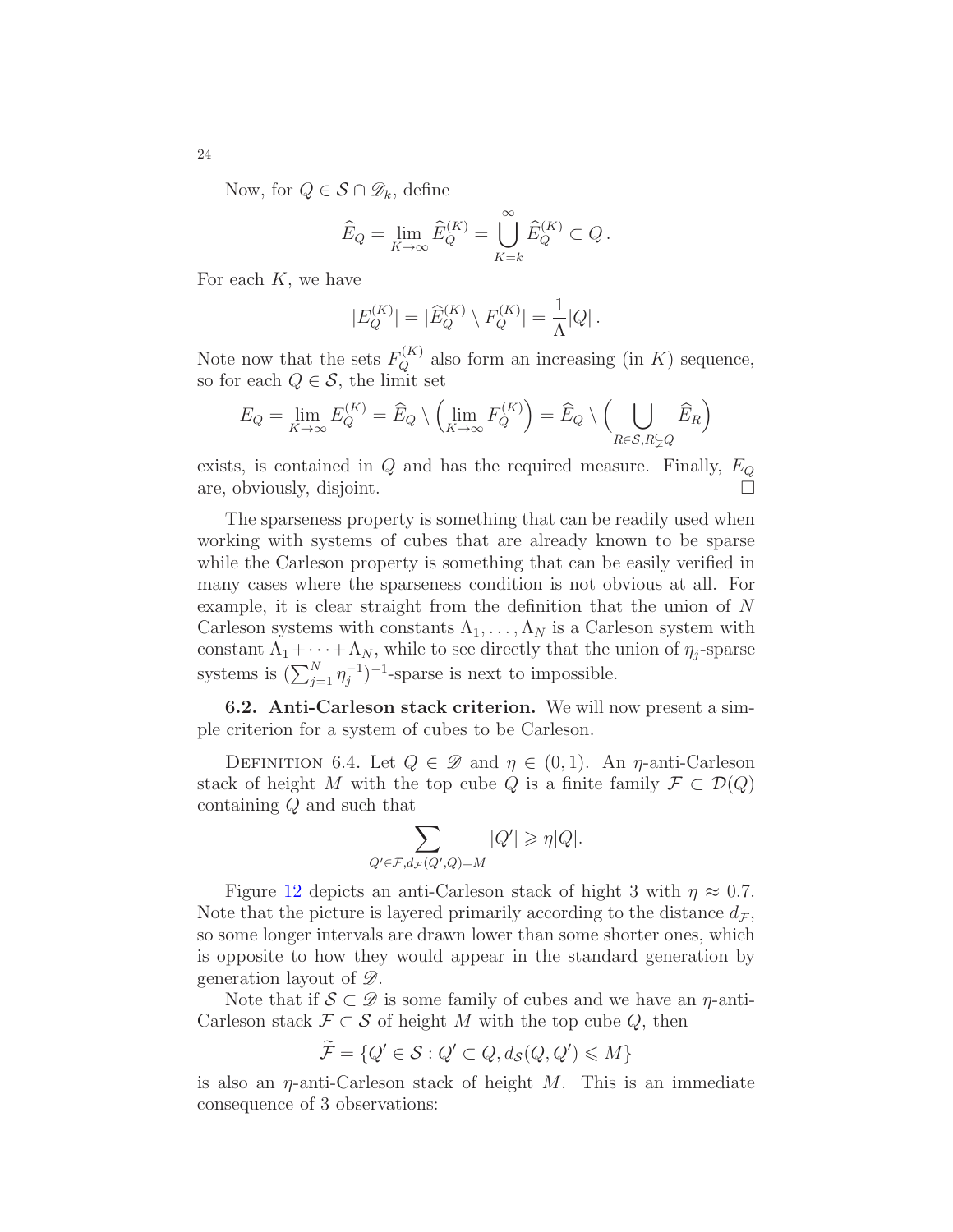Now, for $Q \in \mathcal{S} \cap \mathscr{D}_k$, define

$$\widehat{E}_Q = \lim_{K\to\infty} \widehat{E}_Q^{(K)} = \bigcup_{K=k}^{\infty} \widehat{E}_Q^{(K)} \subset Q\,.$$

For each $K$, we have

$$|E_Q^{(K)}| = |\widehat{E}_Q^{(K)} \setminus F_Q^{(K)}| = \frac{1}{\Lambda}|Q|\,.$$

Note now that the sets $F_Q^{(K)}$ also form an increasing (in $K$) sequence, so for each $Q \in \mathcal{S}$, the limit set

$$E_Q = \lim_{K\to\infty} E_Q^{(K)} = \widehat{E}_Q \setminus \Big(\lim_{K\to\infty} F_Q^{(K)}\Big) = \widehat{E}_Q \setminus \Big(\bigcup_{R\in\mathcal{S}, R\subsetneq Q} \widehat{E}_R\Big)$$

exists, is contained in $Q$ and has the required measure. Finally, $E_Q$ are, obviously, disjoint. $\square$

The sparseness property is something that can be readily used when working with systems of cubes that are already known to be sparse while the Carleson property is something that can be easily verified in many cases where the sparseness condition is not obvious at all. For example, it is clear straight from the definition that the union of $N$ Carleson systems with constants $\Lambda_1, \dots, \Lambda_N$ is a Carleson system with constant $\Lambda_1 + \dots + \Lambda_N$, while to see directly that the union of $\eta_j$-sparse systems is $(\sum_{j=1}^N \eta_j^{-1})^{-1}$-sparse is next to impossible.

**6.2. Anti-Carleson stack criterion.** We will now present a simple criterion for a system of cubes to be Carleson.

Definition 6.4. Let $Q \in \mathscr{D}$ and $\eta \in (0,1)$. An $\eta$-anti-Carleson stack of height $M$ with the top cube $Q$ is a finite family $\mathcal{F} \subset \mathcal{D}(Q)$ containing $Q$ and such that

$$\sum_{Q'\in\mathcal{F}, d_{\mathcal{F}}(Q',Q)=M} |Q'| \geqslant \eta|Q|.$$

Figure 12 depicts an anti-Carleson stack of hight 3 with $\eta \approx 0.7$. Note that the picture is layered primarily according to the distance $d_{\mathcal{F}}$, so some longer intervals are drawn lower than some shorter ones, which is opposite to how they would appear in the standard generation by generation layout of $\mathscr{D}$.

Note that if $\mathcal{S} \subset \mathscr{D}$ is some family of cubes and we have an $\eta$-anti-Carleson stack $\mathcal{F} \subset \mathcal{S}$ of height $M$ with the top cube $Q$, then

$$\widetilde{\mathcal{F}} = \{Q' \in \mathcal{S} : Q' \subset Q, d_{\mathcal{S}}(Q,Q') \leqslant M\}$$

is also an $\eta$-anti-Carleson stack of height $M$. This is an immediate consequence of 3 observations: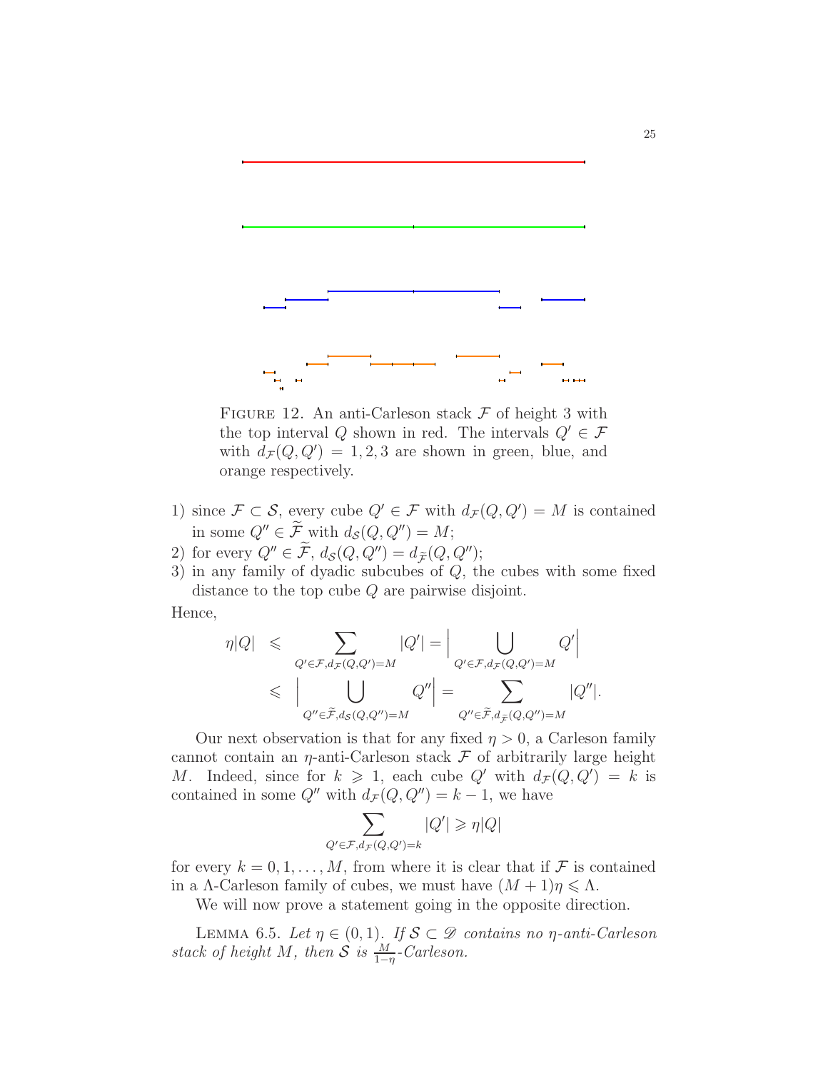FIGURE 12. An anti-Carleson stack $\mathcal{F}$ of height 3 with the top interval $Q$ shown in red. The intervals $Q' \in \mathcal{F}$ with $d_{\mathcal{F}}(Q, Q') = 1, 2, 3$ are shown in green, blue, and orange respectively.

1) since $\mathcal{F} \subset \mathcal{S}$, every cube $Q' \in \mathcal{F}$ with $d_{\mathcal{F}}(Q, Q') = M$ is contained in some $Q'' \in \widetilde{\mathcal{F}}$ with $d_{\mathcal{S}}(Q, Q'') = M$;
2) for every $Q'' \in \widetilde{\mathcal{F}}$, $d_{\mathcal{S}}(Q, Q'') = d_{\widetilde{\mathcal{F}}}(Q, Q'')$;
3) in any family of dyadic subcubes of $Q$, the cubes with some fixed distance to the top cube $Q$ are pairwise disjoint.

Hence,

$$\begin{aligned}
\eta |Q| &\leqslant \sum_{Q' \in \mathcal{F}, d_{\mathcal{F}}(Q,Q')=M} |Q'| = \Big| \bigcup_{Q' \in \mathcal{F}, d_{\mathcal{F}}(Q,Q')=M} Q' \Big| \\
&\leqslant \Big| \bigcup_{Q'' \in \widetilde{\mathcal{F}}, d_{\mathcal{S}}(Q,Q'')=M} Q'' \Big| = \sum_{Q'' \in \widetilde{\mathcal{F}}, d_{\widetilde{\mathcal{F}}}(Q,Q'')=M} |Q''|.
\end{aligned}$$

Our next observation is that for any fixed $\eta > 0$, a Carleson family cannot contain an $\eta$-anti-Carleson stack $\mathcal{F}$ of arbitrarily large height $M$. Indeed, since for $k \geqslant 1$, each cube $Q'$ with $d_{\mathcal{F}}(Q, Q') = k$ is contained in some $Q''$ with $d_{\mathcal{F}}(Q, Q'') = k - 1$, we have

$$\sum_{Q' \in \mathcal{F}, d_{\mathcal{F}}(Q,Q')=k} |Q'| \geqslant \eta |Q|$$

for every $k = 0, 1, \ldots, M$, from where it is clear that if $\mathcal{F}$ is contained in a $\Lambda$-Carleson family of cubes, we must have $(M + 1)\eta \leqslant \Lambda$.

We will now prove a statement going in the opposite direction.

LEMMA 6.5. *Let $\eta \in (0, 1)$. If $\mathcal{S} \subset \mathscr{D}$ contains no $\eta$-anti-Carleson stack of height $M$, then $\mathcal{S}$ is $\frac{M}{1-\eta}$-Carleson.*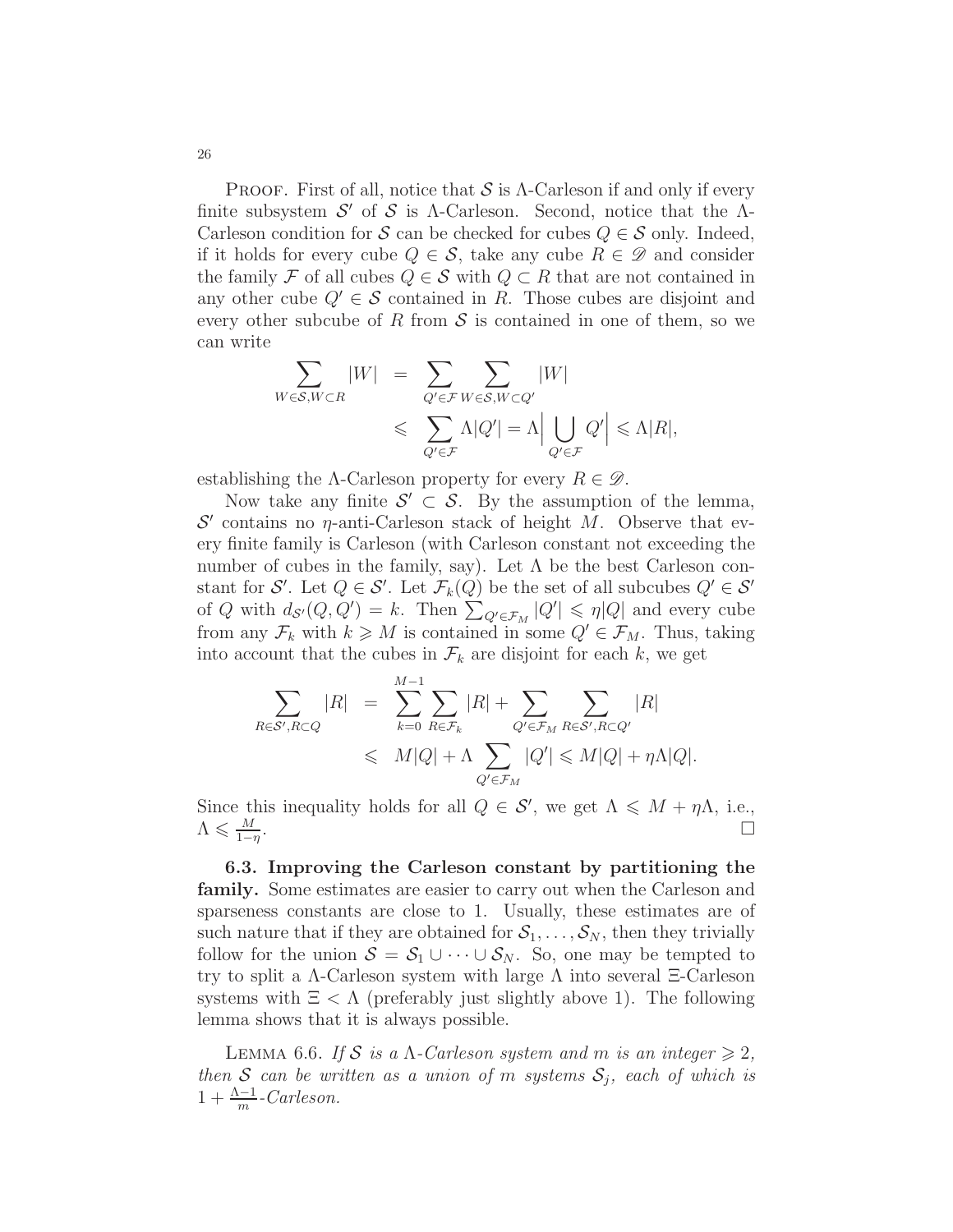PROOF. First of all, notice that $\mathcal{S}$ is $\Lambda$-Carleson if and only if every finite subsystem $\mathcal{S}'$ of $\mathcal{S}$ is $\Lambda$-Carleson. Second, notice that the $\Lambda$-Carleson condition for $\mathcal{S}$ can be checked for cubes $Q \in \mathcal{S}$ only. Indeed, if it holds for every cube $Q \in \mathcal{S}$, take any cube $R \in \mathscr{D}$ and consider the family $\mathcal{F}$ of all cubes $Q \in \mathcal{S}$ with $Q \subset R$ that are not contained in any other cube $Q' \in \mathcal{S}$ contained in $R$. Those cubes are disjoint and every other subcube of $R$ from $\mathcal{S}$ is contained in one of them, so we can write

$$\begin{aligned}\sum_{W\in\mathcal{S}, W\subset R}|W| &= \sum_{Q'\in\mathcal{F}}\sum_{W\in\mathcal{S}, W\subset Q'}|W| \\ &\leqslant \sum_{Q'\in\mathcal{F}}\Lambda|Q'| = \Lambda\Big|\bigcup_{Q'\in\mathcal{F}}Q'\Big| \leqslant \Lambda|R|,\end{aligned}$$

establishing the $\Lambda$-Carleson property for every $R \in \mathscr{D}$.

Now take any finite $\mathcal{S}' \subset \mathcal{S}$. By the assumption of the lemma, $\mathcal{S}'$ contains no $\eta$-anti-Carleson stack of height $M$. Observe that every finite family is Carleson (with Carleson constant not exceeding the number of cubes in the family, say). Let $\Lambda$ be the best Carleson constant for $\mathcal{S}'$. Let $Q \in \mathcal{S}'$. Let $\mathcal{F}_k(Q)$ be the set of all subcubes $Q' \in \mathcal{S}'$ of $Q$ with $d_{\mathcal{S}'}(Q, Q') = k$. Then $\sum_{Q'\in\mathcal{F}_M}|Q'| \leqslant \eta|Q|$ and every cube from any $\mathcal{F}_k$ with $k \geqslant M$ is contained in some $Q' \in \mathcal{F}_M$. Thus, taking into account that the cubes in $\mathcal{F}_k$ are disjoint for each $k$, we get

$$\begin{aligned}\sum_{R\in\mathcal{S}', R\subset Q}|R| &= \sum_{k=0}^{M-1}\sum_{R\in\mathcal{F}_k}|R| + \sum_{Q'\in\mathcal{F}_M}\sum_{R\in\mathcal{S}', R\subset Q'}|R| \\ &\leqslant M|Q| + \Lambda\sum_{Q'\in\mathcal{F}_M}|Q'| \leqslant M|Q| + \eta\Lambda|Q|.\end{aligned}$$

Since this inequality holds for all $Q \in \mathcal{S}'$, we get $\Lambda \leqslant M + \eta\Lambda$, i.e., $\Lambda \leqslant \frac{M}{1-\eta}$. $\square$

**6.3. Improving the Carleson constant by partitioning the family.** Some estimates are easier to carry out when the Carleson and sparseness constants are close to 1. Usually, these estimates are of such nature that if they are obtained for $\mathcal{S}_1, \dots, \mathcal{S}_N$, then they trivially follow for the union $\mathcal{S} = \mathcal{S}_1 \cup \dots \cup \mathcal{S}_N$. So, one may be tempted to try to split a $\Lambda$-Carleson system with large $\Lambda$ into several $\Xi$-Carleson systems with $\Xi < \Lambda$ (preferably just slightly above 1). The following lemma shows that it is always possible.

LEMMA 6.6. *If $\mathcal{S}$ is a $\Lambda$-Carleson system and $m$ is an integer $\geqslant 2$, then $\mathcal{S}$ can be written as a union of $m$ systems $\mathcal{S}_j$, each of which is $1 + \frac{\Lambda-1}{m}$-Carleson.*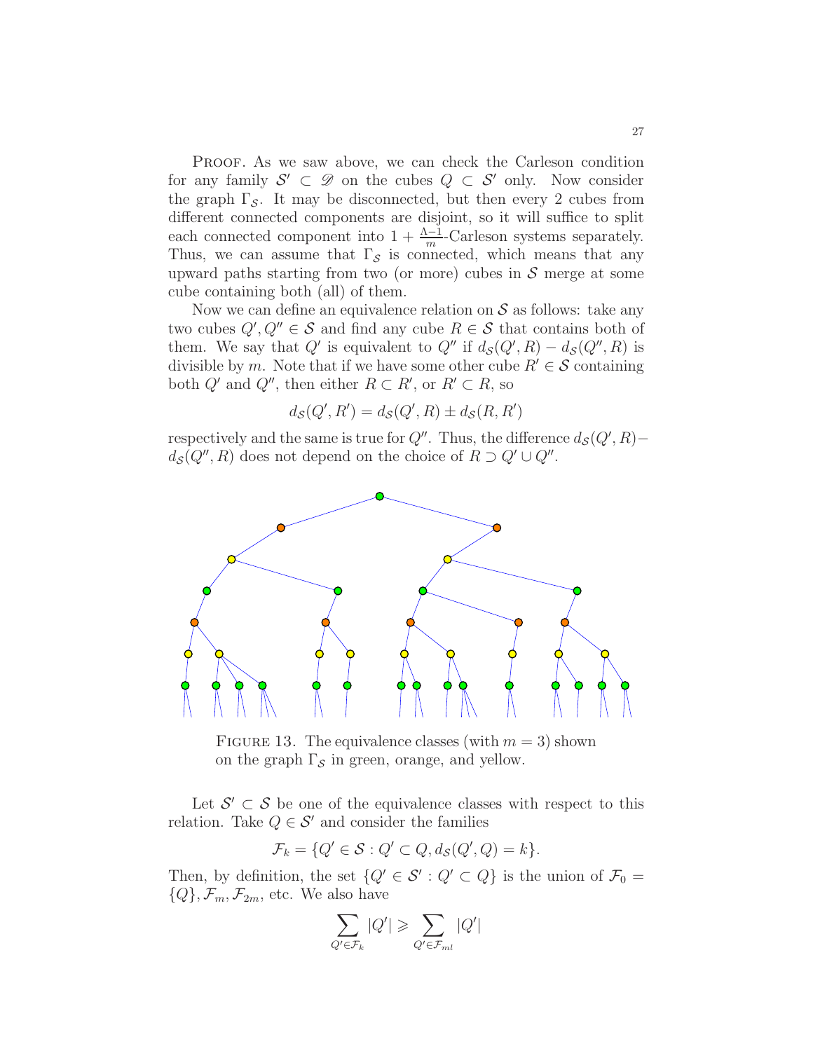PROOF. As we saw above, we can check the Carleson condition for any family $\mathcal{S}' \subset \mathscr{D}$ on the cubes $Q \subset \mathcal{S}'$ only. Now consider the graph $\Gamma_{\mathcal{S}}$. It may be disconnected, but then every 2 cubes from different connected components are disjoint, so it will suffice to split each connected component into $1 + \frac{\Lambda - 1}{m}$-Carleson systems separately. Thus, we can assume that $\Gamma_{\mathcal{S}}$ is connected, which means that any upward paths starting from two (or more) cubes in $\mathcal{S}$ merge at some cube containing both (all) of them.

Now we can define an equivalence relation on $\mathcal{S}$ as follows: take any two cubes $Q', Q'' \in \mathcal{S}$ and find any cube $R \in \mathcal{S}$ that contains both of them. We say that $Q'$ is equivalent to $Q''$ if $d_{\mathcal{S}}(Q', R) - d_{\mathcal{S}}(Q'', R)$ is divisible by $m$. Note that if we have some other cube $R' \in \mathcal{S}$ containing both $Q'$ and $Q''$, then either $R \subset R'$, or $R' \subset R$, so

$$d_{\mathcal{S}}(Q', R') = d_{\mathcal{S}}(Q', R) \pm d_{\mathcal{S}}(R, R')$$

respectively and the same is true for $Q''$. Thus, the difference $d_{\mathcal{S}}(Q', R) - d_{\mathcal{S}}(Q'', R)$ does not depend on the choice of $R \supset Q' \cup Q''$.

FIGURE 13. The equivalence classes (with $m = 3$) shown on the graph $\Gamma_{\mathcal{S}}$ in green, orange, and yellow.

Let $\mathcal{S}' \subset \mathcal{S}$ be one of the equivalence classes with respect to this relation. Take $Q \in \mathcal{S}'$ and consider the families

$$\mathcal{F}_k = \{Q' \in \mathcal{S} : Q' \subset Q, d_{\mathcal{S}}(Q', Q) = k\}.$$

Then, by definition, the set $\{Q' \in \mathcal{S}' : Q' \subset Q\}$ is the union of $\mathcal{F}_0 = \{Q\}, \mathcal{F}_m, \mathcal{F}_{2m}$, etc. We also have

$$\sum_{Q' \in \mathcal{F}_k} |Q'| \geqslant \sum_{Q' \in \mathcal{F}_{ml}} |Q'|$$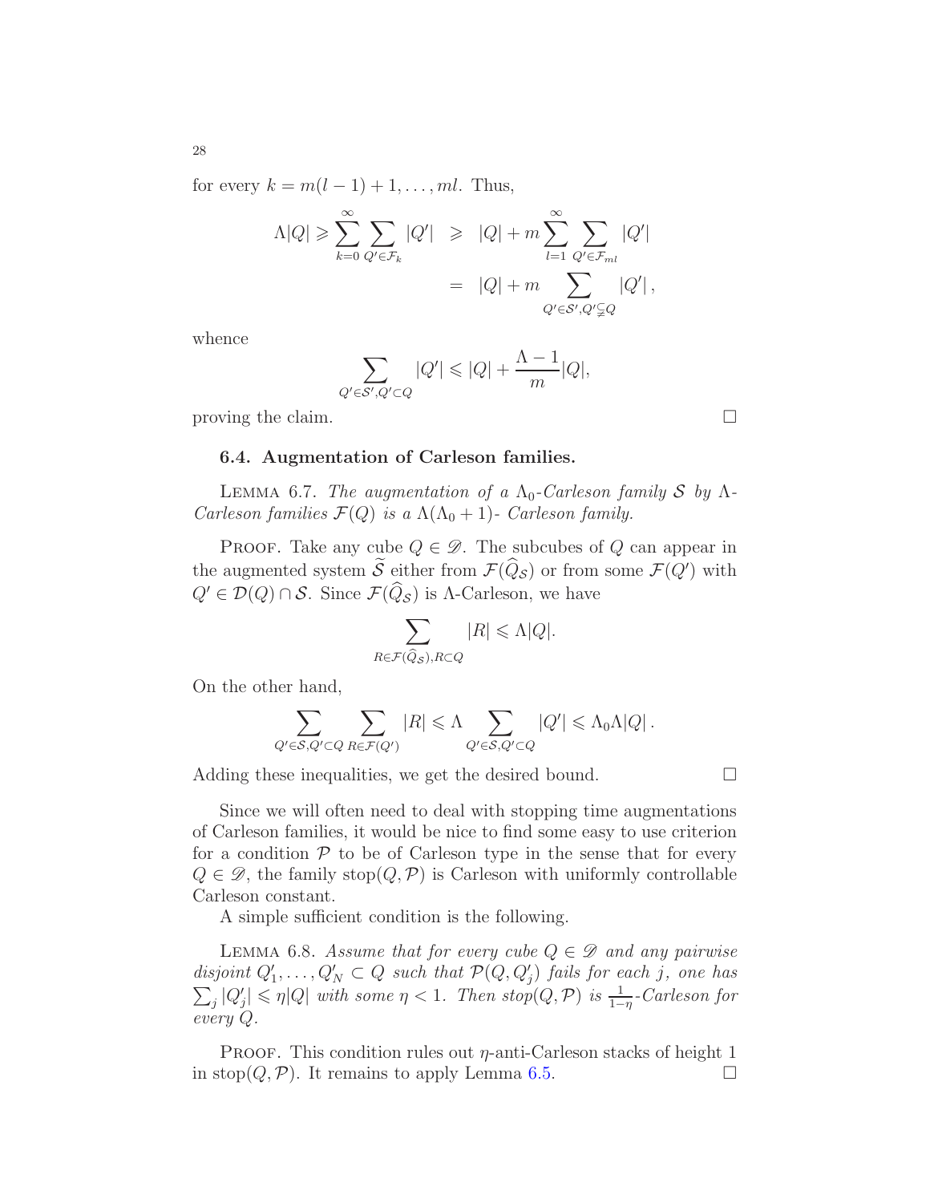for every $k = m(l-1)+1, \dots, ml$. Thus,

$$\Lambda|Q| \geqslant \sum_{k=0}^{\infty} \sum_{Q' \in \mathcal{F}_k} |Q'| \;\; \geqslant \;\; |Q| + m \sum_{l=1}^{\infty} \sum_{Q' \in \mathcal{F}_{ml}} |Q'|$$

$$= \;\; |Q| + m \sum_{Q' \in \mathcal{S}', Q' \subsetneq Q} |Q'| ,$$

whence

$$\sum_{Q' \in \mathcal{S}', Q' \subset Q} |Q'| \leqslant |Q| + \frac{\Lambda - 1}{m} |Q|,$$

proving the claim. □

### 6.4. Augmentation of Carleson families.

Lemma 6.7. *The augmentation of a $\Lambda_0$-Carleson family $\mathcal{S}$ by $\Lambda$-Carleson families $\mathcal{F}(Q)$ is a $\Lambda(\Lambda_0+1)$- Carleson family.*

Proof. Take any cube $Q \in \mathscr{D}$. The subcubes of $Q$ can appear in the augmented system $\widetilde{\mathcal{S}}$ either from $\mathcal{F}(\widehat{Q}_{\mathcal{S}})$ or from some $\mathcal{F}(Q')$ with $Q' \in \mathcal{D}(Q) \cap \mathcal{S}$. Since $\mathcal{F}(\widehat{Q}_{\mathcal{S}})$ is $\Lambda$-Carleson, we have

$$\sum_{R \in \mathcal{F}(\widehat{Q}_{\mathcal{S}}), R \subset Q} |R| \leqslant \Lambda |Q|.$$

On the other hand,

$$\sum_{Q' \in \mathcal{S}, Q' \subset Q} \; \sum_{R \in \mathcal{F}(Q')} |R| \leqslant \Lambda \sum_{Q' \in \mathcal{S}, Q' \subset Q} |Q'| \leqslant \Lambda_0 \Lambda |Q| .$$

Adding these inequalities, we get the desired bound. □

Since we will often need to deal with stopping time augmentations of Carleson families, it would be nice to find some easy to use criterion for a condition $\mathcal{P}$ to be of Carleson type in the sense that for every $Q \in \mathscr{D}$, the family $\mathrm{stop}(Q, \mathcal{P})$ is Carleson with uniformly controllable Carleson constant.

A simple sufficient condition is the following.

Lemma 6.8. *Assume that for every cube $Q \in \mathscr{D}$ and any pairwise disjoint $Q'_1, \dots, Q'_N \subset Q$ such that $\mathcal{P}(Q, Q'_j)$ fails for each $j$, one has $\sum_j |Q'_j| \leqslant \eta |Q|$ with some $\eta < 1$. Then $\mathrm{stop}(Q, \mathcal{P})$ is $\frac{1}{1-\eta}$-Carleson for every $Q$.*

Proof. This condition rules out $\eta$-anti-Carleson stacks of height 1 in $\mathrm{stop}(Q, \mathcal{P})$. It remains to apply Lemma 6.5. □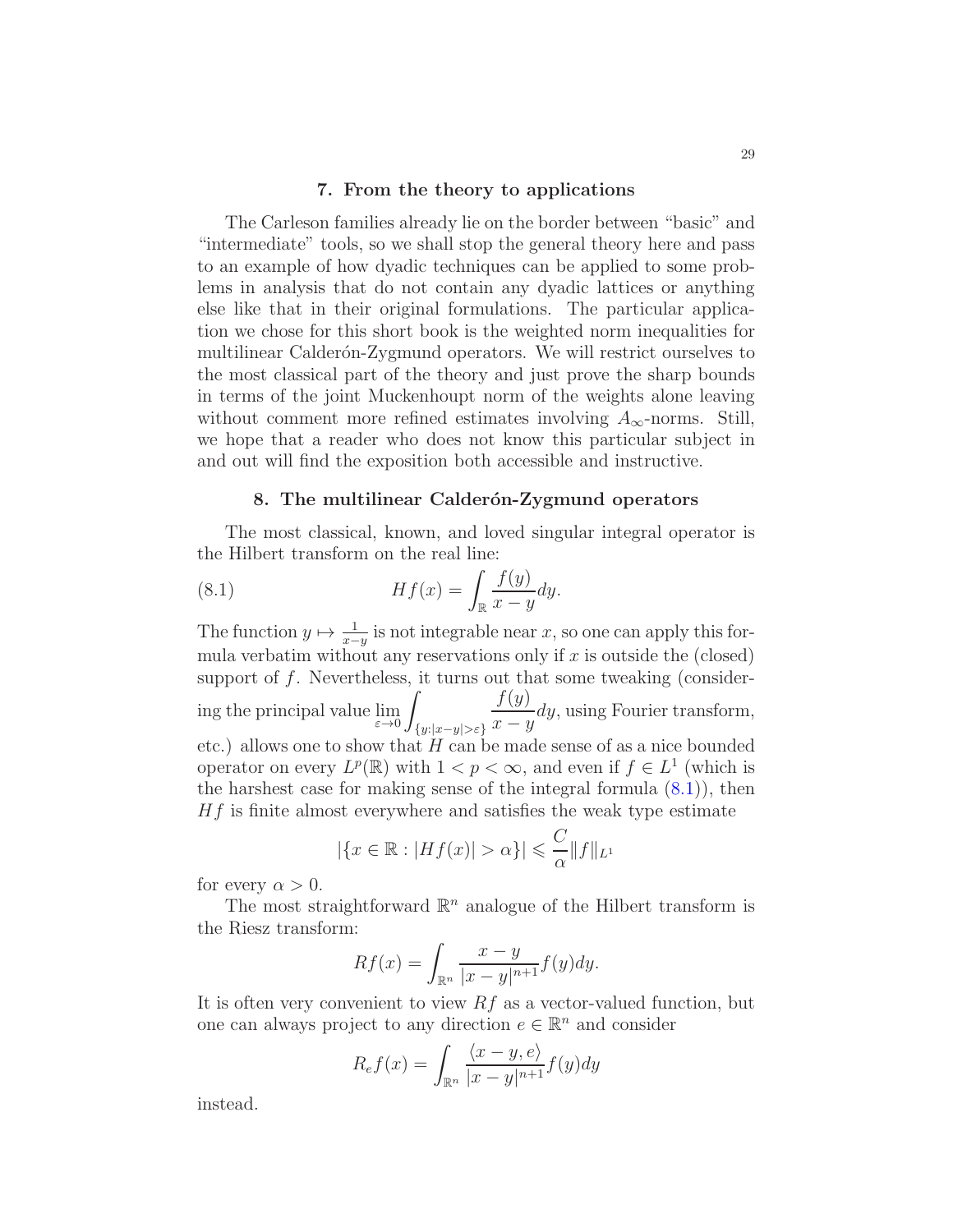## 7. From the theory to applications

The Carleson families already lie on the border between "basic" and "intermediate" tools, so we shall stop the general theory here and pass to an example of how dyadic techniques can be applied to some problems in analysis that do not contain any dyadic lattices or anything else like that in their original formulations. The particular application we chose for this short book is the weighted norm inequalities for multilinear Calderón-Zygmund operators. We will restrict ourselves to the most classical part of the theory and just prove the sharp bounds in terms of the joint Muckenhoupt norm of the weights alone leaving without comment more refined estimates involving $A_\infty$-norms. Still, we hope that a reader who does not know this particular subject in and out will find the exposition both accessible and instructive.

## 8. The multilinear Calderón-Zygmund operators

The most classical, known, and loved singular integral operator is the Hilbert transform on the real line:

$$Hf(x) = \int_{\mathbb{R}} \frac{f(y)}{x-y} dy. \tag{8.1}$$

The function $y \mapsto \frac{1}{x-y}$ is not integrable near $x$, so one can apply this formula verbatim without any reservations only if $x$ is outside the (closed) support of $f$. Nevertheless, it turns out that some tweaking (considering the principal value $\lim_{\varepsilon \to 0} \int_{\{y:|x-y|>\varepsilon\}} \frac{f(y)}{x-y} dy$, using Fourier transform, etc.) allows one to show that $H$ can be made sense of as a nice bounded operator on every $L^p(\mathbb{R})$ with $1 < p < \infty$, and even if $f \in L^1$ (which is the harshest case for making sense of the integral formula (8.1)), then $Hf$ is finite almost everywhere and satisfies the weak type estimate

$$|\{x \in \mathbb{R} : |Hf(x)| > \alpha\}| \leqslant \frac{C}{\alpha} \|f\|_{L^1}$$

for every $\alpha > 0$.

The most straightforward $\mathbb{R}^n$ analogue of the Hilbert transform is the Riesz transform:

$$Rf(x) = \int_{\mathbb{R}^n} \frac{x-y}{|x-y|^{n+1}} f(y) dy.$$

It is often very convenient to view $Rf$ as a vector-valued function, but one can always project to any direction $e \in \mathbb{R}^n$ and consider

$$R_e f(x) = \int_{\mathbb{R}^n} \frac{\langle x-y, e \rangle}{|x-y|^{n+1}} f(y) dy$$

instead.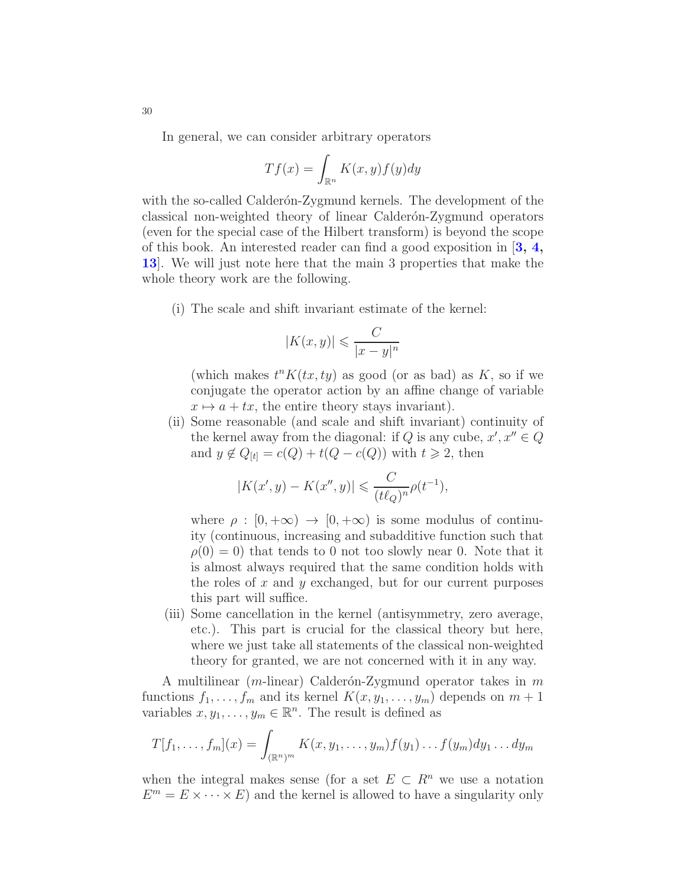In general, we can consider arbitrary operators

$$Tf(x) = \int_{\mathbb{R}^n} K(x,y)f(y)dy$$

with the so-called Calderón-Zygmund kernels. The development of the classical non-weighted theory of linear Calderón-Zygmund operators (even for the special case of the Hilbert transform) is beyond the scope of this book. An interested reader can find a good exposition in [**3, 4, 13**]. We will just note here that the main 3 properties that make the whole theory work are the following.

(i) The scale and shift invariant estimate of the kernel:

$$|K(x,y)| \leqslant \frac{C}{|x-y|^n}$$

(which makes $t^n K(tx,ty)$ as good (or as bad) as $K$, so if we conjugate the operator action by an affine change of variable $x \mapsto a + tx$, the entire theory stays invariant).

(ii) Some reasonable (and scale and shift invariant) continuity of the kernel away from the diagonal: if $Q$ is any cube, $x', x'' \in Q$ and $y \notin Q_{[t]} = c(Q) + t(Q - c(Q))$ with $t \geqslant 2$, then

$$|K(x',y) - K(x'',y)| \leqslant \frac{C}{(t\ell_Q)^n}\rho(t^{-1}),$$

where $\rho : [0,+\infty) \to [0,+\infty)$ is some modulus of continuity (continuous, increasing and subadditive function such that $\rho(0) = 0$) that tends to 0 not too slowly near 0. Note that it is almost always required that the same condition holds with the roles of $x$ and $y$ exchanged, but for our current purposes this part will suffice.

(iii) Some cancellation in the kernel (antisymmetry, zero average, etc.). This part is crucial for the classical theory but here, where we just take all statements of the classical non-weighted theory for granted, we are not concerned with it in any way.

A multilinear ($m$-linear) Calderón-Zygmund operator takes in $m$ functions $f_1, \dots, f_m$ and its kernel $K(x, y_1, \dots, y_m)$ depends on $m+1$ variables $x, y_1, \dots, y_m \in \mathbb{R}^n$. The result is defined as

$$T[f_1, \dots, f_m](x) = \int_{(\mathbb{R}^n)^m} K(x, y_1, \dots, y_m) f(y_1) \dots f(y_m) dy_1 \dots dy_m$$

when the integral makes sense (for a set $E \subset R^n$ we use a notation $E^m = E \times \dots \times E$) and the kernel is allowed to have a singularity only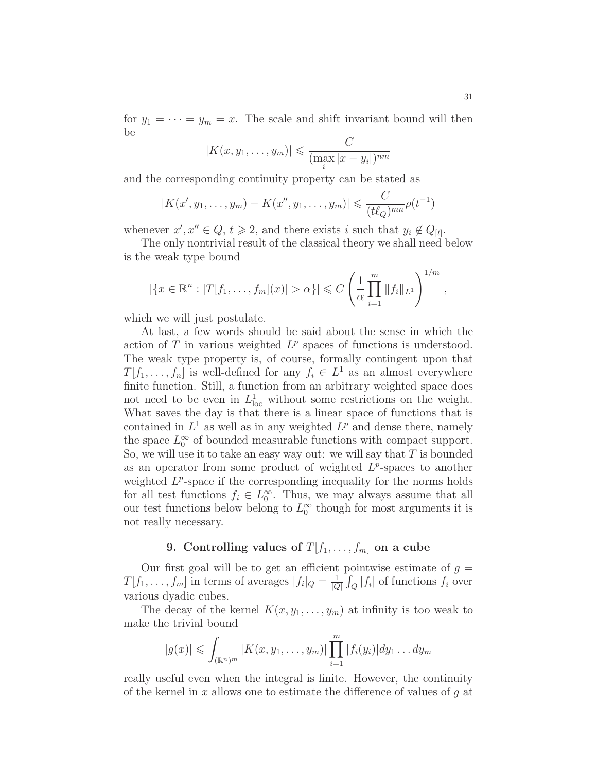for $y_1 = \cdots = y_m = x$. The scale and shift invariant bound will then be

$$|K(x, y_1, \ldots, y_m)| \leqslant \frac{C}{(\max_i |x - y_i|)^{nm}}$$

and the corresponding continuity property can be stated as

$$|K(x', y_1, \ldots, y_m) - K(x'', y_1, \ldots, y_m)| \leqslant \frac{C}{(t\ell_Q)^{mn}} \rho(t^{-1})$$

whenever $x', x'' \in Q$, $t \geqslant 2$, and there exists $i$ such that $y_i \notin Q_{[t]}$.

The only nontrivial result of the classical theory we shall need below is the weak type bound

$$|\{x \in \mathbb{R}^n : |T[f_1, \ldots, f_m](x)| > \alpha\}| \leqslant C \left( \frac{1}{\alpha} \prod_{i=1}^{m} \|f_i\|_{L^1} \right)^{1/m},$$

which we will just postulate.

At last, a few words should be said about the sense in which the action of $T$ in various weighted $L^p$ spaces of functions is understood. The weak type property is, of course, formally contingent upon that $T[f_1, \ldots, f_n]$ is well-defined for any $f_i \in L^1$ as an almost everywhere finite function. Still, a function from an arbitrary weighted space does not need to be even in $L^1_{\text{loc}}$ without some restrictions on the weight. What saves the day is that there is a linear space of functions that is contained in $L^1$ as well as in any weighted $L^p$ and dense there, namely the space $L^\infty_0$ of bounded measurable functions with compact support. So, we will use it to take an easy way out: we will say that $T$ is bounded as an operator from some product of weighted $L^p$-spaces to another weighted $L^p$-space if the corresponding inequality for the norms holds for all test functions $f_i \in L^\infty_0$. Thus, we may always assume that all our test functions below belong to $L^\infty_0$ though for most arguments it is not really necessary.

## 9. Controlling values of $T[f_1, \ldots, f_m]$ on a cube

Our first goal will be to get an efficient pointwise estimate of $g = T[f_1, \ldots, f_m]$ in terms of averages $|f_i|_Q = \frac{1}{|Q|} \int_Q |f_i|$ of functions $f_i$ over various dyadic cubes.

The decay of the kernel $K(x, y_1, \ldots, y_m)$ at infinity is too weak to make the trivial bound

$$|g(x)| \leqslant \int_{(\mathbb{R}^n)^m} |K(x, y_1, \ldots, y_m)| \prod_{i=1}^{m} |f_i(y_i)| dy_1 \ldots dy_m$$

really useful even when the integral is finite. However, the continuity of the kernel in $x$ allows one to estimate the difference of values of $g$ at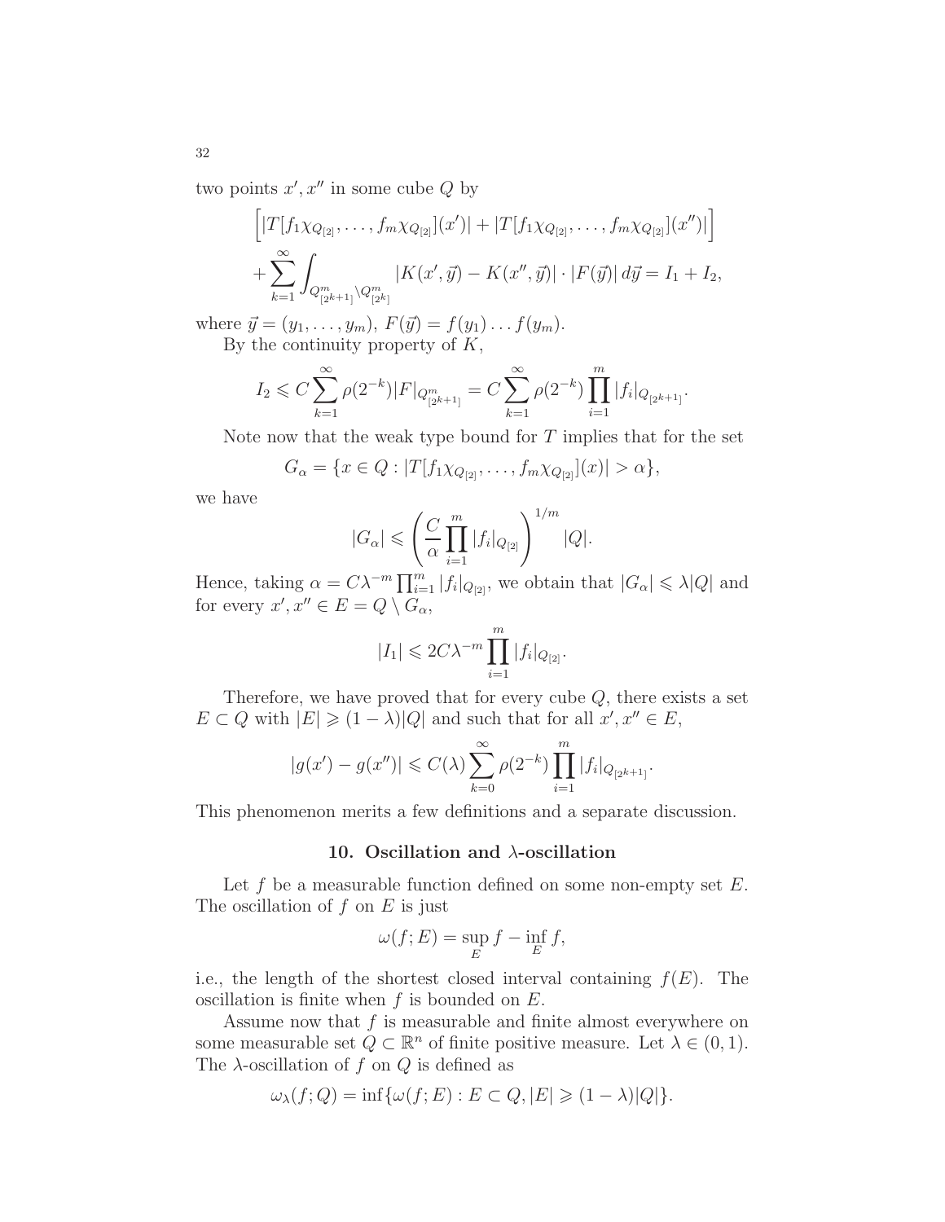two points $x', x''$ in some cube $Q$ by

$$\Big[|T[f_1\chi_{Q_{[2]}}, \dots, f_m\chi_{Q_{[2]}}](x')| + |T[f_1\chi_{Q_{[2]}}, \dots, f_m\chi_{Q_{[2]}}](x'')|\Big]$$
$$+\sum_{k=1}^{\infty}\int_{Q^m_{[2^{k+1}]}\setminus Q^m_{[2^k]}} |K(x',\vec{y}) - K(x'',\vec{y})| \cdot |F(\vec{y})|\, d\vec{y} = I_1 + I_2,$$

where $\vec{y} = (y_1, \dots, y_m)$, $F(\vec{y}) = f(y_1)\dots f(y_m)$.

By the continuity property of $K$,

$$I_2 \leqslant C\sum_{k=1}^{\infty}\rho(2^{-k})|F|_{Q^m_{[2^{k+1}]}} = C\sum_{k=1}^{\infty}\rho(2^{-k})\prod_{i=1}^{m}|f_i|_{Q_{[2^{k+1}]}}.$$

Note now that the weak type bound for $T$ implies that for the set

$$G_\alpha = \{x \in Q : |T[f_1\chi_{Q_{[2]}}, \dots, f_m\chi_{Q_{[2]}}](x)| > \alpha\},$$

we have

$$|G_\alpha| \leqslant \left(\frac{C}{\alpha}\prod_{i=1}^{m}|f_i|_{Q_{[2]}}\right)^{1/m}|Q|.$$

Hence, taking $\alpha = C\lambda^{-m}\prod_{i=1}^{m}|f_i|_{Q_{[2]}}$, we obtain that $|G_\alpha| \leqslant \lambda|Q|$ and for every $x', x'' \in E = Q \setminus G_\alpha$,

$$|I_1| \leqslant 2C\lambda^{-m}\prod_{i=1}^{m}|f_i|_{Q_{[2]}}.$$

Therefore, we have proved that for every cube $Q$, there exists a set $E \subset Q$ with $|E| \geqslant (1-\lambda)|Q|$ and such that for all $x', x'' \in E$,

$$|g(x') - g(x'')| \leqslant C(\lambda)\sum_{k=0}^{\infty}\rho(2^{-k})\prod_{i=1}^{m}|f_i|_{Q_{[2^{k+1}]}}.$$

This phenomenon merits a few definitions and a separate discussion.

## 10. Oscillation and $\lambda$-oscillation

Let $f$ be a measurable function defined on some non-empty set $E$. The oscillation of $f$ on $E$ is just

$$\omega(f; E) = \sup_E f - \inf_E f,$$

i.e., the length of the shortest closed interval containing $f(E)$. The oscillation is finite when $f$ is bounded on $E$.

Assume now that $f$ is measurable and finite almost everywhere on some measurable set $Q \subset \mathbb{R}^n$ of finite positive measure. Let $\lambda \in (0, 1)$. The $\lambda$-oscillation of $f$ on $Q$ is defined as

$$\omega_\lambda(f; Q) = \inf\{\omega(f; E) : E \subset Q, |E| \geqslant (1-\lambda)|Q|\}.$$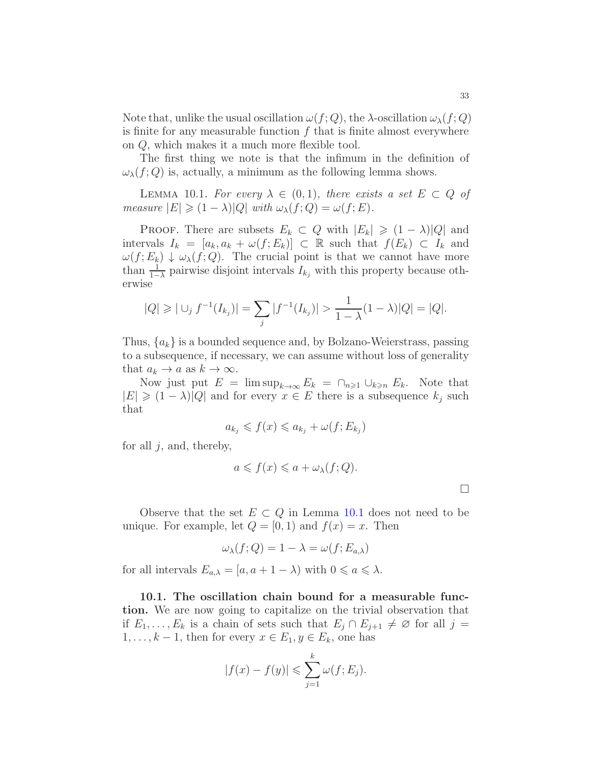Note that, unlike the usual oscillation $\omega(f;Q)$, the $\lambda$-oscillation $\omega_\lambda(f;Q)$ is finite for any measurable function $f$ that is finite almost everywhere on $Q$, which makes it a much more flexible tool.

The first thing we note is that the infimum in the definition of $\omega_\lambda(f;Q)$ is, actually, a minimum as the following lemma shows.

Lemma 10.1. *For every $\lambda \in (0,1)$, there exists a set $E \subset Q$ of measure $|E| \geqslant (1-\lambda)|Q|$ with $\omega_\lambda(f;Q) = \omega(f;E)$.*

Proof. There are subsets $E_k \subset Q$ with $|E_k| \geqslant (1-\lambda)|Q|$ and intervals $I_k = [a_k, a_k + \omega(f;E_k)] \subset \mathbb{R}$ such that $f(E_k) \subset I_k$ and $\omega(f;E_k) \downarrow \omega_\lambda(f;Q)$. The crucial point is that we cannot have more than $\frac{1}{1-\lambda}$ pairwise disjoint intervals $I_{k_j}$ with this property because otherwise

$$|Q| \geqslant |\cup_j f^{-1}(I_{k_j})| = \sum_j |f^{-1}(I_{k_j})| > \frac{1}{1-\lambda}(1-\lambda)|Q| = |Q|.$$

Thus, $\{a_k\}$ is a bounded sequence and, by Bolzano-Weierstrass, passing to a subsequence, if necessary, we can assume without loss of generality that $a_k \to a$ as $k \to \infty$.

Now just put $E = \limsup_{k\to\infty} E_k = \cap_{n\geqslant 1} \cup_{k \geqslant n} E_k$. Note that $|E| \geqslant (1-\lambda)|Q|$ and for every $x \in E$ there is a subsequence $k_j$ such that

$$a_{k_j} \leqslant f(x) \leqslant a_{k_j} + \omega(f;E_{k_j})$$

for all $j$, and, thereby,

$$a \leqslant f(x) \leqslant a + \omega_\lambda(f;Q).$$

□

Observe that the set $E \subset Q$ in Lemma 10.1 does not need to be unique. For example, let $Q = [0,1)$ and $f(x) = x$. Then

$$\omega_\lambda(f;Q) = 1 - \lambda = \omega(f;E_{a,\lambda})$$

for all intervals $E_{a,\lambda} = [a, a+1-\lambda)$ with $0 \leqslant a \leqslant \lambda$.

**10.1. The oscillation chain bound for a measurable function.** We are now going to capitalize on the trivial observation that if $E_1, \dots, E_k$ is a chain of sets such that $E_j \cap E_{j+1} \neq \varnothing$ for all $j = 1, \dots, k-1$, then for every $x \in E_1, y \in E_k$, one has

$$|f(x) - f(y)| \leqslant \sum_{j=1}^{k} \omega(f;E_j).$$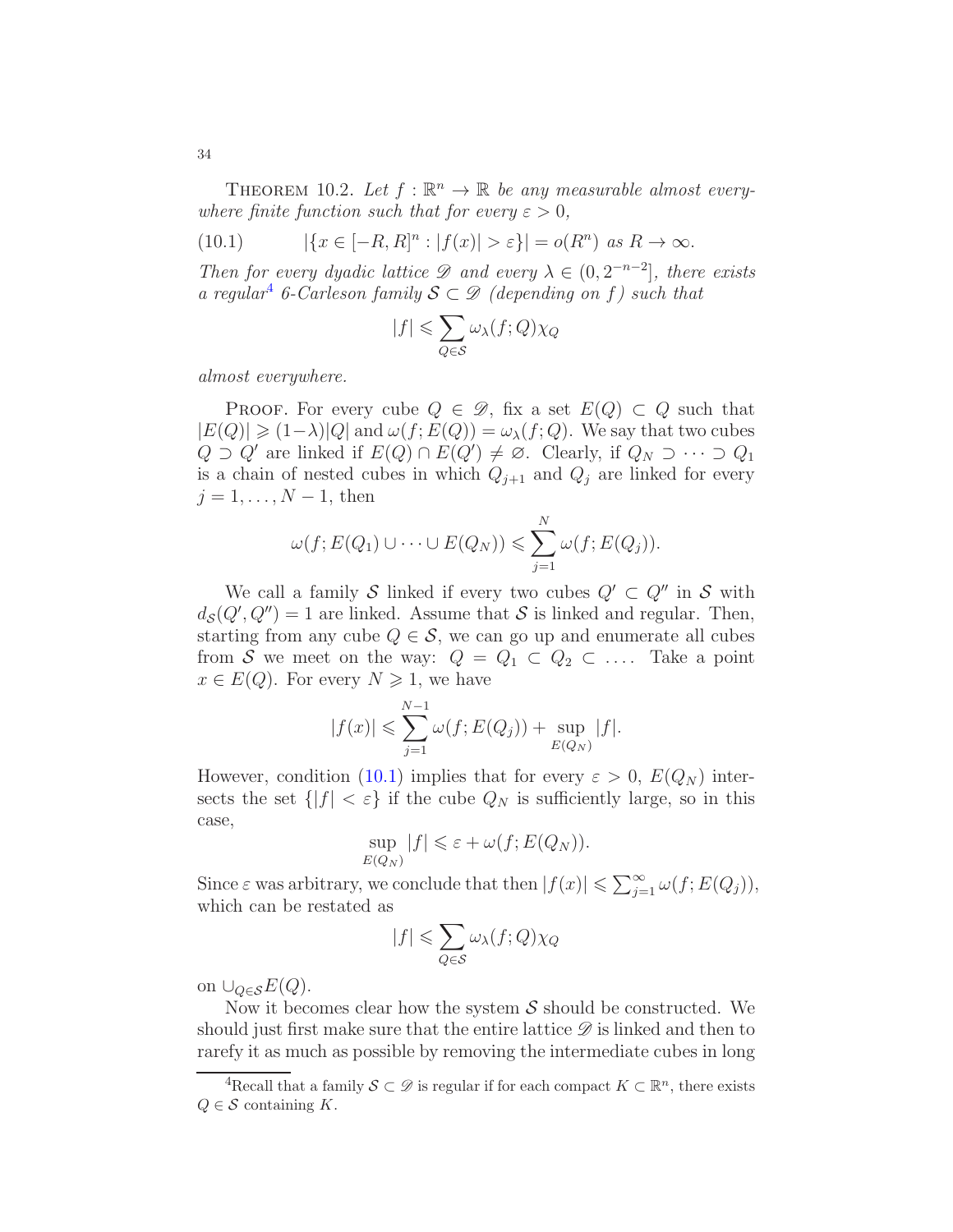**Theorem 10.2.** *Let $f : \mathbb{R}^n \to \mathbb{R}$ be any measurable almost everywhere finite function such that for every $\varepsilon > 0$,*

$$|\{x \in [-R, R]^n : |f(x)| > \varepsilon\}| = o(R^n) \text{ as } R \to \infty. \tag{10.1}$$

*Then for every dyadic lattice $\mathscr{D}$ and every $\lambda \in (0, 2^{-n-2}]$, there exists a regular*[4] *6-Carleson family $\mathcal{S} \subset \mathscr{D}$ (depending on $f$) such that*

$$|f| \leqslant \sum_{Q \in \mathcal{S}} \omega_\lambda(f; Q)\chi_Q$$

*almost everywhere.*

Proof. For every cube $Q \in \mathscr{D}$, fix a set $E(Q) \subset Q$ such that $|E(Q)| \geqslant (1-\lambda)|Q|$ and $\omega(f; E(Q)) = \omega_\lambda(f; Q)$. We say that two cubes $Q \supset Q'$ are linked if $E(Q) \cap E(Q') \neq \varnothing$. Clearly, if $Q_N \supset \cdots \supset Q_1$ is a chain of nested cubes in which $Q_{j+1}$ and $Q_j$ are linked for every $j = 1, \dots, N-1$, then

$$\omega(f; E(Q_1) \cup \cdots \cup E(Q_N)) \leqslant \sum_{j=1}^{N} \omega(f; E(Q_j)).$$

We call a family $\mathcal{S}$ linked if every two cubes $Q' \subset Q''$ in $\mathcal{S}$ with $d_{\mathcal{S}}(Q', Q'') = 1$ are linked. Assume that $\mathcal{S}$ is linked and regular. Then, starting from any cube $Q \in \mathcal{S}$, we can go up and enumerate all cubes from $\mathcal{S}$ we meet on the way: $Q = Q_1 \subset Q_2 \subset \dots$. Take a point $x \in E(Q)$. For every $N \geqslant 1$, we have

$$|f(x)| \leqslant \sum_{j=1}^{N-1} \omega(f; E(Q_j)) + \sup_{E(Q_N)} |f|.$$

However, condition (10.1) implies that for every $\varepsilon > 0$, $E(Q_N)$ intersects the set $\{|f| < \varepsilon\}$ if the cube $Q_N$ is sufficiently large, so in this case,

$$\sup_{E(Q_N)} |f| \leqslant \varepsilon + \omega(f; E(Q_N)).$$

Since $\varepsilon$ was arbitrary, we conclude that then $|f(x)| \leqslant \sum_{j=1}^{\infty} \omega(f; E(Q_j))$, which can be restated as

$$|f| \leqslant \sum_{Q \in \mathcal{S}} \omega_\lambda(f; Q)\chi_Q$$

on $\cup_{Q \in \mathcal{S}} E(Q)$.

Now it becomes clear how the system $\mathcal{S}$ should be constructed. We should just first make sure that the entire lattice $\mathscr{D}$ is linked and then to rarefy it as much as possible by removing the intermediate cubes in long

[4] Recall that a family $\mathcal{S} \subset \mathscr{D}$ is regular if for each compact $K \subset \mathbb{R}^n$, there exists $Q \in \mathcal{S}$ containing $K$.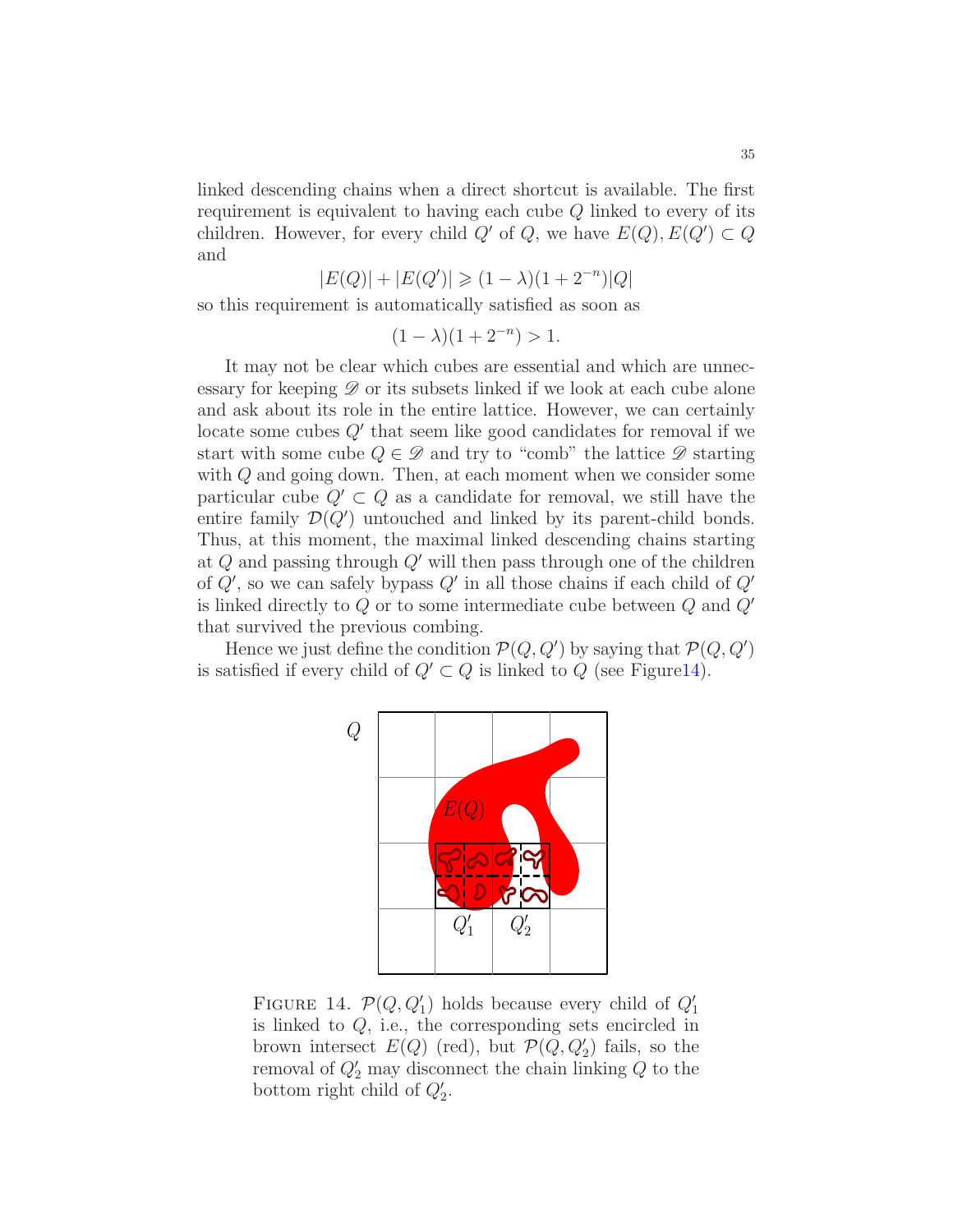linked descending chains when a direct shortcut is available. The first requirement is equivalent to having each cube $Q$ linked to every of its children. However, for every child $Q'$ of $Q$, we have $E(Q), E(Q') \subset Q$ and

$$|E(Q)| + |E(Q')| \geqslant (1-\lambda)(1+2^{-n})|Q|$$

so this requirement is automatically satisfied as soon as

$$(1-\lambda)(1+2^{-n}) > 1.$$

It may not be clear which cubes are essential and which are unnecessary for keeping $\mathscr{D}$ or its subsets linked if we look at each cube alone and ask about its role in the entire lattice. However, we can certainly locate some cubes $Q'$ that seem like good candidates for removal if we start with some cube $Q \in \mathscr{D}$ and try to "comb" the lattice $\mathscr{D}$ starting with $Q$ and going down. Then, at each moment when we consider some particular cube $Q' \subset Q$ as a candidate for removal, we still have the entire family $\mathcal{D}(Q')$ untouched and linked by its parent-child bonds. Thus, at this moment, the maximal linked descending chains starting at $Q$ and passing through $Q'$ will then pass through one of the children of $Q'$, so we can safely bypass $Q'$ in all those chains if each child of $Q'$ is linked directly to $Q$ or to some intermediate cube between $Q$ and $Q'$ that survived the previous combing.

Hence we just define the condition $\mathcal{P}(Q, Q')$ by saying that $\mathcal{P}(Q, Q')$ is satisfied if every child of $Q' \subset Q$ is linked to $Q$ (see Figure14).

FIGURE 14. $\mathcal{P}(Q, Q'_1)$ holds because every child of $Q'_1$ is linked to $Q$, i.e., the corresponding sets encircled in brown intersect $E(Q)$ (red), but $\mathcal{P}(Q, Q'_2)$ fails, so the removal of $Q'_2$ may disconnect the chain linking $Q$ to the bottom right child of $Q'_2$.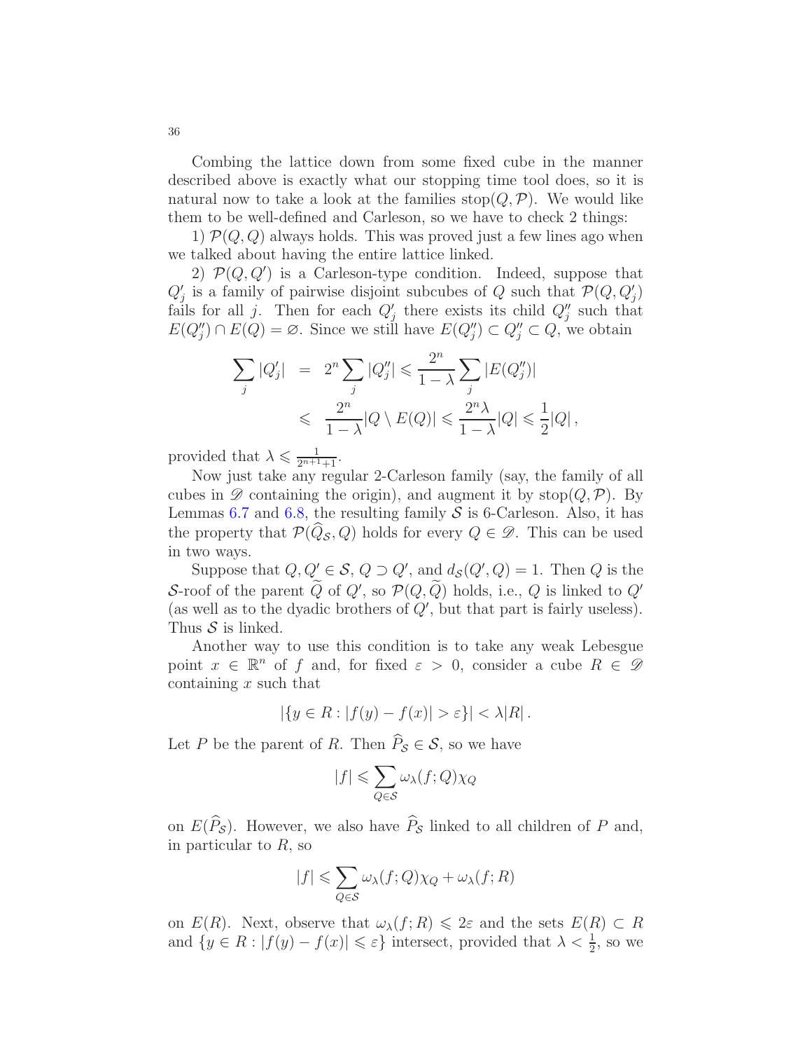Combing the lattice down from some fixed cube in the manner described above is exactly what our stopping time tool does, so it is natural now to take a look at the families $\operatorname{stop}(Q, \mathcal{P})$. We would like them to be well-defined and Carleson, so we have to check 2 things:

1) $\mathcal{P}(Q, Q)$ always holds. This was proved just a few lines ago when we talked about having the entire lattice linked.

2) $\mathcal{P}(Q, Q')$ is a Carleson-type condition. Indeed, suppose that $Q'_j$ is a family of pairwise disjoint subcubes of $Q$ such that $\mathcal{P}(Q, Q'_j)$ fails for all $j$. Then for each $Q'_j$ there exists its child $Q''_j$ such that $E(Q''_j) \cap E(Q) = \varnothing$. Since we still have $E(Q''_j) \subset Q''_j \subset Q$, we obtain

$$
\begin{aligned}
\sum_j |Q'_j| &= 2^n \sum_j |Q''_j| \leqslant \frac{2^n}{1-\lambda} \sum_j |E(Q''_j)| \\
&\leqslant \frac{2^n}{1-\lambda} |Q \setminus E(Q)| \leqslant \frac{2^n \lambda}{1-\lambda} |Q| \leqslant \frac{1}{2} |Q| \,,
\end{aligned}
$$

provided that $\lambda \leqslant \frac{1}{2^{n+1}+1}$.

Now just take any regular 2-Carleson family (say, the family of all cubes in $\mathscr{D}$ containing the origin), and augment it by $\operatorname{stop}(Q, \mathcal{P})$. By Lemmas 6.7 and 6.8, the resulting family $\mathcal{S}$ is 6-Carleson. Also, it has the property that $\mathcal{P}(\widehat{Q}_{\mathcal{S}}, Q)$ holds for every $Q \in \mathscr{D}$. This can be used in two ways.

Suppose that $Q, Q' \in \mathcal{S}$, $Q \supset Q'$, and $d_{\mathcal{S}}(Q', Q) = 1$. Then $Q$ is the $\mathcal{S}$-roof of the parent $\widetilde{Q}$ of $Q'$, so $\mathcal{P}(Q, \widetilde{Q})$ holds, i.e., $Q$ is linked to $Q'$ (as well as to the dyadic brothers of $Q'$, but that part is fairly useless). Thus $\mathcal{S}$ is linked.

Another way to use this condition is to take any weak Lebesgue point $x \in \mathbb{R}^n$ of $f$ and, for fixed $\varepsilon > 0$, consider a cube $R \in \mathscr{D}$ containing $x$ such that

$$
|\{y \in R : |f(y) - f(x)| > \varepsilon\}| < \lambda |R| \,.
$$

Let $P$ be the parent of $R$. Then $\widehat{P}_{\mathcal{S}} \in \mathcal{S}$, so we have

$$
|f| \leqslant \sum_{Q \in \mathcal{S}} \omega_\lambda(f; Q) \chi_Q
$$

on $E(\widehat{P}_{\mathcal{S}})$. However, we also have $\widehat{P}_{\mathcal{S}}$ linked to all children of $P$ and, in particular to $R$, so

$$
|f| \leqslant \sum_{Q \in \mathcal{S}} \omega_\lambda(f; Q) \chi_Q + \omega_\lambda(f; R)
$$

on $E(R)$. Next, observe that $\omega_\lambda(f; R) \leqslant 2\varepsilon$ and the sets $E(R) \subset R$ and $\{y \in R : |f(y) - f(x)| \leqslant \varepsilon\}$ intersect, provided that $\lambda < \frac{1}{2}$, so we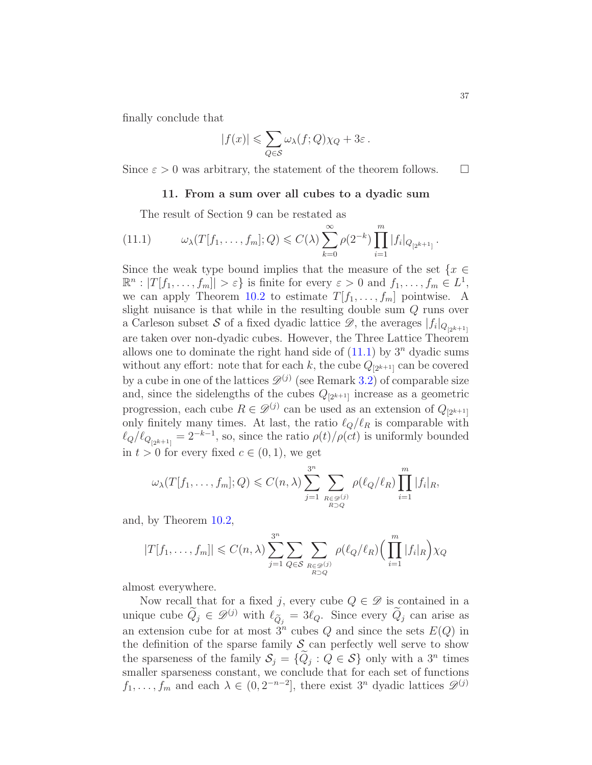finally conclude that

$$|f(x)| \leqslant \sum_{Q\in\mathcal{S}} \omega_\lambda(f;Q)\chi_Q + 3\varepsilon\,.$$

Since $\varepsilon > 0$ was arbitrary, the statement of the theorem follows. $\square$

## 11. From a sum over all cubes to a dyadic sum

The result of Section 9 can be restated as

$$\omega_\lambda(T[f_1,\dots,f_m];Q) \leqslant C(\lambda)\sum_{k=0}^{\infty}\rho(2^{-k})\prod_{i=1}^{m}|f_i|_{Q_{[2^{k+1}]}}\,. \tag{11.1}$$

Since the weak type bound implies that the measure of the set $\{x \in \mathbb{R}^n : |T[f_1,\dots,f_m]| > \varepsilon\}$ is finite for every $\varepsilon > 0$ and $f_1,\dots,f_m \in L^1$, we can apply Theorem 10.2 to estimate $T[f_1,\dots,f_m]$ pointwise. A slight nuisance is that while in the resulting double sum $Q$ runs over a Carleson subset $\mathcal{S}$ of a fixed dyadic lattice $\mathscr{D}$, the averages $|f_i|_{Q_{[2^{k+1}]}}$ are taken over non-dyadic cubes. However, the Three Lattice Theorem allows one to dominate the right hand side of (11.1) by $3^n$ dyadic sums without any effort: note that for each $k$, the cube $Q_{[2^{k+1}]}$ can be covered by a cube in one of the lattices $\mathscr{D}^{(j)}$ (see Remark 3.2) of comparable size and, since the sidelengths of the cubes $Q_{[2^{k+1}]}$ increase as a geometric progression, each cube $R \in \mathscr{D}^{(j)}$ can be used as an extension of $Q_{[2^{k+1}]}$ only finitely many times. At last, the ratio $\ell_Q/\ell_R$ is comparable with $\ell_Q/\ell_{Q_{[2^{k+1}]}} = 2^{-k-1}$, so, since the ratio $\rho(t)/\rho(ct)$ is uniformly bounded in $t > 0$ for every fixed $c \in (0,1)$, we get

$$\omega_\lambda(T[f_1,\dots,f_m];Q) \leqslant C(n,\lambda)\sum_{j=1}^{3^n}\sum_{\substack{R\in\mathscr{D}^{(j)}\\ R\supset Q}}\rho(\ell_Q/\ell_R)\prod_{i=1}^{m}|f_i|_R,$$

and, by Theorem 10.2,

$$|T[f_1,\dots,f_m]| \leqslant C(n,\lambda)\sum_{j=1}^{3^n}\sum_{Q\in\mathcal{S}}\sum_{\substack{R\in\mathscr{D}^{(j)}\\ R\supset Q}}\rho(\ell_Q/\ell_R)\Big(\prod_{i=1}^{m}|f_i|_R\Big)\chi_Q$$

almost everywhere.

Now recall that for a fixed $j$, every cube $Q \in \mathscr{D}$ is contained in a unique cube $\widetilde{Q}_j \in \mathscr{D}^{(j)}$ with $\ell_{\widetilde{Q}_j} = 3\ell_Q$. Since every $\widetilde{Q}_j$ can arise as an extension cube for at most $3^n$ cubes $Q$ and since the sets $E(Q)$ in the definition of the sparse family $\mathcal{S}$ can perfectly well serve to show the sparseness of the family $\mathcal{S}_j = \{\widetilde{Q}_j : Q \in \mathcal{S}\}$ only with a $3^n$ times smaller sparseness constant, we conclude that for each set of functions $f_1,\dots,f_m$ and each $\lambda \in (0, 2^{-n-2}]$, there exist $3^n$ dyadic lattices $\mathscr{D}^{(j)}$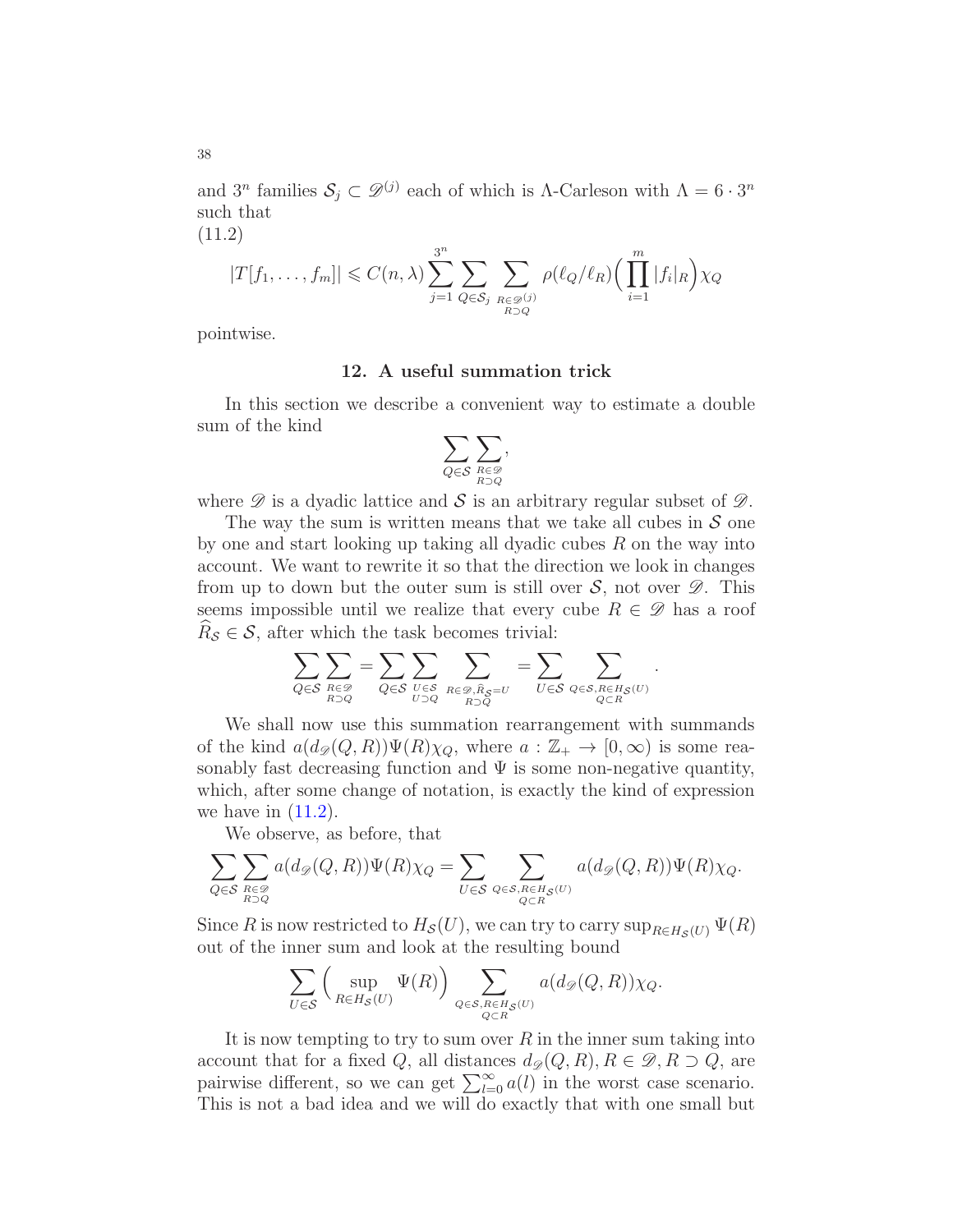and $3^n$ families $\mathcal{S}_j \subset \mathscr{D}^{(j)}$ each of which is $\Lambda$-Carleson with $\Lambda = 6 \cdot 3^n$ such that

(11.2)

$$|T[f_1, \dots, f_m]| \leqslant C(n, \lambda) \sum_{j=1}^{3^n} \sum_{Q \in \mathcal{S}_j} \sum_{\substack{R \in \mathscr{D}^{(j)} \\ R \supset Q}} \rho(\ell_Q/\ell_R) \Big( \prod_{i=1}^{m} |f_i|_R \Big) \chi_Q$$

pointwise.

## 12. A useful summation trick

In this section we describe a convenient way to estimate a double sum of the kind

$$\sum_{Q \in \mathcal{S}} \sum_{\substack{R \in \mathscr{D} \\ R \supset Q}},$$

where $\mathscr{D}$ is a dyadic lattice and $\mathcal{S}$ is an arbitrary regular subset of $\mathscr{D}$.

The way the sum is written means that we take all cubes in $\mathcal{S}$ one by one and start looking up taking all dyadic cubes $R$ on the way into account. We want to rewrite it so that the direction we look in changes from up to down but the outer sum is still over $\mathcal{S}$, not over $\mathscr{D}$. This seems impossible until we realize that every cube $R \in \mathscr{D}$ has a roof $\widehat{R}_{\mathcal{S}} \in \mathcal{S}$, after which the task becomes trivial:

$$\sum_{Q \in \mathcal{S}} \sum_{\substack{R \in \mathscr{D} \\ R \supset Q}} = \sum_{Q \in \mathcal{S}} \sum_{\substack{U \in \mathcal{S} \\ U \supset Q}} \sum_{\substack{R \in \mathscr{D}, \widehat{R}_{\mathcal{S}} = U \\ R \supset Q}} = \sum_{U \in \mathcal{S}} \sum_{\substack{Q \in \mathcal{S}, R \in H_{\mathcal{S}}(U) \\ Q \subset R}}.$$

We shall now use this summation rearrangement with summands of the kind $a(d_{\mathscr{D}}(Q, R))\Psi(R)\chi_Q$, where $a : \mathbb{Z}_+ \to [0, \infty)$ is some reasonably fast decreasing function and $\Psi$ is some non-negative quantity, which, after some change of notation, is exactly the kind of expression we have in (11.2).

We observe, as before, that

$$\sum_{Q \in \mathcal{S}} \sum_{\substack{R \in \mathscr{D} \\ R \supset Q}} a(d_{\mathscr{D}}(Q, R))\Psi(R)\chi_Q = \sum_{U \in \mathcal{S}} \sum_{\substack{Q \in \mathcal{S}, R \in H_{\mathcal{S}}(U) \\ Q \subset R}} a(d_{\mathscr{D}}(Q, R))\Psi(R)\chi_Q.$$

Since $R$ is now restricted to $H_{\mathcal{S}}(U)$, we can try to carry $\sup_{R \in H_{\mathcal{S}}(U)} \Psi(R)$ out of the inner sum and look at the resulting bound

$$\sum_{U \in \mathcal{S}} \Big( \sup_{R \in H_{\mathcal{S}}(U)} \Psi(R) \Big) \sum_{\substack{Q \in \mathcal{S}, R \in H_{\mathcal{S}}(U) \\ Q \subset R}} a(d_{\mathscr{D}}(Q, R))\chi_Q.$$

It is now tempting to try to sum over $R$ in the inner sum taking into account that for a fixed $Q$, all distances $d_{\mathscr{D}}(Q, R), R \in \mathscr{D}, R \supset Q$, are pairwise different, so we can get $\sum_{l=0}^{\infty} a(l)$ in the worst case scenario. This is not a bad idea and we will do exactly that with one small but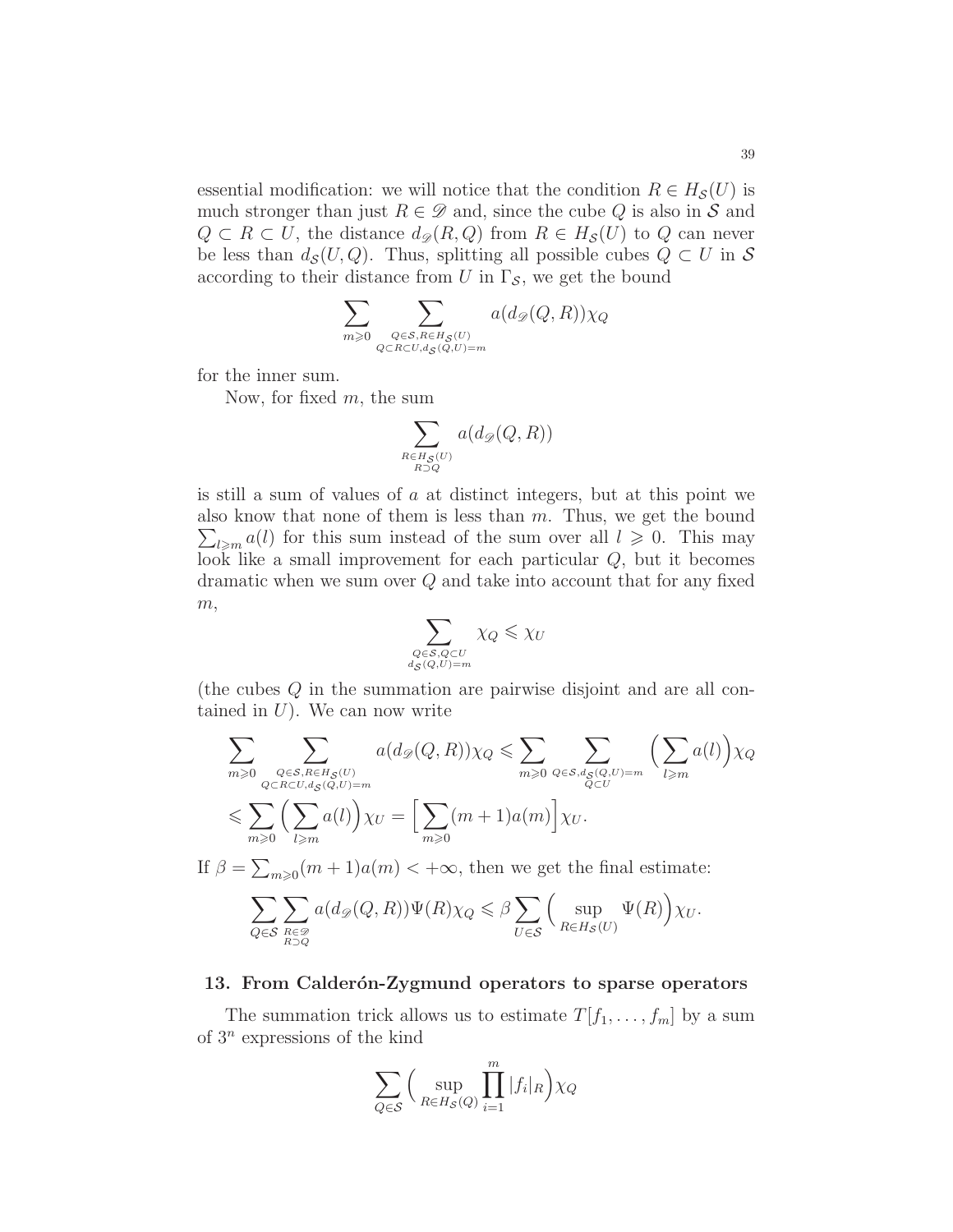essential modification: we will notice that the condition $R \in H_{\mathcal{S}}(U)$ is much stronger than just $R \in \mathscr{D}$ and, since the cube $Q$ is also in $\mathcal{S}$ and $Q \subset R \subset U$, the distance $d_{\mathscr{D}}(R, Q)$ from $R \in H_{\mathcal{S}}(U)$ to $Q$ can never be less than $d_{\mathcal{S}}(U, Q)$. Thus, splitting all possible cubes $Q \subset U$ in $\mathcal{S}$ according to their distance from $U$ in $\Gamma_{\mathcal{S}}$, we get the bound

$$\sum_{m \geqslant 0} \sum_{\substack{Q \in \mathcal{S}, R \in H_{\mathcal{S}}(U) \\ Q \subset R \subset U, d_{\mathcal{S}}(Q,U)=m}} a(d_{\mathscr{D}}(Q,R))\chi_Q$$

for the inner sum.

Now, for fixed $m$, the sum

$$\sum_{\substack{R \in H_{\mathcal{S}}(U) \\ R \supset Q}} a(d_{\mathscr{D}}(Q,R))$$

is still a sum of values of $a$ at distinct integers, but at this point we also know that none of them is less than $m$. Thus, we get the bound $\sum_{l \geqslant m} a(l)$ for this sum instead of the sum over all $l \geqslant 0$. This may look like a small improvement for each particular $Q$, but it becomes dramatic when we sum over $Q$ and take into account that for any fixed $m$,

$$\sum_{\substack{Q \in \mathcal{S}, Q \subset U \\ d_{\mathcal{S}}(Q,U)=m}} \chi_Q \leqslant \chi_U$$

(the cubes $Q$ in the summation are pairwise disjoint and are all contained in $U$). We can now write

$$\sum_{m \geqslant 0} \sum_{\substack{Q \in \mathcal{S}, R \in H_{\mathcal{S}}(U) \\ Q \subset R \subset U, d_{\mathcal{S}}(Q,U)=m}} a(d_{\mathscr{D}}(Q,R))\chi_Q \leqslant \sum_{m \geqslant 0} \sum_{\substack{Q \in \mathcal{S}, d_{\mathcal{S}}(Q,U)=m \\ Q \subset U}} \Big(\sum_{l \geqslant m} a(l)\Big)\chi_Q$$
$$\leqslant \sum_{m \geqslant 0} \Big(\sum_{l \geqslant m} a(l)\Big)\chi_U = \Big[\sum_{m \geqslant 0}(m+1)a(m)\Big]\chi_U.$$

If $\beta = \sum_{m \geqslant 0}(m+1)a(m) < +\infty$, then we get the final estimate:

$$\sum_{Q \in \mathcal{S}} \sum_{\substack{R \in \mathscr{D} \\ R \supset Q}} a(d_{\mathscr{D}}(Q,R))\Psi(R)\chi_Q \leqslant \beta \sum_{U \in \mathcal{S}} \Big(\sup_{R \in H_{\mathcal{S}}(U)} \Psi(R)\Big)\chi_U.$$

## 13. From Calderón-Zygmund operators to sparse operators

The summation trick allows us to estimate $T[f_1, \ldots, f_m]$ by a sum of $3^n$ expressions of the kind

$$\sum_{Q \in \mathcal{S}} \Big(\sup_{R \in H_{\mathcal{S}}(Q)} \prod_{i=1}^{m} |f_i|_R\Big)\chi_Q$$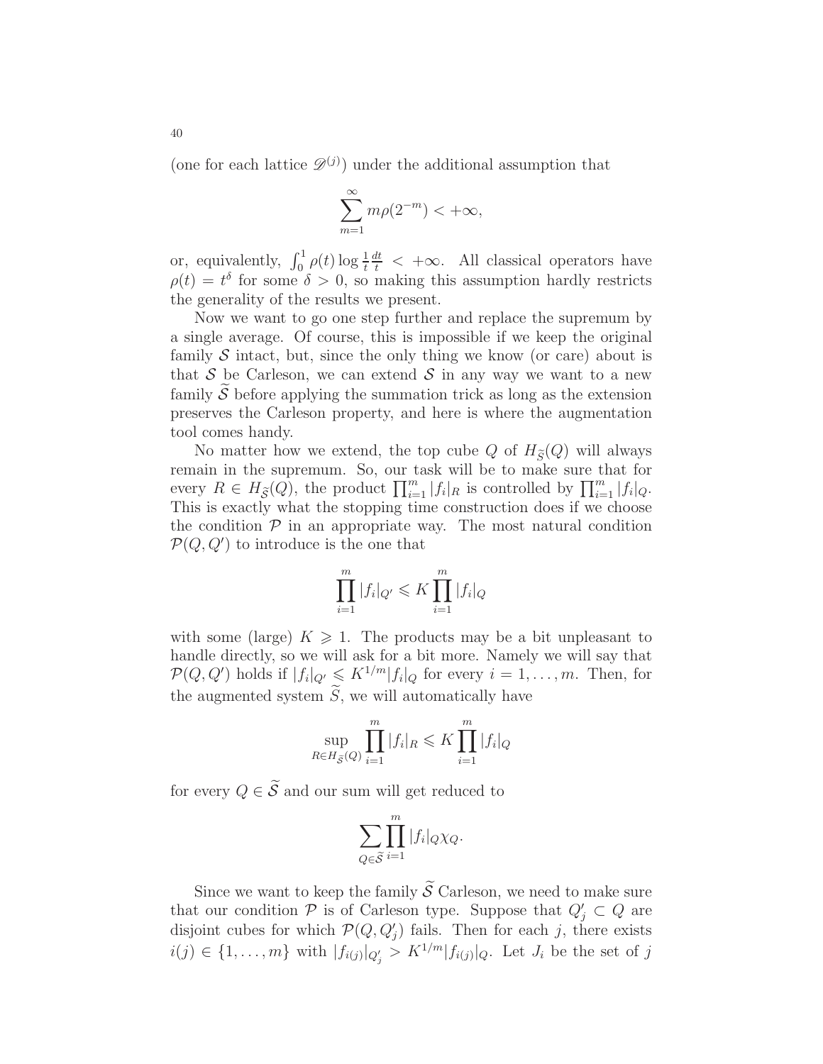(one for each lattice $\mathscr{D}^{(j)}$) under the additional assumption that

$$\sum_{m=1}^{\infty} m\rho(2^{-m}) < +\infty,$$

or, equivalently, $\int_0^1 \rho(t) \log \frac{1}{t} \frac{dt}{t} < +\infty$. All classical operators have $\rho(t) = t^\delta$ for some $\delta > 0$, so making this assumption hardly restricts the generality of the results we present.

Now we want to go one step further and replace the supremum by a single average. Of course, this is impossible if we keep the original family $\mathcal{S}$ intact, but, since the only thing we know (or care) about is that $\mathcal{S}$ be Carleson, we can extend $\mathcal{S}$ in any way we want to a new family $\widetilde{\mathcal{S}}$ before applying the summation trick as long as the extension preserves the Carleson property, and here is where the augmentation tool comes handy.

No matter how we extend, the top cube $Q$ of $H_{\widetilde{S}}(Q)$ will always remain in the supremum. So, our task will be to make sure that for every $R \in H_{\widetilde{\mathcal{S}}}(Q)$, the product $\prod_{i=1}^m |f_i|_R$ is controlled by $\prod_{i=1}^m |f_i|_Q$. This is exactly what the stopping time construction does if we choose the condition $\mathcal{P}$ in an appropriate way. The most natural condition $\mathcal{P}(Q, Q')$ to introduce is the one that

$$\prod_{i=1}^{m} |f_i|_{Q'} \leqslant K \prod_{i=1}^{m} |f_i|_Q$$

with some (large) $K \geqslant 1$. The products may be a bit unpleasant to handle directly, so we will ask for a bit more. Namely we will say that $\mathcal{P}(Q, Q')$ holds if $|f_i|_{Q'} \leqslant K^{1/m} |f_i|_Q$ for every $i = 1, \dots, m$. Then, for the augmented system $\widetilde{S}$, we will automatically have

$$\sup_{R \in H_{\widetilde{S}}(Q)} \prod_{i=1}^{m} |f_i|_R \leqslant K \prod_{i=1}^{m} |f_i|_Q$$

for every $Q \in \widetilde{\mathcal{S}}$ and our sum will get reduced to

$$\sum_{Q \in \widetilde{\mathcal{S}}} \prod_{i=1}^{m} |f_i|_Q \chi_Q.$$

Since we want to keep the family $\widetilde{\mathcal{S}}$ Carleson, we need to make sure that our condition $\mathcal{P}$ is of Carleson type. Suppose that $Q'_j \subset Q$ are disjoint cubes for which $\mathcal{P}(Q, Q'_j)$ fails. Then for each $j$, there exists $i(j) \in \{1, \dots, m\}$ with $|f_{i(j)}|_{Q'_j} > K^{1/m} |f_{i(j)}|_Q$. Let $J_i$ be the set of $j$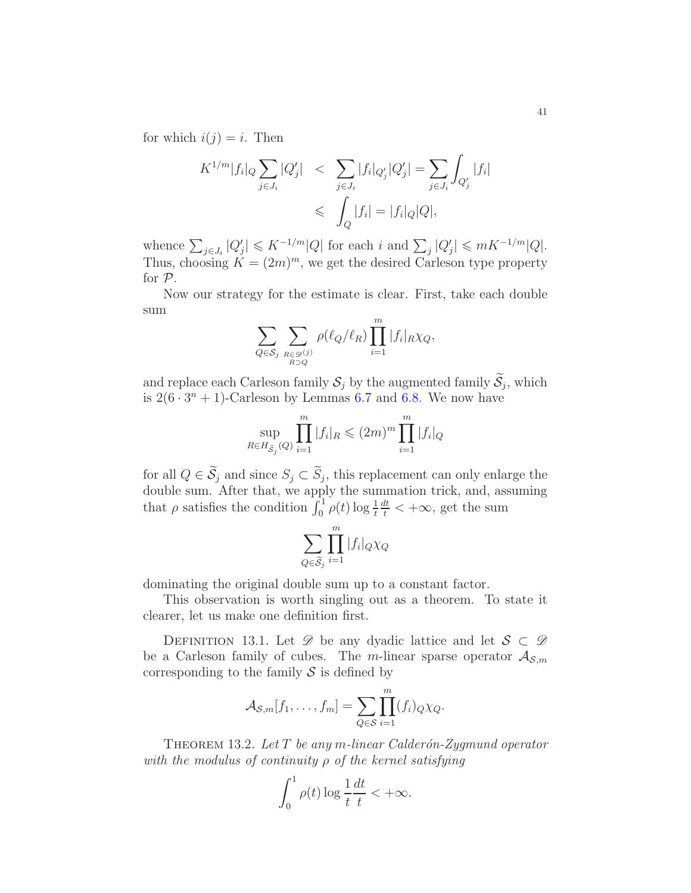for which $i(j) = i$. Then

$$
\begin{aligned}
K^{1/m} |f_i|_Q \sum_{j \in J_i} |Q'_j| &< \sum_{j \in J_i} |f_i|_{Q'_j} |Q'_j| = \sum_{j \in J_i} \int_{Q'_j} |f_i| \\
&\leqslant \int_Q |f_i| = |f_i|_Q |Q|,
\end{aligned}
$$

whence $\sum_{j \in J_i} |Q'_j| \leqslant K^{-1/m}|Q|$ for each $i$ and $\sum_j |Q'_j| \leqslant mK^{-1/m}|Q|$. Thus, choosing $K = (2m)^m$, we get the desired Carleson type property for $\mathcal{P}$.

Now our strategy for the estimate is clear. First, take each double sum

$$
\sum_{Q \in \mathcal{S}_j} \sum_{\substack{R \in \mathscr{D}^{(j)} \\ R \supset Q}} \rho(\ell_Q / \ell_R) \prod_{i=1}^{m} |f_i|_R \chi_Q,
$$

and replace each Carleson family $\mathcal{S}_j$ by the augmented family $\widetilde{\mathcal{S}}_j$, which is $2(6 \cdot 3^n + 1)$-Carleson by Lemmas 6.7 and 6.8. We now have

$$
\sup_{R \in H_{\widetilde{\mathcal{S}}_j}(Q)} \prod_{i=1}^{m} |f_i|_R \leqslant (2m)^m \prod_{i=1}^{m} |f_i|_Q
$$

for all $Q \in \widetilde{\mathcal{S}}_j$ and since $S_j \subset \widetilde{S}_j$, this replacement can only enlarge the double sum. After that, we apply the summation trick, and, assuming that $\rho$ satisfies the condition $\int_0^1 \rho(t) \log \frac{1}{t} \frac{dt}{t} < +\infty$, get the sum

$$
\sum_{Q \in \widetilde{\mathcal{S}}_j} \prod_{i=1}^{m} |f_i|_Q \chi_Q
$$

dominating the original double sum up to a constant factor.

This observation is worth singling out as a theorem. To state it clearer, let us make one definition first.

Definition 13.1. Let $\mathscr{D}$ be any dyadic lattice and let $\mathcal{S} \subset \mathscr{D}$ be a Carleson family of cubes. The $m$-linear sparse operator $\mathcal{A}_{\mathcal{S},m}$ corresponding to the family $\mathcal{S}$ is defined by

$$
\mathcal{A}_{\mathcal{S},m}[f_1, \ldots, f_m] = \sum_{Q \in \mathcal{S}} \prod_{i=1}^{m} (f_i)_Q \chi_Q.
$$

Theorem 13.2. *Let $T$ be any $m$-linear Calderón-Zygmund operator with the modulus of continuity $\rho$ of the kernel satisfying*

$$
\int_0^1 \rho(t) \log \frac{1}{t} \frac{dt}{t} < +\infty.
$$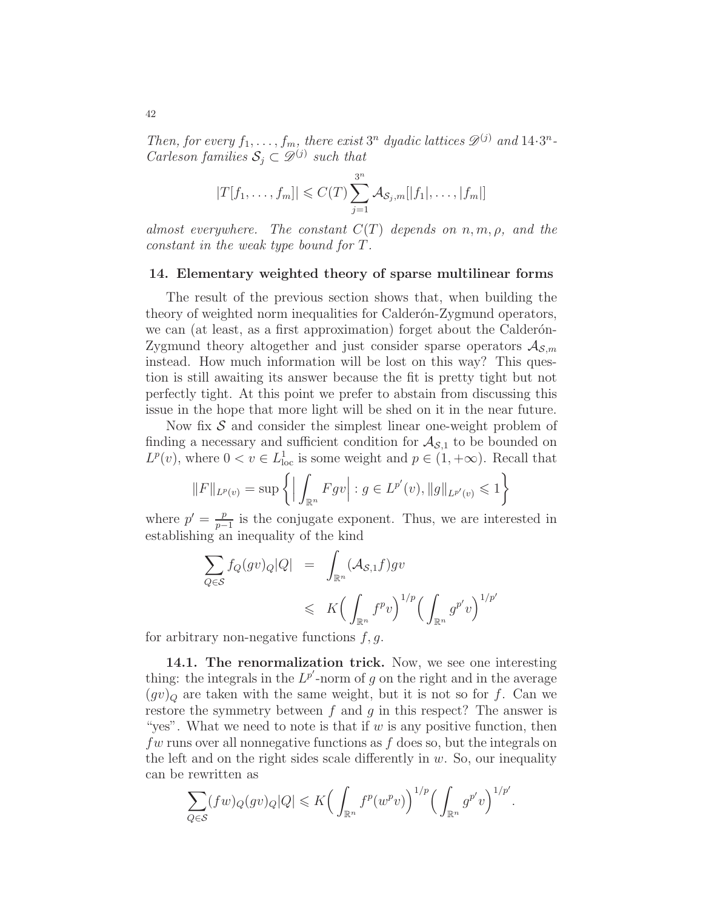*Then, for every $f_1, \dots, f_m$, there exist $3^n$ dyadic lattices $\mathscr{D}^{(j)}$ and $14 \cdot 3^n$-Carleson families $\mathcal{S}_j \subset \mathscr{D}^{(j)}$ such that*

$$|T[f_1, \dots, f_m]| \leqslant C(T) \sum_{j=1}^{3^n} \mathcal{A}_{\mathcal{S}_j, m}[|f_1|, \dots, |f_m|]$$

*almost everywhere. The constant $C(T)$ depends on $n, m, \rho$, and the constant in the weak type bound for $T$.*

## 14. Elementary weighted theory of sparse multilinear forms

The result of the previous section shows that, when building the theory of weighted norm inequalities for Calderón-Zygmund operators, we can (at least, as a first approximation) forget about the Calderón-Zygmund theory altogether and just consider sparse operators $\mathcal{A}_{\mathcal{S},m}$ instead. How much information will be lost on this way? This question is still awaiting its answer because the fit is pretty tight but not perfectly tight. At this point we prefer to abstain from discussing this issue in the hope that more light will be shed on it in the near future.

Now fix $\mathcal{S}$ and consider the simplest linear one-weight problem of finding a necessary and sufficient condition for $\mathcal{A}_{\mathcal{S},1}$ to be bounded on $L^p(v)$, where $0 < v \in L^1_{\mathrm{loc}}$ is some weight and $p \in (1, +\infty)$. Recall that

$$\|F\|_{L^p(v)} = \sup \left\{ \Big| \int_{\mathbb{R}^n} F g v \Big| : g \in L^{p'}(v), \|g\|_{L^{p'}(v)} \leqslant 1 \right\}$$

where $p' = \frac{p}{p-1}$ is the conjugate exponent. Thus, we are interested in establishing an inequality of the kind

$$\begin{aligned} \sum_{Q \in \mathcal{S}} f_Q (gv)_Q |Q| &= \int_{\mathbb{R}^n} (\mathcal{A}_{\mathcal{S},1} f) g v \\ &\leqslant K \Big( \int_{\mathbb{R}^n} f^p v \Big)^{1/p} \Big( \int_{\mathbb{R}^n} g^{p'} v \Big)^{1/p'} \end{aligned}$$

for arbitrary non-negative functions $f, g$.

**14.1. The renormalization trick.** Now, we see one interesting thing: the integrals in the $L^{p'}$-norm of $g$ on the right and in the average $(gv)_Q$ are taken with the same weight, but it is not so for $f$. Can we restore the symmetry between $f$ and $g$ in this respect? The answer is "yes". What we need to note is that if $w$ is any positive function, then $fw$ runs over all nonnegative functions as $f$ does so, but the integrals on the left and on the right sides scale differently in $w$. So, our inequality can be rewritten as

$$\sum_{Q \in \mathcal{S}} (fw)_Q (gv)_Q |Q| \leqslant K \Big( \int_{\mathbb{R}^n} f^p (w^p v) \Big)^{1/p} \Big( \int_{\mathbb{R}^n} g^{p'} v \Big)^{1/p'}.$$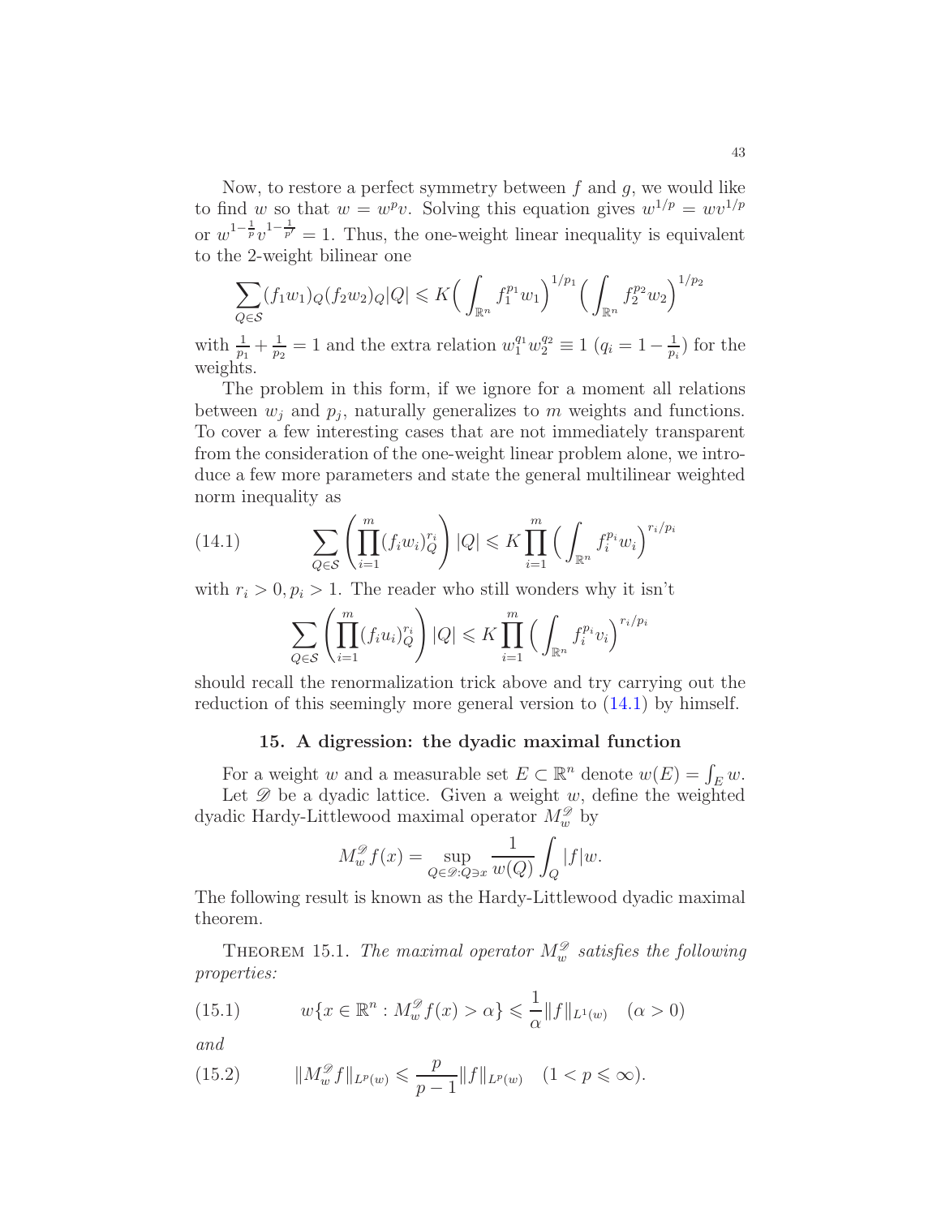Now, to restore a perfect symmetry between $f$ and $g$, we would like to find $w$ so that $w = w^p v$. Solving this equation gives $w^{1/p} = wv^{1/p}$ or $w^{1-\frac{1}{p}}v^{1-\frac{1}{p'}} = 1$. Thus, the one-weight linear inequality is equivalent to the 2-weight bilinear one

$$\sum_{Q\in\mathcal{S}}(f_1w_1)_Q(f_2w_2)_Q|Q| \leqslant K\Big(\int_{\mathbb{R}^n} f_1^{p_1}w_1\Big)^{1/p_1}\Big(\int_{\mathbb{R}^n} f_2^{p_2}w_2\Big)^{1/p_2}$$

with $\frac{1}{p_1}+\frac{1}{p_2}=1$ and the extra relation $w_1^{q_1}w_2^{q_2}\equiv 1$ ($q_i = 1-\frac{1}{p_i}$) for the weights.

The problem in this form, if we ignore for a moment all relations between $w_j$ and $p_j$, naturally generalizes to $m$ weights and functions. To cover a few interesting cases that are not immediately transparent from the consideration of the one-weight linear problem alone, we introduce a few more parameters and state the general multilinear weighted norm inequality as

$$\sum_{Q\in\mathcal{S}}\left(\prod_{i=1}^m (f_iw_i)_Q^{r_i}\right)|Q| \leqslant K\prod_{i=1}^m\Big(\int_{\mathbb{R}^n} f_i^{p_i}w_i\Big)^{r_i/p_i} \tag{14.1}$$

with $r_i > 0, p_i > 1$. The reader who still wonders why it isn't

$$\sum_{Q\in\mathcal{S}}\left(\prod_{i=1}^m (f_iu_i)_Q^{r_i}\right)|Q| \leqslant K\prod_{i=1}^m\Big(\int_{\mathbb{R}^n} f_i^{p_i}v_i\Big)^{r_i/p_i}$$

should recall the renormalization trick above and try carrying out the reduction of this seemingly more general version to (14.1) by himself.

## 15. A digression: the dyadic maximal function

For a weight $w$ and a measurable set $E\subset\mathbb{R}^n$ denote $w(E)=\int_E w$.

Let $\mathscr{D}$ be a dyadic lattice. Given a weight $w$, define the weighted dyadic Hardy-Littlewood maximal operator $M_w^{\mathscr{D}}$ by

$$M_w^{\mathscr{D}}f(x) = \sup_{Q\in\mathscr{D}:Q\ni x}\frac{1}{w(Q)}\int_Q |f|w.$$

The following result is known as the Hardy-Littlewood dyadic maximal theorem.

THEOREM 15.1. *The maximal operator $M_w^{\mathscr{D}}$ satisfies the following properties:*

$$w\{x\in\mathbb{R}^n : M_w^{\mathscr{D}}f(x) > \alpha\} \leqslant \frac{1}{\alpha}\|f\|_{L^1(w)} \quad (\alpha > 0) \tag{15.1}$$

*and*

$$\|M_w^{\mathscr{D}}f\|_{L^p(w)} \leqslant \frac{p}{p-1}\|f\|_{L^p(w)} \quad (1 < p \leqslant \infty). \tag{15.2}$$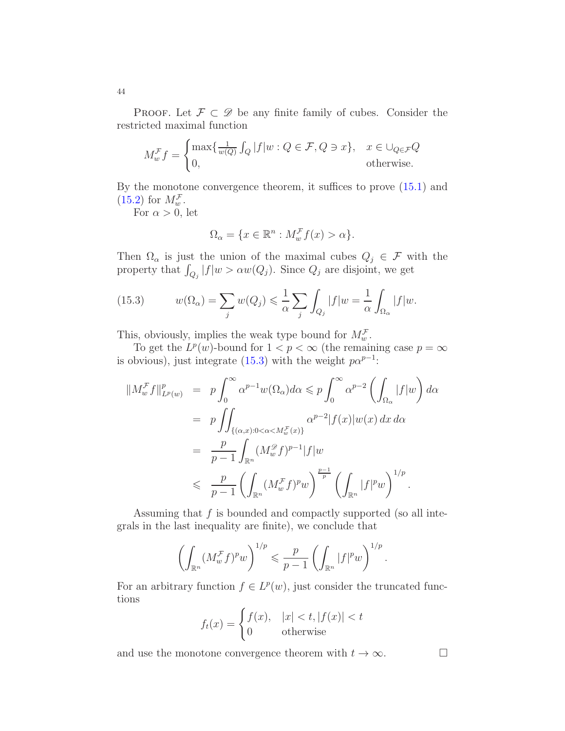PROOF. Let $\mathcal{F} \subset \mathscr{D}$ be any finite family of cubes. Consider the restricted maximal function

$$M_w^{\mathcal{F}} f = \begin{cases} \max\{\frac{1}{w(Q)} \int_Q |f| w : Q \in \mathcal{F}, Q \ni x\}, & x \in \cup_{Q \in \mathcal{F}} Q \\ 0, & \text{otherwise.} \end{cases}$$

By the monotone convergence theorem, it suffices to prove (15.1) and (15.2) for $M_w^{\mathcal{F}}$.

For $\alpha > 0$, let

$$\Omega_\alpha = \{x \in \mathbb{R}^n : M_w^{\mathcal{F}} f(x) > \alpha\}.$$

Then $\Omega_\alpha$ is just the union of the maximal cubes $Q_j \in \mathcal{F}$ with the property that $\int_{Q_j} |f| w > \alpha w(Q_j)$. Since $Q_j$ are disjoint, we get

$$w(\Omega_\alpha) = \sum_j w(Q_j) \leqslant \frac{1}{\alpha} \sum_j \int_{Q_j} |f| w = \frac{1}{\alpha} \int_{\Omega_\alpha} |f| w. \tag{15.3}$$

This, obviously, implies the weak type bound for $M_w^{\mathcal{F}}$.

To get the $L^p(w)$-bound for $1 < p < \infty$ (the remaining case $p = \infty$ is obvious), just integrate (15.3) with the weight $p\alpha^{p-1}$:

$$\begin{aligned}
\|M_w^{\mathcal{F}} f\|_{L^p(w)}^p &= p \int_0^\infty \alpha^{p-1} w(\Omega_\alpha) d\alpha \leqslant p \int_0^\infty \alpha^{p-2} \left( \int_{\Omega_\alpha} |f| w \right) d\alpha \\
&= p \iint_{\{(\alpha, x): 0 < \alpha < M_w^{\mathcal{F}}(x)\}} \alpha^{p-2} |f(x)| w(x) \, dx \, d\alpha \\
&= \frac{p}{p-1} \int_{\mathbb{R}^n} (M_w^{\mathscr{D}} f)^{p-1} |f| w \\
&\leqslant \frac{p}{p-1} \left( \int_{\mathbb{R}^n} (M_w^{\mathcal{F}} f)^p w \right)^{\frac{p-1}{p}} \left( \int_{\mathbb{R}^n} |f|^p w \right)^{1/p}.
\end{aligned}$$

Assuming that $f$ is bounded and compactly supported (so all integrals in the last inequality are finite), we conclude that

$$\left( \int_{\mathbb{R}^n} (M_w^{\mathcal{F}} f)^p w \right)^{1/p} \leqslant \frac{p}{p-1} \left( \int_{\mathbb{R}^n} |f|^p w \right)^{1/p}.$$

For an arbitrary function $f \in L^p(w)$, just consider the truncated functions

$$f_t(x) = \begin{cases} f(x), & |x| < t, |f(x)| < t \\ 0 & \text{otherwise} \end{cases}$$

and use the monotone convergence theorem with $t \to \infty$. $\square$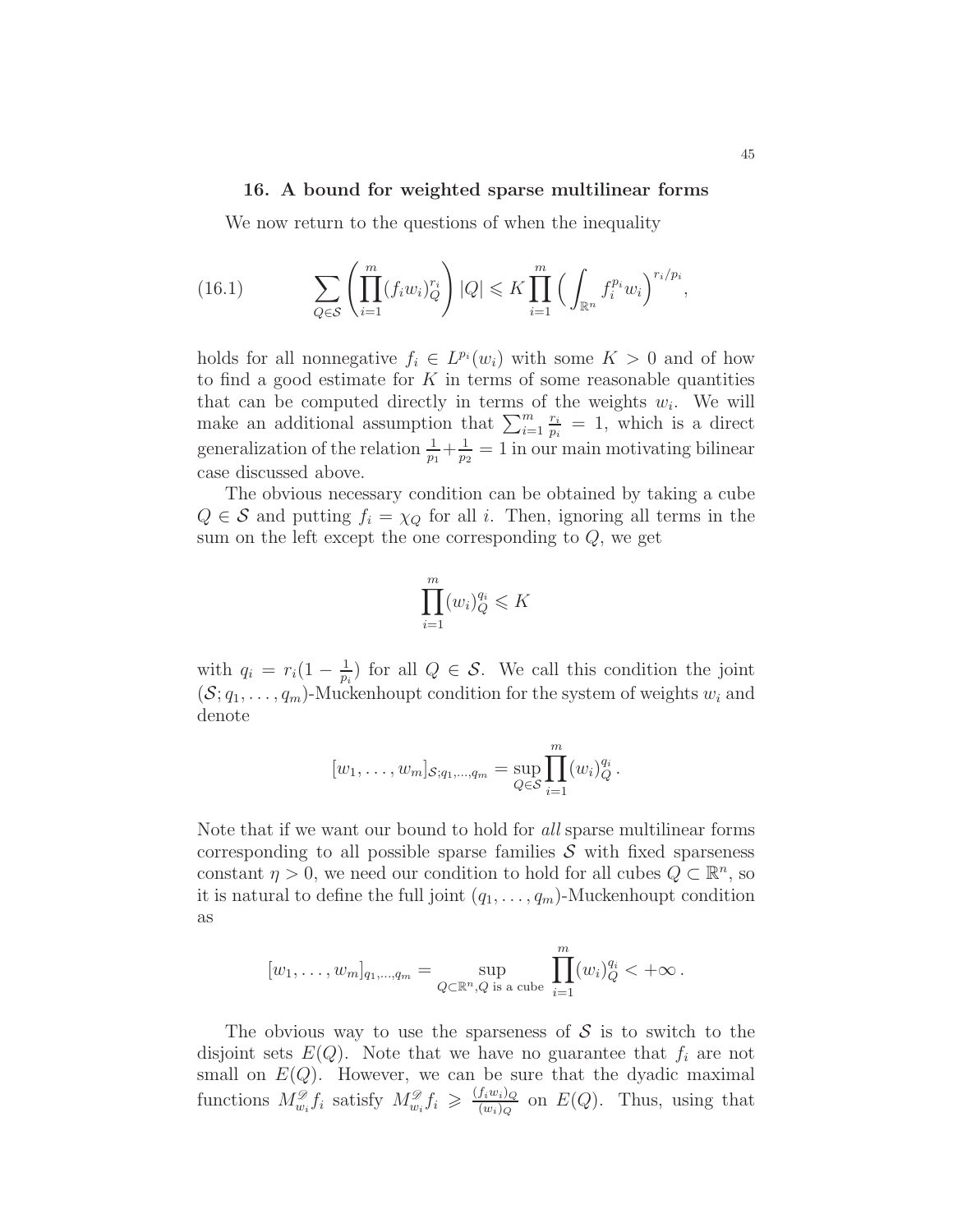## 16. A bound for weighted sparse multilinear forms

We now return to the questions of when the inequality

$$\sum_{Q\in\mathcal{S}}\left(\prod_{i=1}^{m}(f_i w_i)_Q^{r_i}\right)|Q| \leqslant K\prod_{i=1}^{m}\Big(\int_{\mathbb{R}^n} f_i^{p_i} w_i\Big)^{r_i/p_i}, \tag{16.1}$$

holds for all nonnegative $f_i \in L^{p_i}(w_i)$ with some $K > 0$ and of how to find a good estimate for $K$ in terms of some reasonable quantities that can be computed directly in terms of the weights $w_i$. We will make an additional assumption that $\sum_{i=1}^{m}\frac{r_i}{p_i} = 1$, which is a direct generalization of the relation $\frac{1}{p_1}+\frac{1}{p_2} = 1$ in our main motivating bilinear case discussed above.

The obvious necessary condition can be obtained by taking a cube $Q \in \mathcal{S}$ and putting $f_i = \chi_Q$ for all $i$. Then, ignoring all terms in the sum on the left except the one corresponding to $Q$, we get

$$\prod_{i=1}^{m}(w_i)_Q^{q_i} \leqslant K$$

with $q_i = r_i(1-\frac{1}{p_i})$ for all $Q \in \mathcal{S}$. We call this condition the joint $(\mathcal{S}; q_1, \ldots, q_m)$-Muckenhoupt condition for the system of weights $w_i$ and denote

$$[w_1, \ldots, w_m]_{\mathcal{S};q_1,\ldots,q_m} = \sup_{Q\in\mathcal{S}}\prod_{i=1}^{m}(w_i)_Q^{q_i}.$$

Note that if we want our bound to hold for *all* sparse multilinear forms corresponding to all possible sparse families $\mathcal{S}$ with fixed sparseness constant $\eta > 0$, we need our condition to hold for all cubes $Q \subset \mathbb{R}^n$, so it is natural to define the full joint $(q_1, \ldots, q_m)$-Muckenhoupt condition as

$$[w_1, \ldots, w_m]_{q_1,\ldots,q_m} = \sup_{Q\subset\mathbb{R}^n, Q \text{ is a cube}}\prod_{i=1}^{m}(w_i)_Q^{q_i} < +\infty.$$

The obvious way to use the sparseness of $\mathcal{S}$ is to switch to the disjoint sets $E(Q)$. Note that we have no guarantee that $f_i$ are not small on $E(Q)$. However, we can be sure that the dyadic maximal functions $M^{\mathscr{D}}_{w_i} f_i$ satisfy $M^{\mathscr{D}}_{w_i} f_i \geqslant \frac{(f_i w_i)_Q}{(w_i)_Q}$ on $E(Q)$. Thus, using that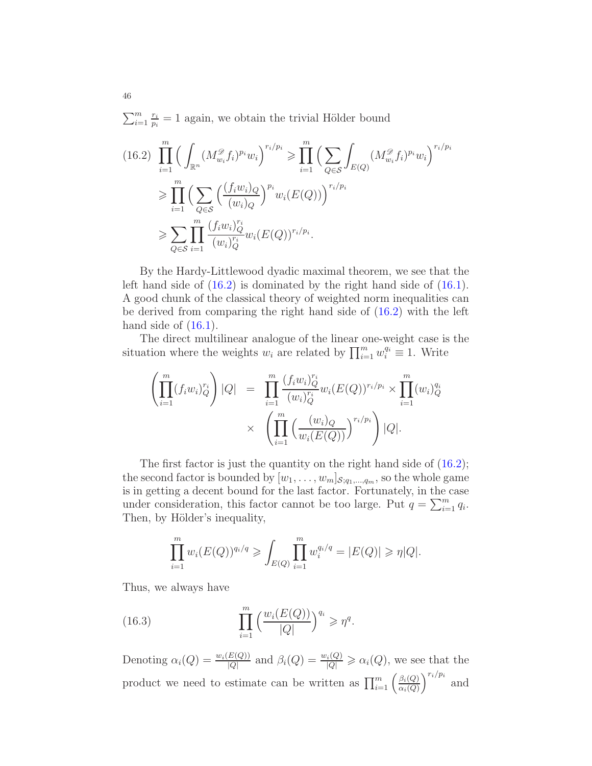$\sum_{i=1}^m \frac{r_i}{p_i} = 1$ again, we obtain the trivial Hölder bound

$$
\begin{aligned}
(16.2)\quad \prod_{i=1}^m \Big( \int_{\mathbb{R}^n} (M^{\mathscr{D}}_{w_i} f_i)^{p_i} w_i \Big)^{r_i/p_i} &\geqslant \prod_{i=1}^m \Big( \sum_{Q\in\mathcal{S}} \int_{E(Q)} (M^{\mathscr{D}}_{w_i} f_i)^{p_i} w_i \Big)^{r_i/p_i} \\
&\geqslant \prod_{i=1}^m \Big( \sum_{Q\in\mathcal{S}} \Big( \frac{(f_i w_i)_Q}{(w_i)_Q} \Big)^{p_i} w_i(E(Q)) \Big)^{r_i/p_i} \\
&\geqslant \sum_{Q\in\mathcal{S}} \prod_{i=1}^m \frac{(f_i w_i)_Q^{r_i}}{(w_i)_Q^{r_i}} w_i(E(Q))^{r_i/p_i}.
\end{aligned}
$$

By the Hardy-Littlewood dyadic maximal theorem, we see that the left hand side of (16.2) is dominated by the right hand side of (16.1). A good chunk of the classical theory of weighted norm inequalities can be derived from comparing the right hand side of (16.2) with the left hand side of (16.1).

The direct multilinear analogue of the linear one-weight case is the situation where the weights $w_i$ are related by $\prod_{i=1}^m w_i^{q_i} \equiv 1$. Write

$$
\begin{aligned}
\left( \prod_{i=1}^m (f_i w_i)_Q^{r_i} \right) |Q| &= \prod_{i=1}^m \frac{(f_i w_i)_Q^{r_i}}{(w_i)_Q^{r_i}} w_i(E(Q))^{r_i/p_i} \times \prod_{i=1}^m (w_i)_Q^{q_i} \\
&\quad \times \left( \prod_{i=1}^m \Big( \frac{(w_i)_Q}{w_i(E(Q))} \Big)^{r_i/p_i} \right) |Q|.
\end{aligned}
$$

The first factor is just the quantity on the right hand side of (16.2); the second factor is bounded by $[w_1, \dots, w_m]_{\mathcal{S}; q_1,\dots,q_m}$, so the whole game is in getting a decent bound for the last factor. Fortunately, in the case under consideration, this factor cannot be too large. Put $q = \sum_{i=1}^m q_i$. Then, by Hölder's inequality,

$$
\prod_{i=1}^m w_i(E(Q))^{q_i/q} \geqslant \int_{E(Q)} \prod_{i=1}^m w_i^{q_i/q} = |E(Q)| \geqslant \eta |Q|.
$$

Thus, we always have

$$
(16.3)\qquad \prod_{i=1}^m \Big( \frac{w_i(E(Q))}{|Q|} \Big)^{q_i} \geqslant \eta^q.
$$

Denoting $\alpha_i(Q) = \frac{w_i(E(Q))}{|Q|}$ and $\beta_i(Q) = \frac{w_i(Q)}{|Q|} \geqslant \alpha_i(Q)$, we see that the product we need to estimate can be written as $\prod_{i=1}^m \left( \frac{\beta_i(Q)}{\alpha_i(Q)} \right)^{r_i/p_i}$ and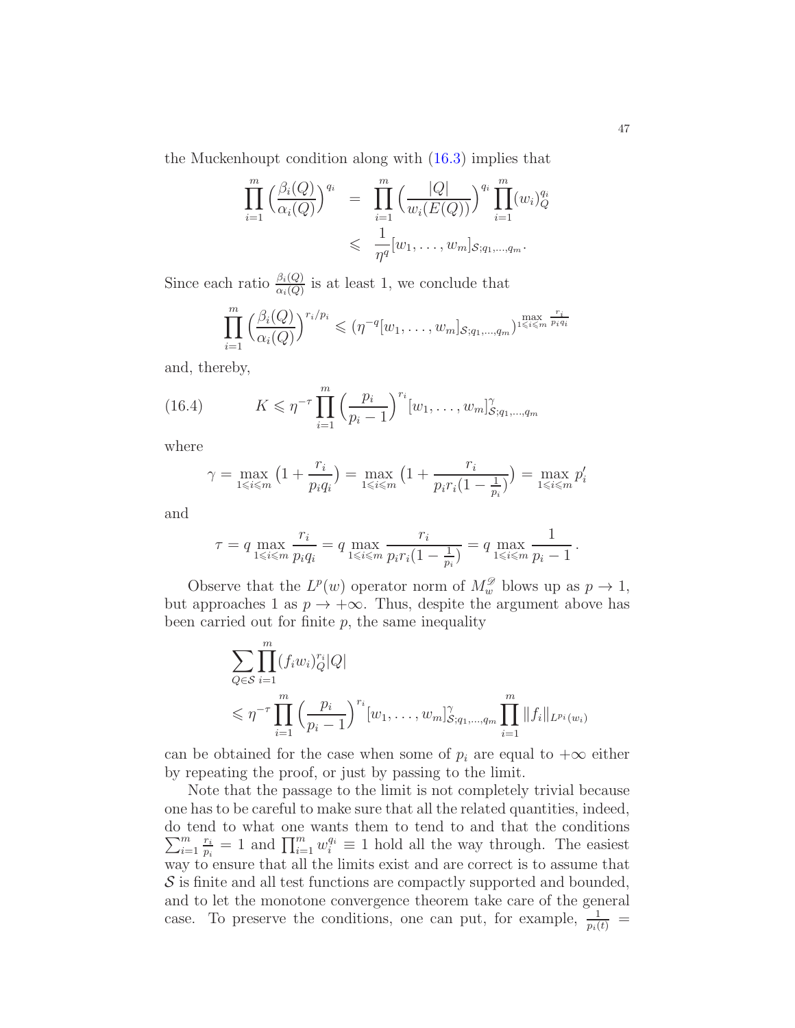the Muckenhoupt condition along with (16.3) implies that

$$
\begin{aligned}
\prod_{i=1}^m \Big(\frac{\beta_i(Q)}{\alpha_i(Q)}\Big)^{q_i} &= \prod_{i=1}^m \Big(\frac{|Q|}{w_i(E(Q))}\Big)^{q_i} \prod_{i=1}^m (w_i)_Q^{q_i} \\
&\leqslant \frac{1}{\eta^q}[w_1,\dots,w_m]_{\mathcal{S};q_1,\dots,q_m}.
\end{aligned}
$$

Since each ratio $\frac{\beta_i(Q)}{\alpha_i(Q)}$ is at least 1, we conclude that

$$
\prod_{i=1}^m \Big(\frac{\beta_i(Q)}{\alpha_i(Q)}\Big)^{r_i/p_i} \leqslant (\eta^{-q}[w_1,\dots,w_m]_{\mathcal{S};q_1,\dots,q_m})^{\max_{1\leqslant i\leqslant m}\frac{r_i}{p_i q_i}}
$$

and, thereby,

$$
K \leqslant \eta^{-\tau} \prod_{i=1}^m \Big(\frac{p_i}{p_i-1}\Big)^{r_i} [w_1,\dots,w_m]^{\gamma}_{\mathcal{S};q_1,\dots,q_m} \tag{16.4}
$$

where

$$
\gamma = \max_{1\leqslant i\leqslant m}\big(1+\frac{r_i}{p_i q_i}\big) = \max_{1\leqslant i\leqslant m}\big(1+\frac{r_i}{p_i r_i(1-\frac{1}{p_i})}\big) = \max_{1\leqslant i\leqslant m} p_i'
$$

and

$$
\tau = q\max_{1\leqslant i\leqslant m}\frac{r_i}{p_i q_i} = q\max_{1\leqslant i\leqslant m}\frac{r_i}{p_i r_i(1-\frac{1}{p_i})} = q\max_{1\leqslant i\leqslant m}\frac{1}{p_i-1}\,.
$$

Observe that the $L^p(w)$ operator norm of $M_w^{\mathscr{D}}$ blows up as $p\to 1$, but approaches 1 as $p\to+\infty$. Thus, despite the argument above has been carried out for finite $p$, the same inequality

$$
\begin{aligned}
&\sum_{Q\in\mathcal{S}}\prod_{i=1}^m (f_i w_i)_Q^{r_i}|Q| \\
&\leqslant \eta^{-\tau}\prod_{i=1}^m \Big(\frac{p_i}{p_i-1}\Big)^{r_i}[w_1,\dots,w_m]^{\gamma}_{\mathcal{S};q_1,\dots,q_m}\prod_{i=1}^m \|f_i\|_{L^{p_i}(w_i)}
\end{aligned}
$$

can be obtained for the case when some of $p_i$ are equal to $+\infty$ either by repeating the proof, or just by passing to the limit.

Note that the passage to the limit is not completely trivial because one has to be careful to make sure that all the related quantities, indeed, do tend to what one wants them to tend to and that the conditions $\sum_{i=1}^m \frac{r_i}{p_i}=1$ and $\prod_{i=1}^m w_i^{q_i}\equiv 1$ hold all the way through. The easiest way to ensure that all the limits exist and are correct is to assume that $\mathcal{S}$ is finite and all test functions are compactly supported and bounded, and to let the monotone convergence theorem take care of the general case. To preserve the conditions, one can put, for example, $\frac{1}{p_i(t)}=$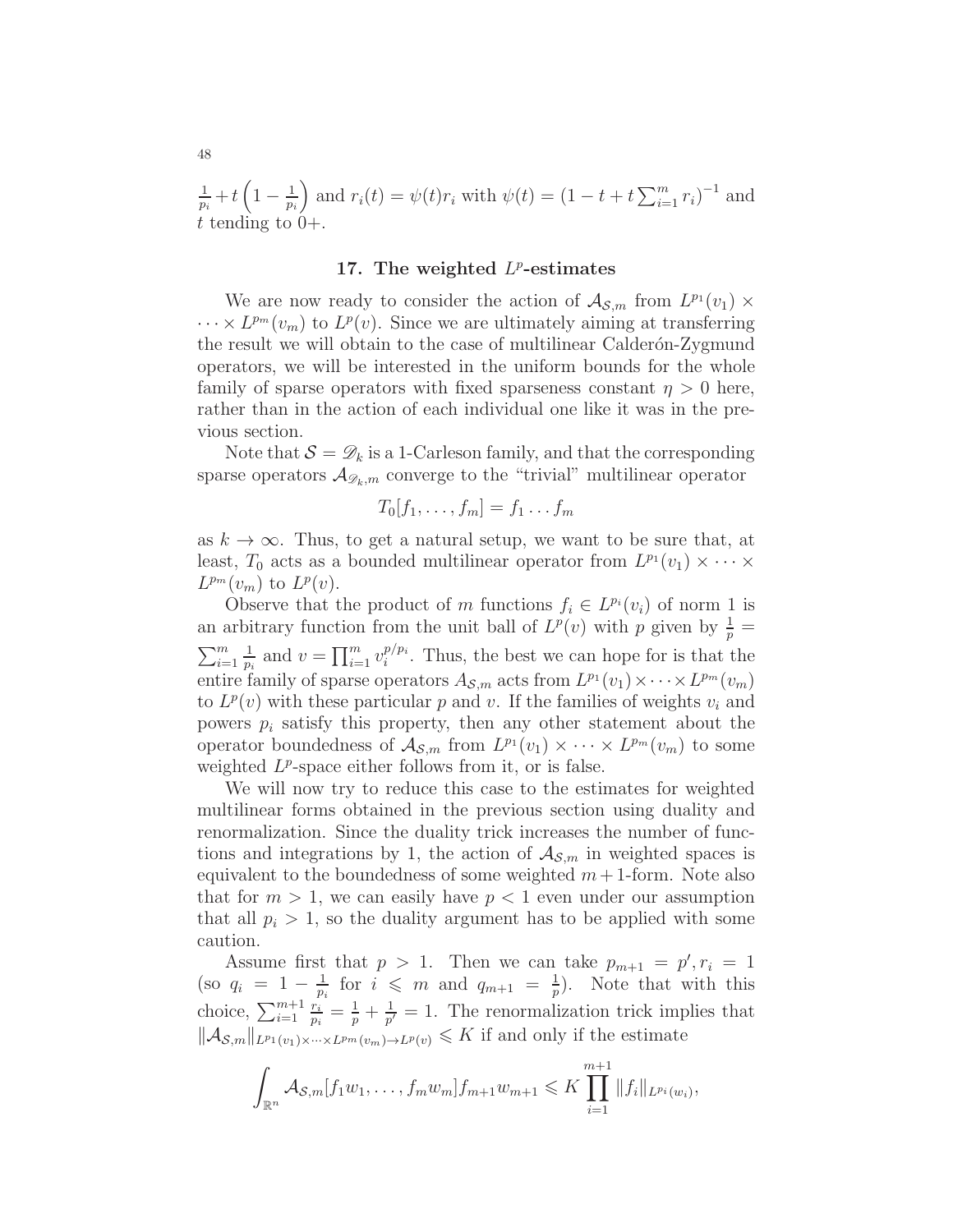$\frac{1}{p_i} + t\left(1 - \frac{1}{p_i}\right)$ and $r_i(t) = \psi(t) r_i$ with $\psi(t) = \left(1 - t + t\sum_{i=1}^m r_i\right)^{-1}$ and $t$ tending to $0+$.

## 17. The weighted $L^p$-estimates

We are now ready to consider the action of $\mathcal{A}_{\mathcal{S},m}$ from $L^{p_1}(v_1) \times \cdots \times L^{p_m}(v_m)$ to $L^p(v)$. Since we are ultimately aiming at transferring the result we will obtain to the case of multilinear Calderón-Zygmund operators, we will be interested in the uniform bounds for the whole family of sparse operators with fixed sparseness constant $\eta > 0$ here, rather than in the action of each individual one like it was in the previous section.

Note that $\mathcal{S} = \mathscr{D}_k$ is a 1-Carleson family, and that the corresponding sparse operators $\mathcal{A}_{\mathscr{D}_k,m}$ converge to the "trivial" multilinear operator

$$T_0[f_1, \dots, f_m] = f_1 \dots f_m$$

as $k \to \infty$. Thus, to get a natural setup, we want to be sure that, at least, $T_0$ acts as a bounded multilinear operator from $L^{p_1}(v_1) \times \cdots \times L^{p_m}(v_m)$ to $L^p(v)$.

Observe that the product of $m$ functions $f_i \in L^{p_i}(v_i)$ of norm 1 is an arbitrary function from the unit ball of $L^p(v)$ with $p$ given by $\frac{1}{p} = \sum_{i=1}^m \frac{1}{p_i}$ and $v = \prod_{i=1}^m v_i^{p/p_i}$. Thus, the best we can hope for is that the entire family of sparse operators $A_{\mathcal{S},m}$ acts from $L^{p_1}(v_1) \times \cdots \times L^{p_m}(v_m)$ to $L^p(v)$ with these particular $p$ and $v$. If the families of weights $v_i$ and powers $p_i$ satisfy this property, then any other statement about the operator boundedness of $\mathcal{A}_{\mathcal{S},m}$ from $L^{p_1}(v_1) \times \cdots \times L^{p_m}(v_m)$ to some weighted $L^p$-space either follows from it, or is false.

We will now try to reduce this case to the estimates for weighted multilinear forms obtained in the previous section using duality and renormalization. Since the duality trick increases the number of functions and integrations by 1, the action of $\mathcal{A}_{\mathcal{S},m}$ in weighted spaces is equivalent to the boundedness of some weighted $m+1$-form. Note also that for $m > 1$, we can easily have $p < 1$ even under our assumption that all $p_i > 1$, so the duality argument has to be applied with some caution.

Assume first that $p > 1$. Then we can take $p_{m+1} = p', r_i = 1$ (so $q_i = 1 - \frac{1}{p_i}$ for $i \leqslant m$ and $q_{m+1} = \frac{1}{p}$). Note that with this choice, $\sum_{i=1}^{m+1} \frac{r_i}{p_i} = \frac{1}{p} + \frac{1}{p'} = 1$. The renormalization trick implies that $\|\mathcal{A}_{\mathcal{S},m}\|_{L^{p_1}(v_1) \times \cdots \times L^{p_m}(v_m) \to L^p(v)} \leqslant K$ if and only if the estimate

$$\int_{\mathbb{R}^n} \mathcal{A}_{\mathcal{S},m}[f_1 w_1, \dots, f_m w_m] f_{m+1} w_{m+1} \leqslant K \prod_{i=1}^{m+1} \|f_i\|_{L^{p_i}(w_i)},$$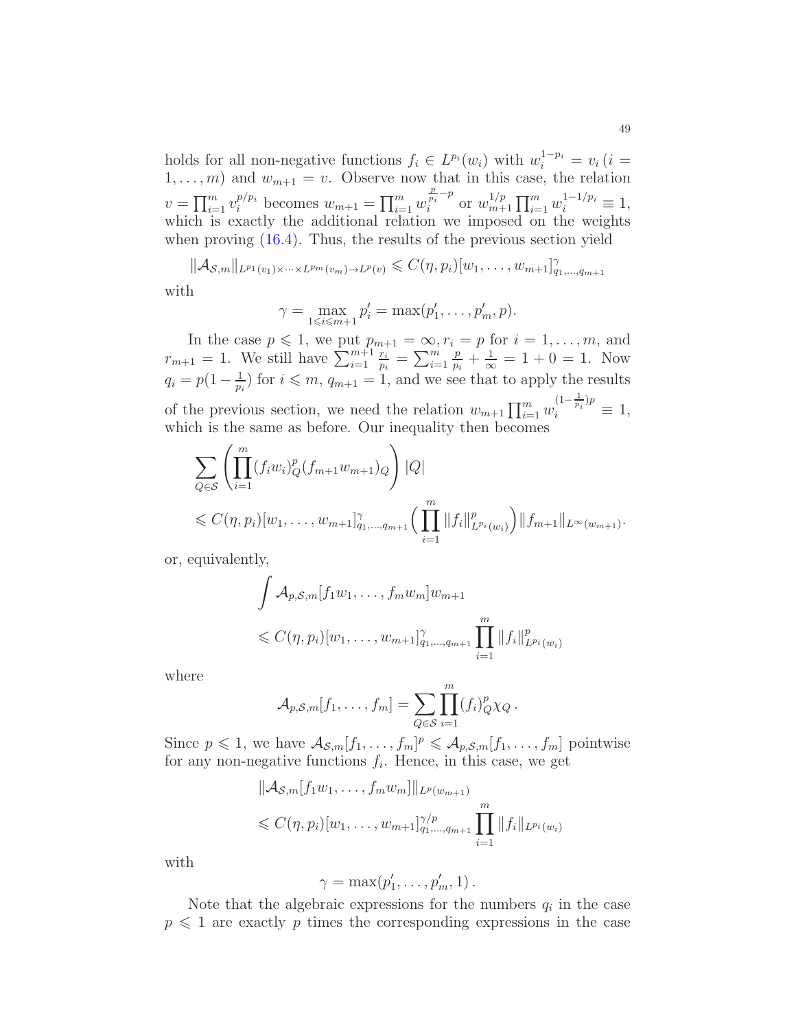holds for all non-negative functions $f_i \in L^{p_i}(w_i)$ with $w_i^{1-p_i} = v_i$ $(i = 1, \dots, m)$ and $w_{m+1} = v$. Observe now that in this case, the relation $v = \prod_{i=1}^m v_i^{p/p_i}$ becomes $w_{m+1} = \prod_{i=1}^m w_i^{\frac{p}{p_i} - p}$ or $w_{m+1}^{1/p} \prod_{i=1}^m w_i^{1-1/p_i} \equiv 1$, which is exactly the additional relation we imposed on the weights when proving (16.4). Thus, the results of the previous section yield

$$\|\mathcal{A}_{\mathcal{S},m}\|_{L^{p_1}(v_1)\times\cdots\times L^{p_m}(v_m)\to L^p(v)} \leqslant C(\eta, p_i)[w_1, \dots, w_{m+1}]^{\gamma}_{q_1,\dots,q_{m+1}}$$

with

$$\gamma = \max_{1\leqslant i\leqslant m+1} p_i' = \max(p_1', \dots, p_m', p).$$

In the case $p \leqslant 1$, we put $p_{m+1} = \infty, r_i = p$ for $i = 1, \dots, m$, and $r_{m+1} = 1$. We still have $\sum_{i=1}^{m+1} \frac{r_i}{p_i} = \sum_{i=1}^m \frac{p}{p_i} + \frac{1}{\infty} = 1 + 0 = 1$. Now $q_i = p(1 - \frac{1}{p_i})$ for $i \leqslant m$, $q_{m+1} = 1$, and we see that to apply the results of the previous section, we need the relation $w_{m+1} \prod_{i=1}^m w_i^{(1-\frac{1}{p_i})p} \equiv 1$, which is the same as before. Our inequality then becomes

$$\sum_{Q\in\mathcal{S}} \left( \prod_{i=1}^m (f_i w_i)_Q^p (f_{m+1} w_{m+1})_Q \right) |Q|$$
$$\leqslant C(\eta, p_i)[w_1, \dots, w_{m+1}]^{\gamma}_{q_1,\dots,q_{m+1}} \Big( \prod_{i=1}^m \|f_i\|^p_{L^{p_i}(w_i)} \Big) \|f_{m+1}\|_{L^\infty(w_{m+1})}.$$

or, equivalently,

$$\int \mathcal{A}_{p,\mathcal{S},m}[f_1 w_1, \dots, f_m w_m] w_{m+1}$$
$$\leqslant C(\eta, p_i)[w_1, \dots, w_{m+1}]^{\gamma}_{q_1,\dots,q_{m+1}} \prod_{i=1}^m \|f_i\|^p_{L^{p_i}(w_i)}$$

where

$$\mathcal{A}_{p,\mathcal{S},m}[f_1, \dots, f_m] = \sum_{Q\in\mathcal{S}} \prod_{i=1}^m (f_i)_Q^p \chi_Q\,.$$

Since $p \leqslant 1$, we have $\mathcal{A}_{\mathcal{S},m}[f_1, \dots, f_m]^p \leqslant \mathcal{A}_{p,\mathcal{S},m}[f_1, \dots, f_m]$ pointwise for any non-negative functions $f_i$. Hence, in this case, we get

$$\|\mathcal{A}_{\mathcal{S},m}[f_1 w_1, \dots, f_m w_m]\|_{L^p(w_{m+1})}$$
$$\leqslant C(\eta, p_i)[w_1, \dots, w_{m+1}]^{\gamma/p}_{q_1,\dots,q_{m+1}} \prod_{i=1}^m \|f_i\|_{L^{p_i}(w_i)}$$

with

$$\gamma = \max(p_1', \dots, p_m', 1)\,.$$

Note that the algebraic expressions for the numbers $q_i$ in the case $p \leqslant 1$ are exactly $p$ times the corresponding expressions in the case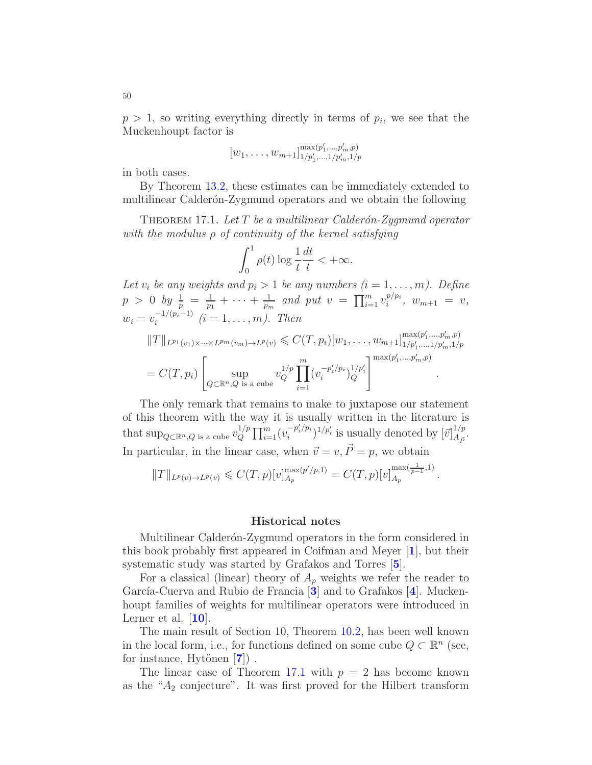$p > 1$, so writing everything directly in terms of $p_i$, we see that the Muckenhoupt factor is

$$[w_1, \dots, w_{m+1}]_{1/p_1', \dots, 1/p_m', 1/p}^{\max(p_1', \dots, p_m', p)}$$

in both cases.

By Theorem 13.2, these estimates can be immediately extended to multilinear Calderón-Zygmund operators and we obtain the following

Theorem 17.1. *Let $T$ be a multilinear Calderón-Zygmund operator with the modulus $\rho$ of continuity of the kernel satisfying*

$$\int_0^1 \rho(t) \log \frac{1}{t} \frac{dt}{t} < +\infty.$$

*Let $v_i$ be any weights and $p_i > 1$ be any numbers ($i = 1, \dots, m$). Define $p > 0$ by $\frac{1}{p} = \frac{1}{p_1} + \dots + \frac{1}{p_m}$ and put $v = \prod_{i=1}^m v_i^{p/p_i}$, $w_{m+1} = v$, $w_i = v_i^{-1/(p_i-1)}$ ($i = 1, \dots, m$). Then*

$$\|T\|_{L^{p_1}(v_1) \times \dots \times L^{p_m}(v_m) \to L^p(v)} \leqslant C(T, p_i) [w_1, \dots, w_{m+1}]_{1/p_1', \dots, 1/p_m', 1/p}^{\max(p_1', \dots, p_m', p)}$$

$$= C(T, p_i) \left[ \sup_{Q \subset \mathbb{R}^n, Q \text{ is a cube}} v_Q^{1/p} \prod_{i=1}^m (v_i^{-p_i'/p_i})_Q^{1/p_i'} \right]^{\max(p_1', \dots, p_m', p)}.$$

The only remark that remains to make to juxtapose our statement of this theorem with the way it is usually written in the literature is that $\sup_{Q \subset \mathbb{R}^n, Q \text{ is a cube}} v_Q^{1/p} \prod_{i=1}^m (v_i^{-p_i'/p_i})^{1/p_i'}$ is usually denoted by $[\vec{v}]_{A_{\vec{P}}}^{1/p}$. In particular, in the linear case, when $\vec{v} = v, \vec{P} = p$, we obtain

$$\|T\|_{L^p(v) \to L^p(v)} \leqslant C(T, p) [v]_{A_p}^{\max(p'/p, 1)} = C(T, p) [v]_{A_p}^{\max(\frac{1}{p-1}, 1)}.$$

## Historical notes

Multilinear Calderón-Zygmund operators in the form considered in this book probably first appeared in Coifman and Meyer [1], but their systematic study was started by Grafakos and Torres [5].

For a classical (linear) theory of $A_p$ weights we refer the reader to García-Cuerva and Rubio de Francia [3] and to Grafakos [4]. Muckenhoupt families of weights for multilinear operators were introduced in Lerner et al. [10].

The main result of Section 10, Theorem 10.2, has been well known in the local form, i.e., for functions defined on some cube $Q \subset \mathbb{R}^n$ (see, for instance, Hytönen [7]) .

The linear case of Theorem 17.1 with $p = 2$ has become known as the "$A_2$ conjecture". It was first proved for the Hilbert transform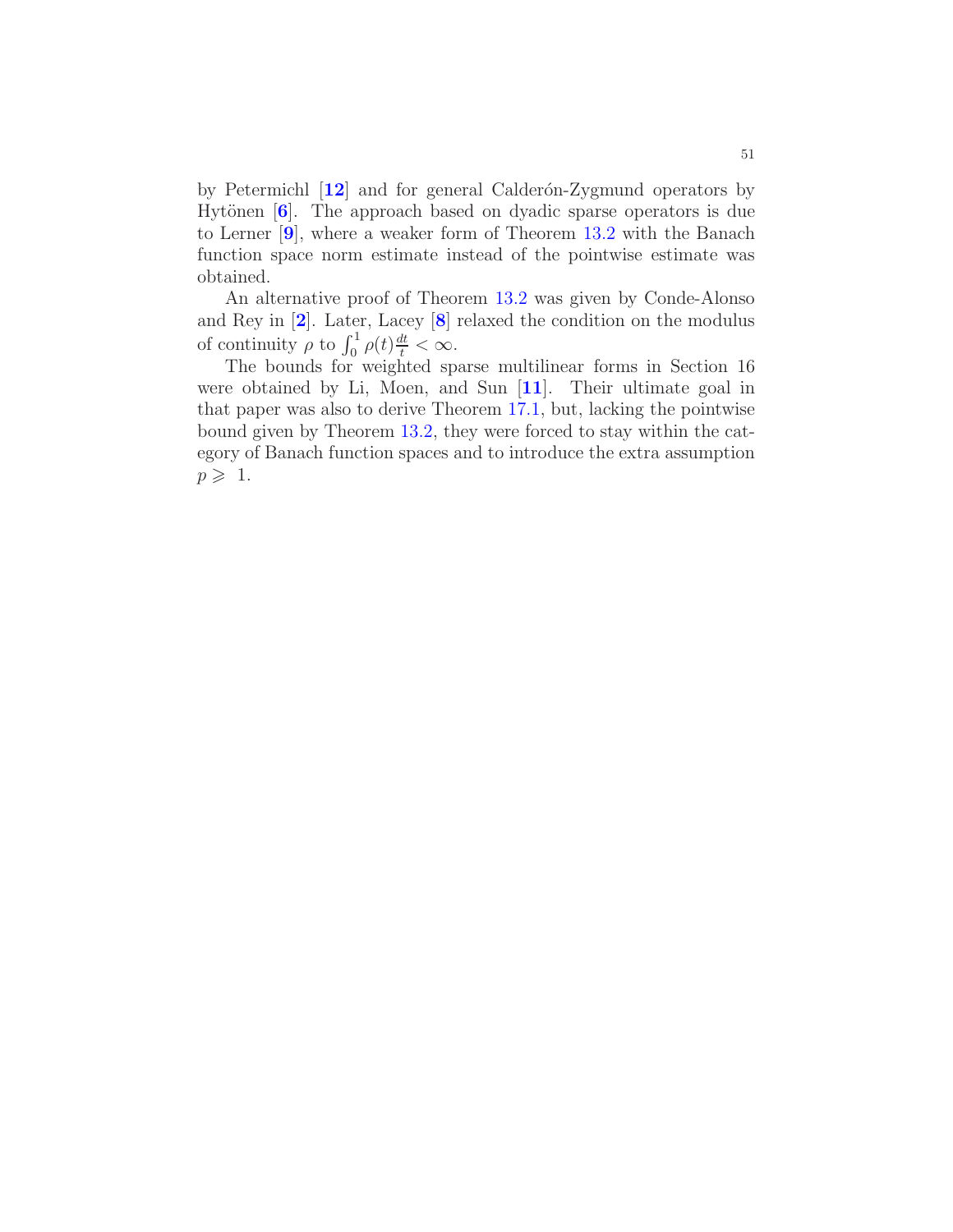by Petermichl [**12**] and for general Calderón-Zygmund operators by Hytönen [**6**]. The approach based on dyadic sparse operators is due to Lerner [**9**], where a weaker form of Theorem 13.2 with the Banach function space norm estimate instead of the pointwise estimate was obtained.

An alternative proof of Theorem 13.2 was given by Conde-Alonso and Rey in [**2**]. Later, Lacey [**8**] relaxed the condition on the modulus of continuity $\rho$ to $\int_0^1 \rho(t)\frac{dt}{t} < \infty$.

The bounds for weighted sparse multilinear forms in Section 16 were obtained by Li, Moen, and Sun [**11**]. Their ultimate goal in that paper was also to derive Theorem 17.1, but, lacking the pointwise bound given by Theorem 13.2, they were forced to stay within the category of Banach function spaces and to introduce the extra assumption $p \geqslant 1$.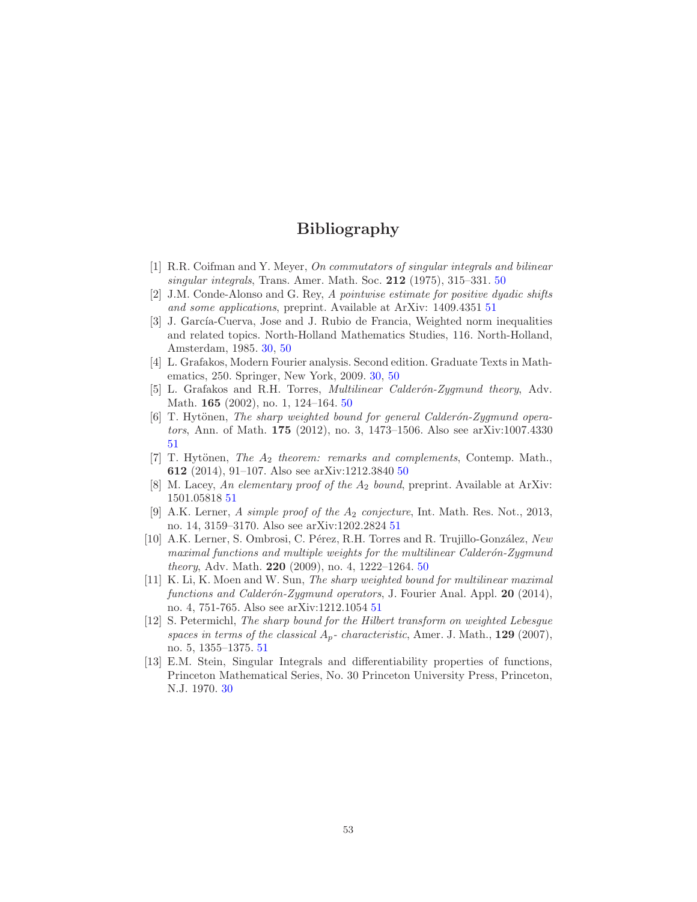# Bibliography

[1] R.R. Coifman and Y. Meyer, *On commutators of singular integrals and bilinear singular integrals*, Trans. Amer. Math. Soc. **212** (1975), 315–331. 50

[2] J.M. Conde-Alonso and G. Rey, *A pointwise estimate for positive dyadic shifts and some applications*, preprint. Available at ArXiv: 1409.4351 51

[3] J. García-Cuerva, Jose and J. Rubio de Francia, Weighted norm inequalities and related topics. North-Holland Mathematics Studies, 116. North-Holland, Amsterdam, 1985. 30, 50

[4] L. Grafakos, Modern Fourier analysis. Second edition. Graduate Texts in Mathematics, 250. Springer, New York, 2009. 30, 50

[5] L. Grafakos and R.H. Torres, *Multilinear Calderón-Zygmund theory*, Adv. Math. **165** (2002), no. 1, 124–164. 50

[6] T. Hytönen, *The sharp weighted bound for general Calderón-Zygmund operators*, Ann. of Math. **175** (2012), no. 3, 1473–1506. Also see arXiv:1007.4330 51

[7] T. Hytönen, *The $A_2$ theorem: remarks and complements*, Contemp. Math., **612** (2014), 91–107. Also see arXiv:1212.3840 50

[8] M. Lacey, *An elementary proof of the $A_2$ bound*, preprint. Available at ArXiv: 1501.05818 51

[9] A.K. Lerner, *A simple proof of the $A_2$ conjecture*, Int. Math. Res. Not., 2013, no. 14, 3159–3170. Also see arXiv:1202.2824 51

[10] A.K. Lerner, S. Ombrosi, C. Pérez, R.H. Torres and R. Trujillo-González, *New maximal functions and multiple weights for the multilinear Calderón-Zygmund theory*, Adv. Math. **220** (2009), no. 4, 1222–1264. 50

[11] K. Li, K. Moen and W. Sun, *The sharp weighted bound for multilinear maximal functions and Calderón-Zygmund operators*, J. Fourier Anal. Appl. **20** (2014), no. 4, 751-765. Also see arXiv:1212.1054 51

[12] S. Petermichl, *The sharp bound for the Hilbert transform on weighted Lebesgue spaces in terms of the classical $A_p$- characteristic*, Amer. J. Math., **129** (2007), no. 5, 1355–1375. 51

[13] E.M. Stein, Singular Integrals and differentiability properties of functions, Princeton Mathematical Series, No. 30 Princeton University Press, Princeton, N.J. 1970. 30